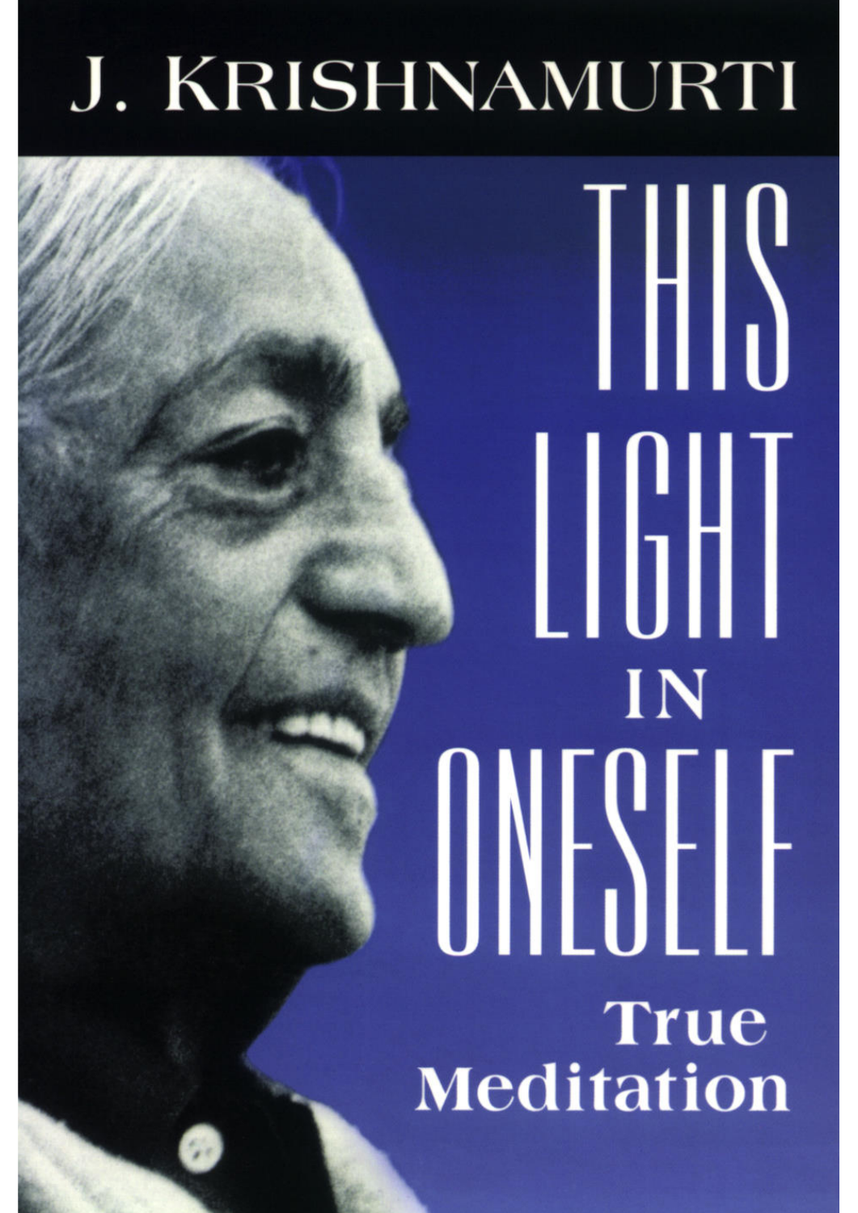J. KRISHNAMURTI

# THIS LIGHT IN ONESELF

## True Meditation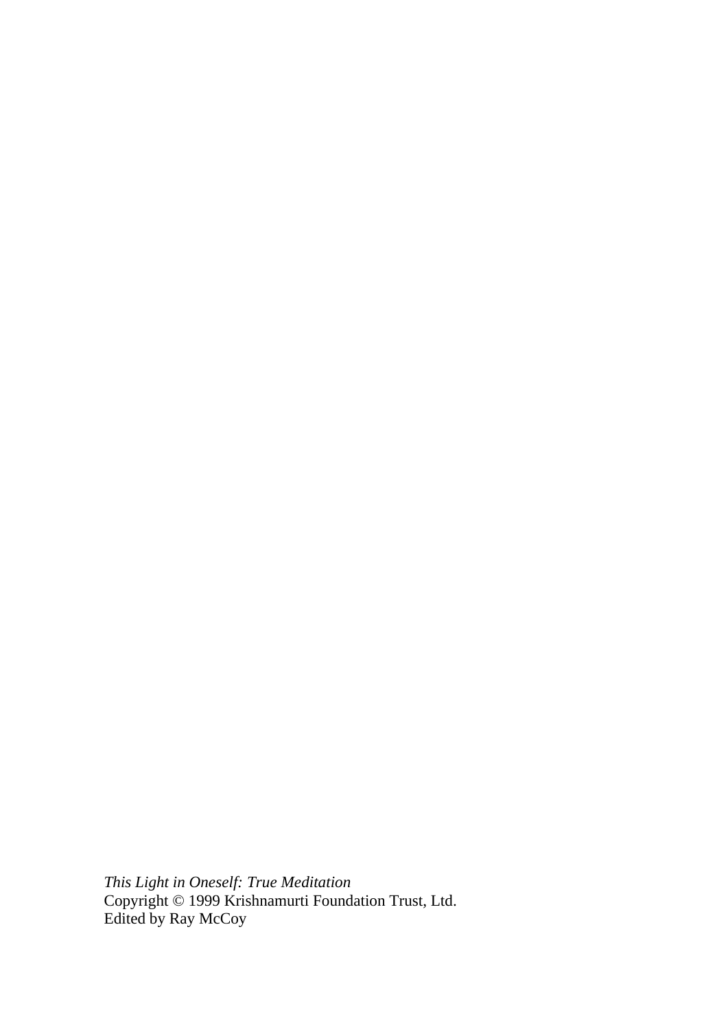*This Light in Oneself: True Meditation*
Copyright © 1999 Krishnamurti Foundation Trust, Ltd.
Edited by Ray McCoy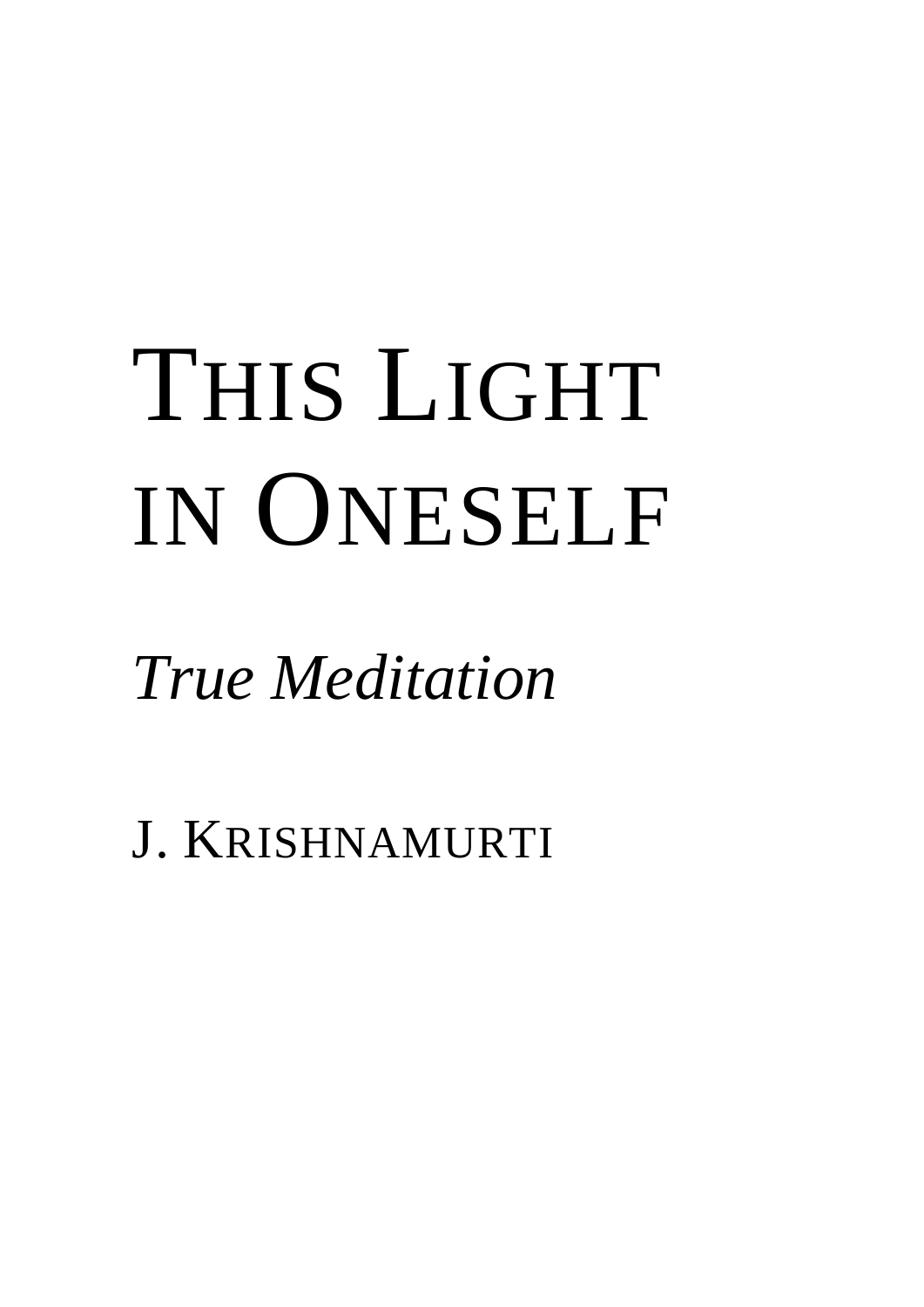# This Light in Oneself

*True Meditation*

J. Krishnamurti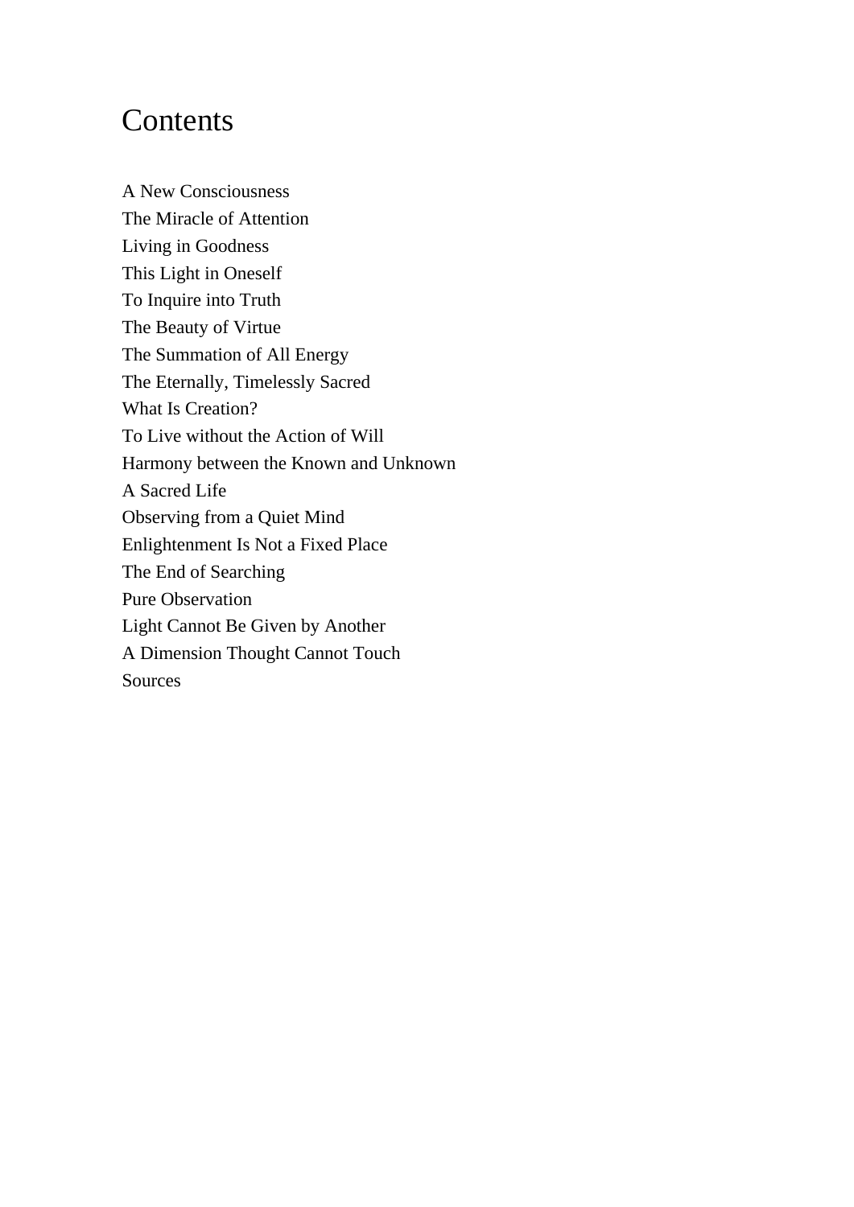# Contents

A New Consciousness
The Miracle of Attention
Living in Goodness
This Light in Oneself
To Inquire into Truth
The Beauty of Virtue
The Summation of All Energy
The Eternally, Timelessly Sacred
What Is Creation?
To Live without the Action of Will
Harmony between the Known and Unknown
A Sacred Life
Observing from a Quiet Mind
Enlightenment Is Not a Fixed Place
The End of Searching
Pure Observation
Light Cannot Be Given by Another
A Dimension Thought Cannot Touch
Sources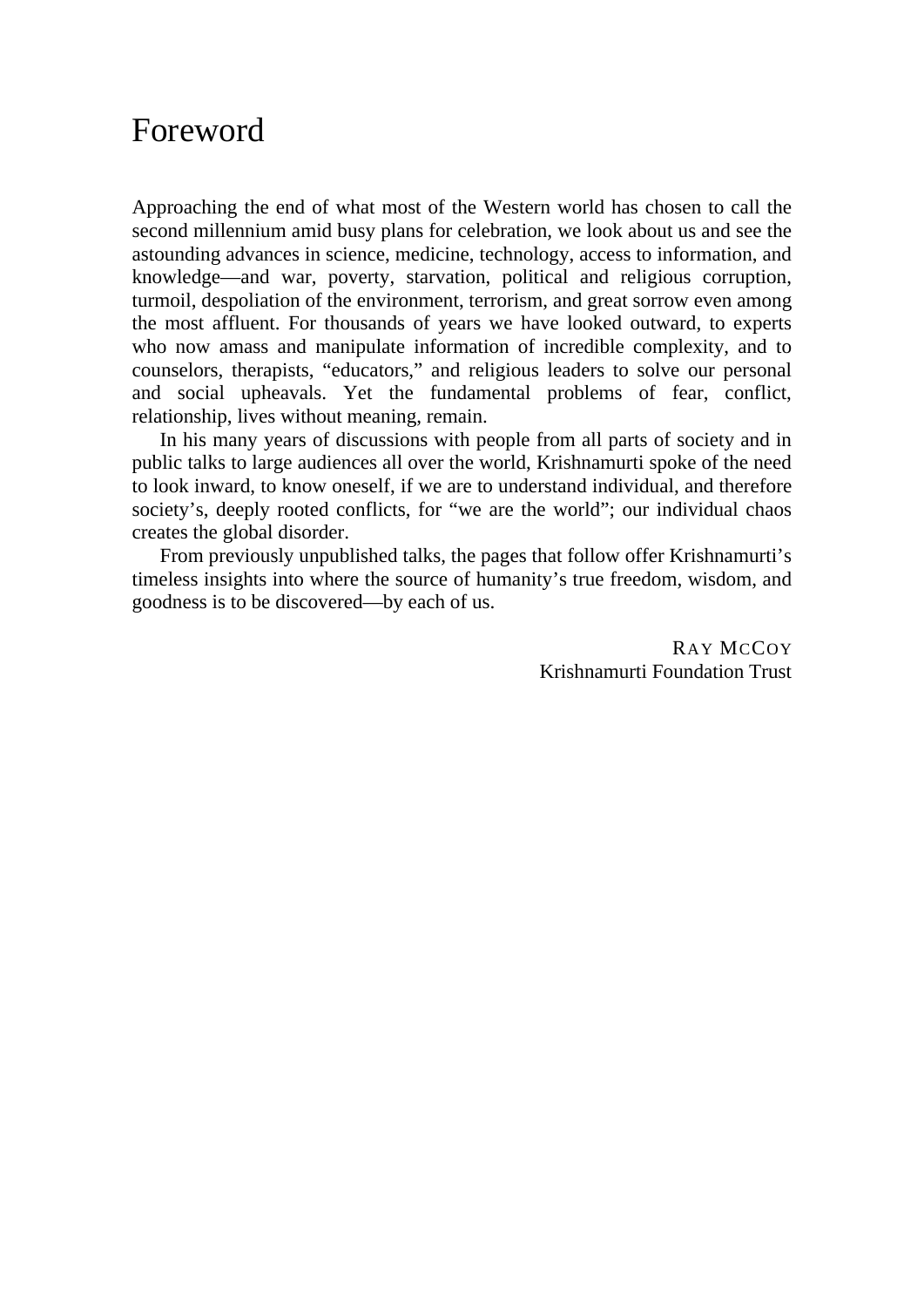# Foreword

Approaching the end of what most of the Western world has chosen to call the second millennium amid busy plans for celebration, we look about us and see the astounding advances in science, medicine, technology, access to information, and knowledge—and war, poverty, starvation, political and religious corruption, turmoil, despoliation of the environment, terrorism, and great sorrow even among the most affluent. For thousands of years we have looked outward, to experts who now amass and manipulate information of incredible complexity, and to counselors, therapists, "educators," and religious leaders to solve our personal and social upheavals. Yet the fundamental problems of fear, conflict, relationship, lives without meaning, remain.

In his many years of discussions with people from all parts of society and in public talks to large audiences all over the world, Krishnamurti spoke of the need to look inward, to know oneself, if we are to understand individual, and therefore society's, deeply rooted conflicts, for "we are the world"; our individual chaos creates the global disorder.

From previously unpublished talks, the pages that follow offer Krishnamurti's timeless insights into where the source of humanity's true freedom, wisdom, and goodness is to be discovered—by each of us.

RAY MCCOY
Krishnamurti Foundation Trust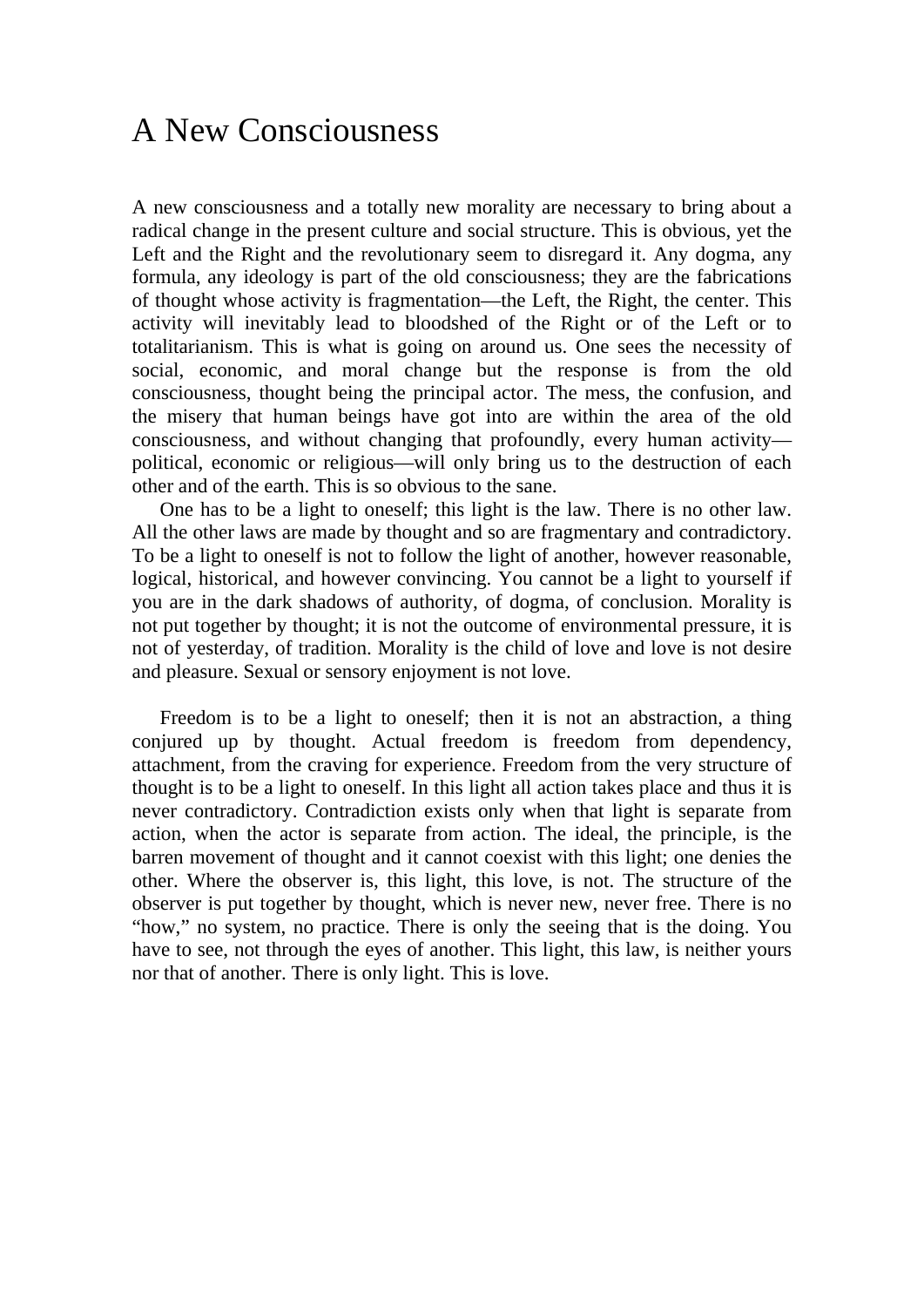# A New Consciousness

A new consciousness and a totally new morality are necessary to bring about a radical change in the present culture and social structure. This is obvious, yet the Left and the Right and the revolutionary seem to disregard it. Any dogma, any formula, any ideology is part of the old consciousness; they are the fabrications of thought whose activity is fragmentation—the Left, the Right, the center. This activity will inevitably lead to bloodshed of the Right or of the Left or to totalitarianism. This is what is going on around us. One sees the necessity of social, economic, and moral change but the response is from the old consciousness, thought being the principal actor. The mess, the confusion, and the misery that human beings have got into are within the area of the old consciousness, and without changing that profoundly, every human activity—political, economic or religious—will only bring us to the destruction of each other and of the earth. This is so obvious to the sane.

One has to be a light to oneself; this light is the law. There is no other law. All the other laws are made by thought and so are fragmentary and contradictory. To be a light to oneself is not to follow the light of another, however reasonable, logical, historical, and however convincing. You cannot be a light to yourself if you are in the dark shadows of authority, of dogma, of conclusion. Morality is not put together by thought; it is not the outcome of environmental pressure, it is not of yesterday, of tradition. Morality is the child of love and love is not desire and pleasure. Sexual or sensory enjoyment is not love.

Freedom is to be a light to oneself; then it is not an abstraction, a thing conjured up by thought. Actual freedom is freedom from dependency, attachment, from the craving for experience. Freedom from the very structure of thought is to be a light to oneself. In this light all action takes place and thus it is never contradictory. Contradiction exists only when that light is separate from action, when the actor is separate from action. The ideal, the principle, is the barren movement of thought and it cannot coexist with this light; one denies the other. Where the observer is, this light, this love, is not. The structure of the observer is put together by thought, which is never new, never free. There is no "how," no system, no practice. There is only the seeing that is the doing. You have to see, not through the eyes of another. This light, this law, is neither yours nor that of another. There is only light. This is love.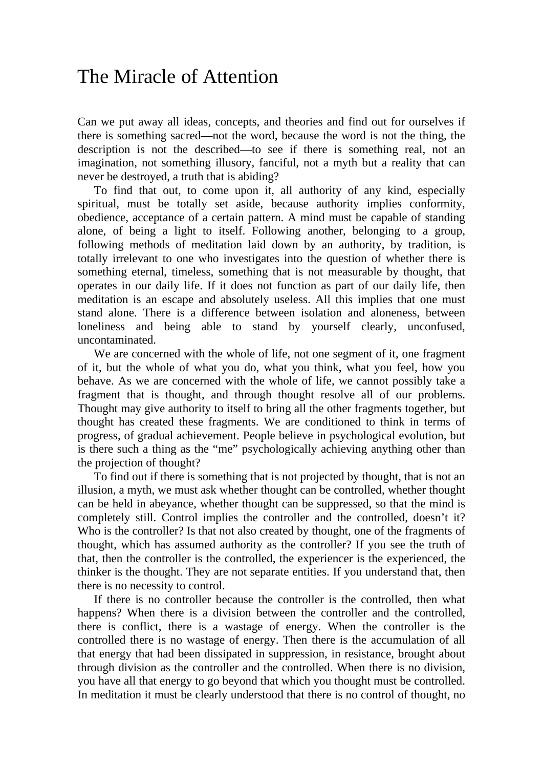# The Miracle of Attention

Can we put away all ideas, concepts, and theories and find out for ourselves if there is something sacred—not the word, because the word is not the thing, the description is not the described—to see if there is something real, not an imagination, not something illusory, fanciful, not a myth but a reality that can never be destroyed, a truth that is abiding?

To find that out, to come upon it, all authority of any kind, especially spiritual, must be totally set aside, because authority implies conformity, obedience, acceptance of a certain pattern. A mind must be capable of standing alone, of being a light to itself. Following another, belonging to a group, following methods of meditation laid down by an authority, by tradition, is totally irrelevant to one who investigates into the question of whether there is something eternal, timeless, something that is not measurable by thought, that operates in our daily life. If it does not function as part of our daily life, then meditation is an escape and absolutely useless. All this implies that one must stand alone. There is a difference between isolation and aloneness, between loneliness and being able to stand by yourself clearly, unconfused, uncontaminated.

We are concerned with the whole of life, not one segment of it, one fragment of it, but the whole of what you do, what you think, what you feel, how you behave. As we are concerned with the whole of life, we cannot possibly take a fragment that is thought, and through thought resolve all of our problems. Thought may give authority to itself to bring all the other fragments together, but thought has created these fragments. We are conditioned to think in terms of progress, of gradual achievement. People believe in psychological evolution, but is there such a thing as the "me" psychologically achieving anything other than the projection of thought?

To find out if there is something that is not projected by thought, that is not an illusion, a myth, we must ask whether thought can be controlled, whether thought can be held in abeyance, whether thought can be suppressed, so that the mind is completely still. Control implies the controller and the controlled, doesn't it? Who is the controller? Is that not also created by thought, one of the fragments of thought, which has assumed authority as the controller? If you see the truth of that, then the controller is the controlled, the experiencer is the experienced, the thinker is the thought. They are not separate entities. If you understand that, then there is no necessity to control.

If there is no controller because the controller is the controlled, then what happens? When there is a division between the controller and the controlled, there is conflict, there is a wastage of energy. When the controller is the controlled there is no wastage of energy. Then there is the accumulation of all that energy that had been dissipated in suppression, in resistance, brought about through division as the controller and the controlled. When there is no division, you have all that energy to go beyond that which you thought must be controlled. In meditation it must be clearly understood that there is no control of thought, no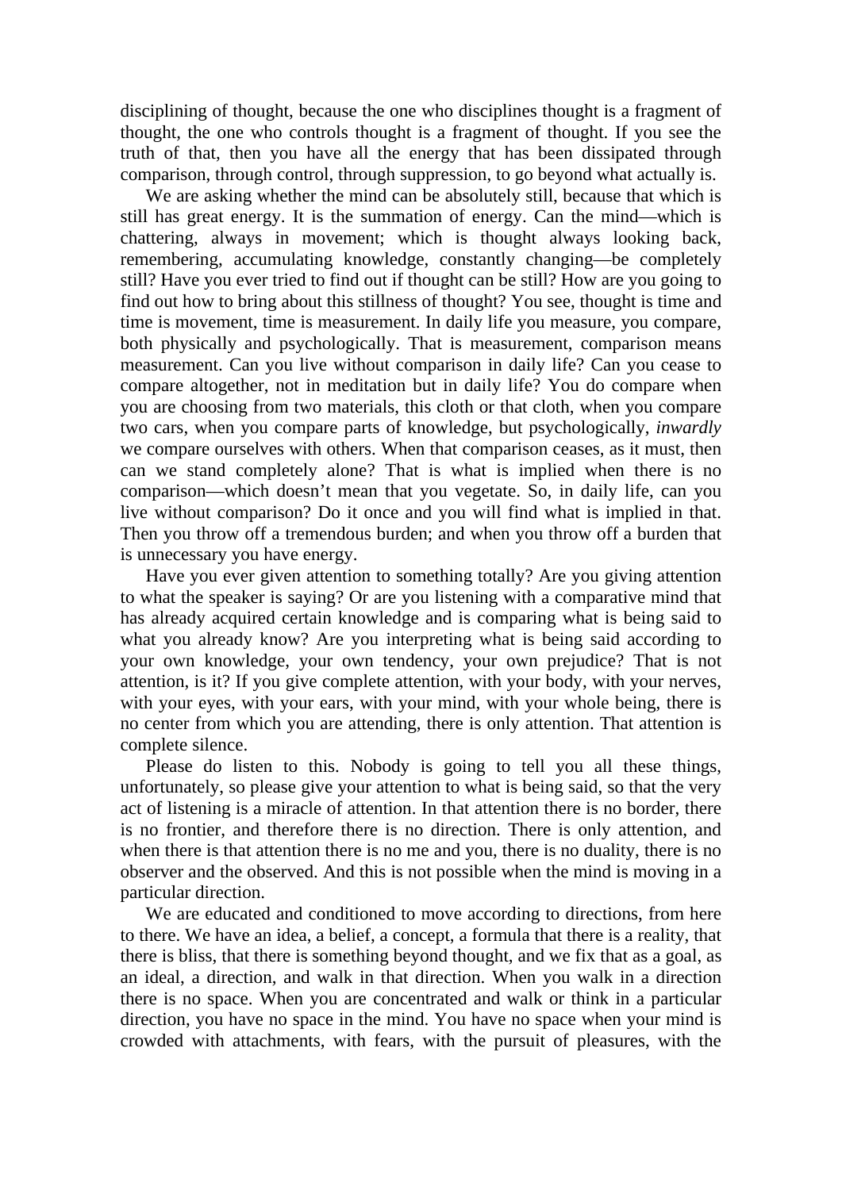disciplining of thought, because the one who disciplines thought is a fragment of thought, the one who controls thought is a fragment of thought. If you see the truth of that, then you have all the energy that has been dissipated through comparison, through control, through suppression, to go beyond what actually is.

We are asking whether the mind can be absolutely still, because that which is still has great energy. It is the summation of energy. Can the mind—which is chattering, always in movement; which is thought always looking back, remembering, accumulating knowledge, constantly changing—be completely still? Have you ever tried to find out if thought can be still? How are you going to find out how to bring about this stillness of thought? You see, thought is time and time is movement, time is measurement. In daily life you measure, you compare, both physically and psychologically. That is measurement, comparison means measurement. Can you live without comparison in daily life? Can you cease to compare altogether, not in meditation but in daily life? You do compare when you are choosing from two materials, this cloth or that cloth, when you compare two cars, when you compare parts of knowledge, but psychologically, *inwardly* we compare ourselves with others. When that comparison ceases, as it must, then can we stand completely alone? That is what is implied when there is no comparison—which doesn't mean that you vegetate. So, in daily life, can you live without comparison? Do it once and you will find what is implied in that. Then you throw off a tremendous burden; and when you throw off a burden that is unnecessary you have energy.

Have you ever given attention to something totally? Are you giving attention to what the speaker is saying? Or are you listening with a comparative mind that has already acquired certain knowledge and is comparing what is being said to what you already know? Are you interpreting what is being said according to your own knowledge, your own tendency, your own prejudice? That is not attention, is it? If you give complete attention, with your body, with your nerves, with your eyes, with your ears, with your mind, with your whole being, there is no center from which you are attending, there is only attention. That attention is complete silence.

Please do listen to this. Nobody is going to tell you all these things, unfortunately, so please give your attention to what is being said, so that the very act of listening is a miracle of attention. In that attention there is no border, there is no frontier, and therefore there is no direction. There is only attention, and when there is that attention there is no me and you, there is no duality, there is no observer and the observed. And this is not possible when the mind is moving in a particular direction.

We are educated and conditioned to move according to directions, from here to there. We have an idea, a belief, a concept, a formula that there is a reality, that there is bliss, that there is something beyond thought, and we fix that as a goal, as an ideal, a direction, and walk in that direction. When you walk in a direction there is no space. When you are concentrated and walk or think in a particular direction, you have no space in the mind. You have no space when your mind is crowded with attachments, with fears, with the pursuit of pleasures, with the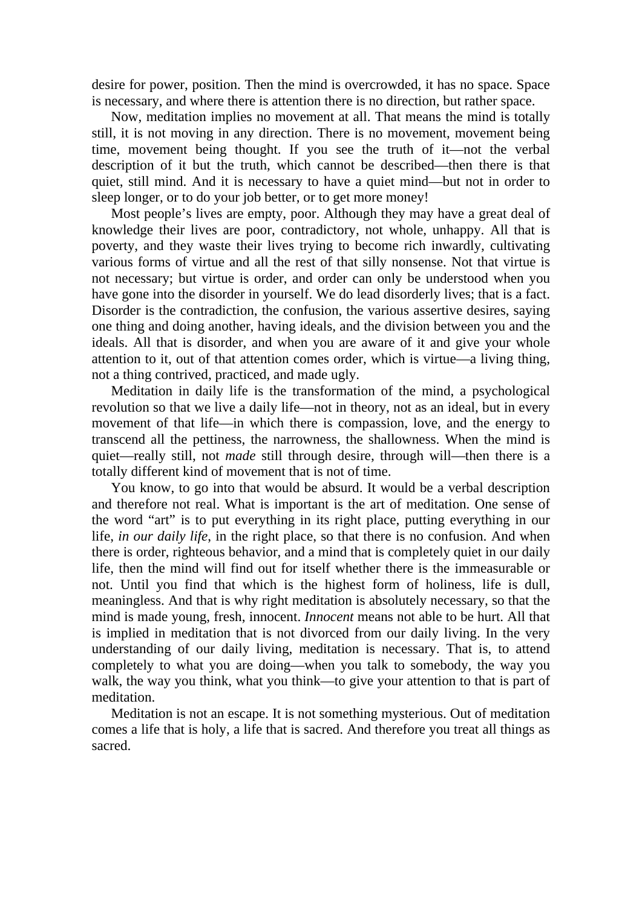desire for power, position. Then the mind is overcrowded, it has no space. Space is necessary, and where there is attention there is no direction, but rather space.

Now, meditation implies no movement at all. That means the mind is totally still, it is not moving in any direction. There is no movement, movement being time, movement being thought. If you see the truth of it—not the verbal description of it but the truth, which cannot be described—then there is that quiet, still mind. And it is necessary to have a quiet mind—but not in order to sleep longer, or to do your job better, or to get more money!

Most people's lives are empty, poor. Although they may have a great deal of knowledge their lives are poor, contradictory, not whole, unhappy. All that is poverty, and they waste their lives trying to become rich inwardly, cultivating various forms of virtue and all the rest of that silly nonsense. Not that virtue is not necessary; but virtue is order, and order can only be understood when you have gone into the disorder in yourself. We do lead disorderly lives; that is a fact. Disorder is the contradiction, the confusion, the various assertive desires, saying one thing and doing another, having ideals, and the division between you and the ideals. All that is disorder, and when you are aware of it and give your whole attention to it, out of that attention comes order, which is virtue—a living thing, not a thing contrived, practiced, and made ugly.

Meditation in daily life is the transformation of the mind, a psychological revolution so that we live a daily life—not in theory, not as an ideal, but in every movement of that life—in which there is compassion, love, and the energy to transcend all the pettiness, the narrowness, the shallowness. When the mind is quiet—really still, not *made* still through desire, through will—then there is a totally different kind of movement that is not of time.

You know, to go into that would be absurd. It would be a verbal description and therefore not real. What is important is the art of meditation. One sense of the word "art" is to put everything in its right place, putting everything in our life, *in our daily life,* in the right place, so that there is no confusion. And when there is order, righteous behavior, and a mind that is completely quiet in our daily life, then the mind will find out for itself whether there is the immeasurable or not. Until you find that which is the highest form of holiness, life is dull, meaningless. And that is why right meditation is absolutely necessary, so that the mind is made young, fresh, innocent. *Innocent* means not able to be hurt. All that is implied in meditation that is not divorced from our daily living. In the very understanding of our daily living, meditation is necessary. That is, to attend completely to what you are doing—when you talk to somebody, the way you walk, the way you think, what you think—to give your attention to that is part of meditation.

Meditation is not an escape. It is not something mysterious. Out of meditation comes a life that is holy, a life that is sacred. And therefore you treat all things as sacred.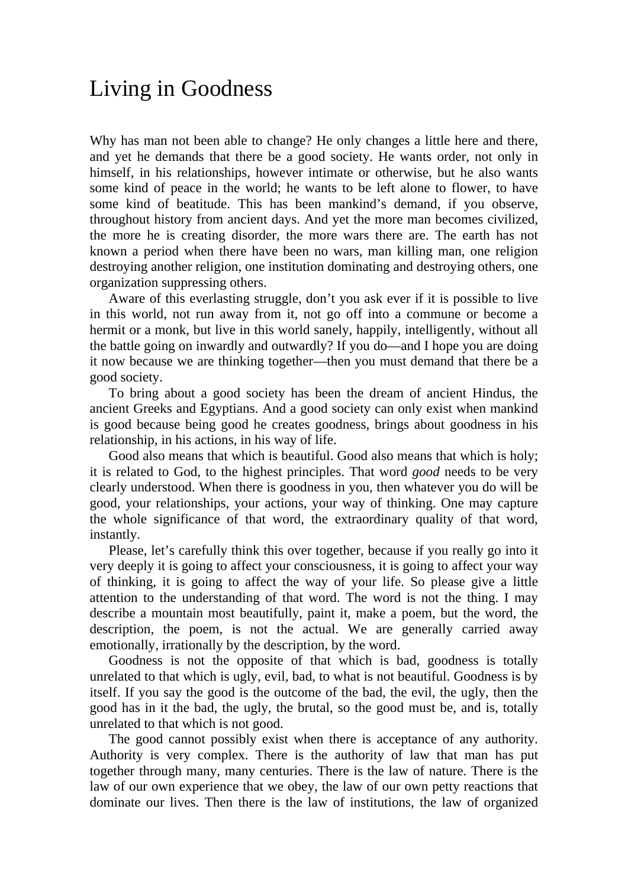# Living in Goodness

Why has man not been able to change? He only changes a little here and there, and yet he demands that there be a good society. He wants order, not only in himself, in his relationships, however intimate or otherwise, but he also wants some kind of peace in the world; he wants to be left alone to flower, to have some kind of beatitude. This has been mankind's demand, if you observe, throughout history from ancient days. And yet the more man becomes civilized, the more he is creating disorder, the more wars there are. The earth has not known a period when there have been no wars, man killing man, one religion destroying another religion, one institution dominating and destroying others, one organization suppressing others.

Aware of this everlasting struggle, don't you ask ever if it is possible to live in this world, not run away from it, not go off into a commune or become a hermit or a monk, but live in this world sanely, happily, intelligently, without all the battle going on inwardly and outwardly? If you do—and I hope you are doing it now because we are thinking together—then you must demand that there be a good society.

To bring about a good society has been the dream of ancient Hindus, the ancient Greeks and Egyptians. And a good society can only exist when mankind is good because being good he creates goodness, brings about goodness in his relationship, in his actions, in his way of life.

Good also means that which is beautiful. Good also means that which is holy; it is related to God, to the highest principles. That word *good* needs to be very clearly understood. When there is goodness in you, then whatever you do will be good, your relationships, your actions, your way of thinking. One may capture the whole significance of that word, the extraordinary quality of that word, instantly.

Please, let's carefully think this over together, because if you really go into it very deeply it is going to affect your consciousness, it is going to affect your way of thinking, it is going to affect the way of your life. So please give a little attention to the understanding of that word. The word is not the thing. I may describe a mountain most beautifully, paint it, make a poem, but the word, the description, the poem, is not the actual. We are generally carried away emotionally, irrationally by the description, by the word.

Goodness is not the opposite of that which is bad, goodness is totally unrelated to that which is ugly, evil, bad, to what is not beautiful. Goodness is by itself. If you say the good is the outcome of the bad, the evil, the ugly, then the good has in it the bad, the ugly, the brutal, so the good must be, and is, totally unrelated to that which is not good.

The good cannot possibly exist when there is acceptance of any authority. Authority is very complex. There is the authority of law that man has put together through many, many centuries. There is the law of nature. There is the law of our own experience that we obey, the law of our own petty reactions that dominate our lives. Then there is the law of institutions, the law of organized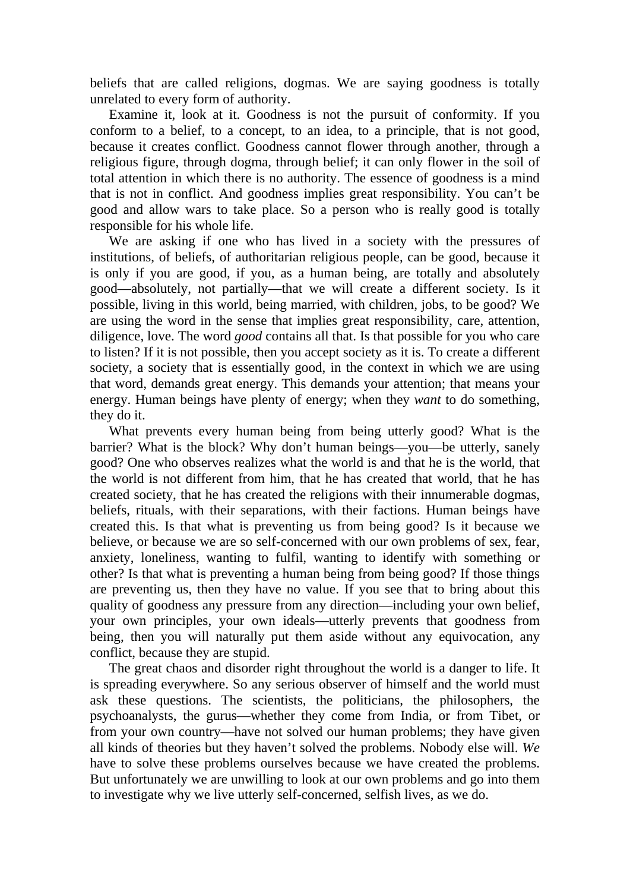beliefs that are called religions, dogmas. We are saying goodness is totally unrelated to every form of authority.

Examine it, look at it. Goodness is not the pursuit of conformity. If you conform to a belief, to a concept, to an idea, to a principle, that is not good, because it creates conflict. Goodness cannot flower through another, through a religious figure, through dogma, through belief; it can only flower in the soil of total attention in which there is no authority. The essence of goodness is a mind that is not in conflict. And goodness implies great responsibility. You can't be good and allow wars to take place. So a person who is really good is totally responsible for his whole life.

We are asking if one who has lived in a society with the pressures of institutions, of beliefs, of authoritarian religious people, can be good, because it is only if you are good, if you, as a human being, are totally and absolutely good—absolutely, not partially—that we will create a different society. Is it possible, living in this world, being married, with children, jobs, to be good? We are using the word in the sense that implies great responsibility, care, attention, diligence, love. The word *good* contains all that. Is that possible for you who care to listen? If it is not possible, then you accept society as it is. To create a different society, a society that is essentially good, in the context in which we are using that word, demands great energy. This demands your attention; that means your energy. Human beings have plenty of energy; when they *want* to do something, they do it.

What prevents every human being from being utterly good? What is the barrier? What is the block? Why don't human beings—you—be utterly, sanely good? One who observes realizes what the world is and that he is the world, that the world is not different from him, that he has created that world, that he has created society, that he has created the religions with their innumerable dogmas, beliefs, rituals, with their separations, with their factions. Human beings have created this. Is that what is preventing us from being good? Is it because we believe, or because we are so self-concerned with our own problems of sex, fear, anxiety, loneliness, wanting to fulfil, wanting to identify with something or other? Is that what is preventing a human being from being good? If those things are preventing us, then they have no value. If you see that to bring about this quality of goodness any pressure from any direction—including your own belief, your own principles, your own ideals—utterly prevents that goodness from being, then you will naturally put them aside without any equivocation, any conflict, because they are stupid.

The great chaos and disorder right throughout the world is a danger to life. It is spreading everywhere. So any serious observer of himself and the world must ask these questions. The scientists, the politicians, the philosophers, the psychoanalysts, the gurus—whether they come from India, or from Tibet, or from your own country—have not solved our human problems; they have given all kinds of theories but they haven't solved the problems. Nobody else will. *We* have to solve these problems ourselves because we have created the problems. But unfortunately we are unwilling to look at our own problems and go into them to investigate why we live utterly self-concerned, selfish lives, as we do.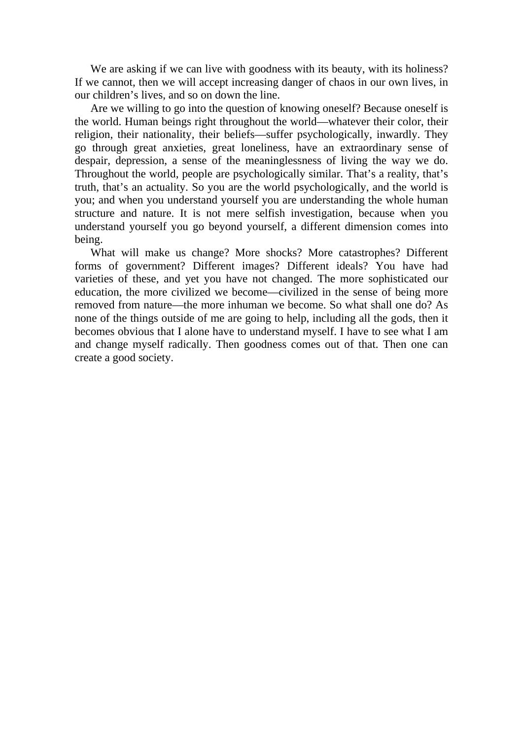We are asking if we can live with goodness with its beauty, with its holiness? If we cannot, then we will accept increasing danger of chaos in our own lives, in our children's lives, and so on down the line.

Are we willing to go into the question of knowing oneself? Because oneself is the world. Human beings right throughout the world—whatever their color, their religion, their nationality, their beliefs—suffer psychologically, inwardly. They go through great anxieties, great loneliness, have an extraordinary sense of despair, depression, a sense of the meaninglessness of living the way we do. Throughout the world, people are psychologically similar. That's a reality, that's truth, that's an actuality. So you are the world psychologically, and the world is you; and when you understand yourself you are understanding the whole human structure and nature. It is not mere selfish investigation, because when you understand yourself you go beyond yourself, a different dimension comes into being.

What will make us change? More shocks? More catastrophes? Different forms of government? Different images? Different ideals? You have had varieties of these, and yet you have not changed. The more sophisticated our education, the more civilized we become—civilized in the sense of being more removed from nature—the more inhuman we become. So what shall one do? As none of the things outside of me are going to help, including all the gods, then it becomes obvious that I alone have to understand myself. I have to see what I am and change myself radically. Then goodness comes out of that. Then one can create a good society.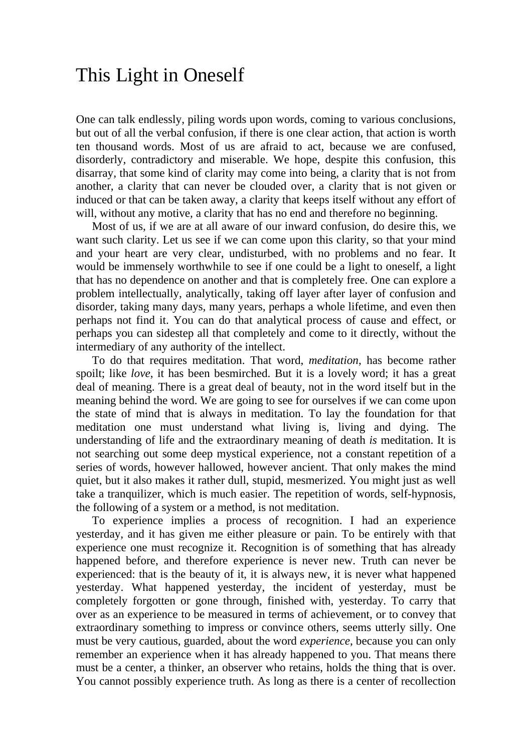# This Light in Oneself

One can talk endlessly, piling words upon words, coming to various conclusions, but out of all the verbal confusion, if there is one clear action, that action is worth ten thousand words. Most of us are afraid to act, because we are confused, disorderly, contradictory and miserable. We hope, despite this confusion, this disarray, that some kind of clarity may come into being, a clarity that is not from another, a clarity that can never be clouded over, a clarity that is not given or induced or that can be taken away, a clarity that keeps itself without any effort of will, without any motive, a clarity that has no end and therefore no beginning.

Most of us, if we are at all aware of our inward confusion, do desire this, we want such clarity. Let us see if we can come upon this clarity, so that your mind and your heart are very clear, undisturbed, with no problems and no fear. It would be immensely worthwhile to see if one could be a light to oneself, a light that has no dependence on another and that is completely free. One can explore a problem intellectually, analytically, taking off layer after layer of confusion and disorder, taking many days, many years, perhaps a whole lifetime, and even then perhaps not find it. You can do that analytical process of cause and effect, or perhaps you can sidestep all that completely and come to it directly, without the intermediary of any authority of the intellect.

To do that requires meditation. That word, *meditation*, has become rather spoilt; like *love*, it has been besmirched. But it is a lovely word; it has a great deal of meaning. There is a great deal of beauty, not in the word itself but in the meaning behind the word. We are going to see for ourselves if we can come upon the state of mind that is always in meditation. To lay the foundation for that meditation one must understand what living is, living and dying. The understanding of life and the extraordinary meaning of death *is* meditation. It is not searching out some deep mystical experience, not a constant repetition of a series of words, however hallowed, however ancient. That only makes the mind quiet, but it also makes it rather dull, stupid, mesmerized. You might just as well take a tranquilizer, which is much easier. The repetition of words, self-hypnosis, the following of a system or a method, is not meditation.

To experience implies a process of recognition. I had an experience yesterday, and it has given me either pleasure or pain. To be entirely with that experience one must recognize it. Recognition is of something that has already happened before, and therefore experience is never new. Truth can never be experienced: that is the beauty of it, it is always new, it is never what happened yesterday. What happened yesterday, the incident of yesterday, must be completely forgotten or gone through, finished with, yesterday. To carry that over as an experience to be measured in terms of achievement, or to convey that extraordinary something to impress or convince others, seems utterly silly. One must be very cautious, guarded, about the word *experience*, because you can only remember an experience when it has already happened to you. That means there must be a center, a thinker, an observer who retains, holds the thing that is over. You cannot possibly experience truth. As long as there is a center of recollection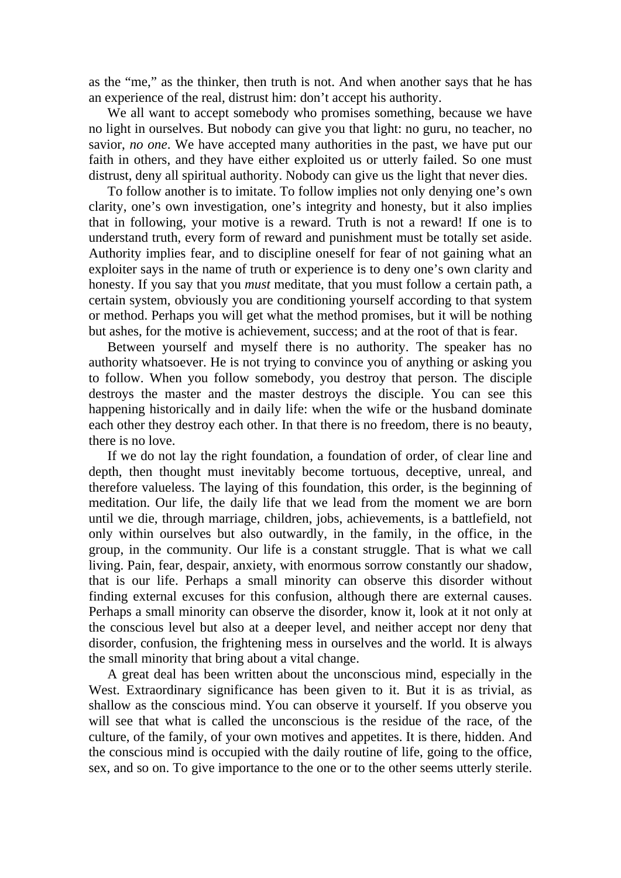as the "me," as the thinker, then truth is not. And when another says that he has an experience of the real, distrust him: don't accept his authority.

We all want to accept somebody who promises something, because we have no light in ourselves. But nobody can give you that light: no guru, no teacher, no savior, *no one*. We have accepted many authorities in the past, we have put our faith in others, and they have either exploited us or utterly failed. So one must distrust, deny all spiritual authority. Nobody can give us the light that never dies.

To follow another is to imitate. To follow implies not only denying one's own clarity, one's own investigation, one's integrity and honesty, but it also implies that in following, your motive is a reward. Truth is not a reward! If one is to understand truth, every form of reward and punishment must be totally set aside. Authority implies fear, and to discipline oneself for fear of not gaining what an exploiter says in the name of truth or experience is to deny one's own clarity and honesty. If you say that you *must* meditate, that you must follow a certain path, a certain system, obviously you are conditioning yourself according to that system or method. Perhaps you will get what the method promises, but it will be nothing but ashes, for the motive is achievement, success; and at the root of that is fear.

Between yourself and myself there is no authority. The speaker has no authority whatsoever. He is not trying to convince you of anything or asking you to follow. When you follow somebody, you destroy that person. The disciple destroys the master and the master destroys the disciple. You can see this happening historically and in daily life: when the wife or the husband dominate each other they destroy each other. In that there is no freedom, there is no beauty, there is no love.

If we do not lay the right foundation, a foundation of order, of clear line and depth, then thought must inevitably become tortuous, deceptive, unreal, and therefore valueless. The laying of this foundation, this order, is the beginning of meditation. Our life, the daily life that we lead from the moment we are born until we die, through marriage, children, jobs, achievements, is a battlefield, not only within ourselves but also outwardly, in the family, in the office, in the group, in the community. Our life is a constant struggle. That is what we call living. Pain, fear, despair, anxiety, with enormous sorrow constantly our shadow, that is our life. Perhaps a small minority can observe this disorder without finding external excuses for this confusion, although there are external causes. Perhaps a small minority can observe the disorder, know it, look at it not only at the conscious level but also at a deeper level, and neither accept nor deny that disorder, confusion, the frightening mess in ourselves and the world. It is always the small minority that bring about a vital change.

A great deal has been written about the unconscious mind, especially in the West. Extraordinary significance has been given to it. But it is as trivial, as shallow as the conscious mind. You can observe it yourself. If you observe you will see that what is called the unconscious is the residue of the race, of the culture, of the family, of your own motives and appetites. It is there, hidden. And the conscious mind is occupied with the daily routine of life, going to the office, sex, and so on. To give importance to the one or to the other seems utterly sterile.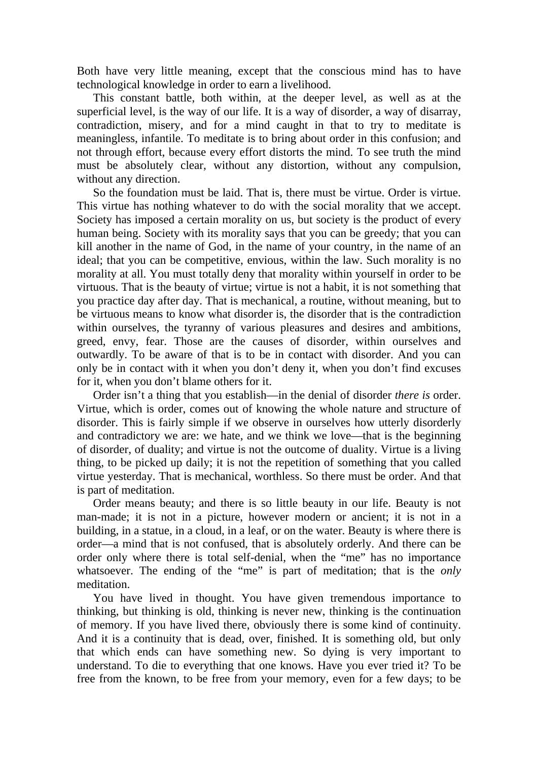Both have very little meaning, except that the conscious mind has to have technological knowledge in order to earn a livelihood.

This constant battle, both within, at the deeper level, as well as at the superficial level, is the way of our life. It is a way of disorder, a way of disarray, contradiction, misery, and for a mind caught in that to try to meditate is meaningless, infantile. To meditate is to bring about order in this confusion; and not through effort, because every effort distorts the mind. To see truth the mind must be absolutely clear, without any distortion, without any compulsion, without any direction.

So the foundation must be laid. That is, there must be virtue. Order is virtue. This virtue has nothing whatever to do with the social morality that we accept. Society has imposed a certain morality on us, but society is the product of every human being. Society with its morality says that you can be greedy; that you can kill another in the name of God, in the name of your country, in the name of an ideal; that you can be competitive, envious, within the law. Such morality is no morality at all. You must totally deny that morality within yourself in order to be virtuous. That is the beauty of virtue; virtue is not a habit, it is not something that you practice day after day. That is mechanical, a routine, without meaning, but to be virtuous means to know what disorder is, the disorder that is the contradiction within ourselves, the tyranny of various pleasures and desires and ambitions, greed, envy, fear. Those are the causes of disorder, within ourselves and outwardly. To be aware of that is to be in contact with disorder. And you can only be in contact with it when you don't deny it, when you don't find excuses for it, when you don't blame others for it.

Order isn't a thing that you establish—in the denial of disorder *there is* order. Virtue, which is order, comes out of knowing the whole nature and structure of disorder. This is fairly simple if we observe in ourselves how utterly disorderly and contradictory we are: we hate, and we think we love—that is the beginning of disorder, of duality; and virtue is not the outcome of duality. Virtue is a living thing, to be picked up daily; it is not the repetition of something that you called virtue yesterday. That is mechanical, worthless. So there must be order. And that is part of meditation.

Order means beauty; and there is so little beauty in our life. Beauty is not man-made; it is not in a picture, however modern or ancient; it is not in a building, in a statue, in a cloud, in a leaf, or on the water. Beauty is where there is order—a mind that is not confused, that is absolutely orderly. And there can be order only where there is total self-denial, when the "me" has no importance whatsoever. The ending of the "me" is part of meditation; that is the *only* meditation.

You have lived in thought. You have given tremendous importance to thinking, but thinking is old, thinking is never new, thinking is the continuation of memory. If you have lived there, obviously there is some kind of continuity. And it is a continuity that is dead, over, finished. It is something old, but only that which ends can have something new. So dying is very important to understand. To die to everything that one knows. Have you ever tried it? To be free from the known, to be free from your memory, even for a few days; to be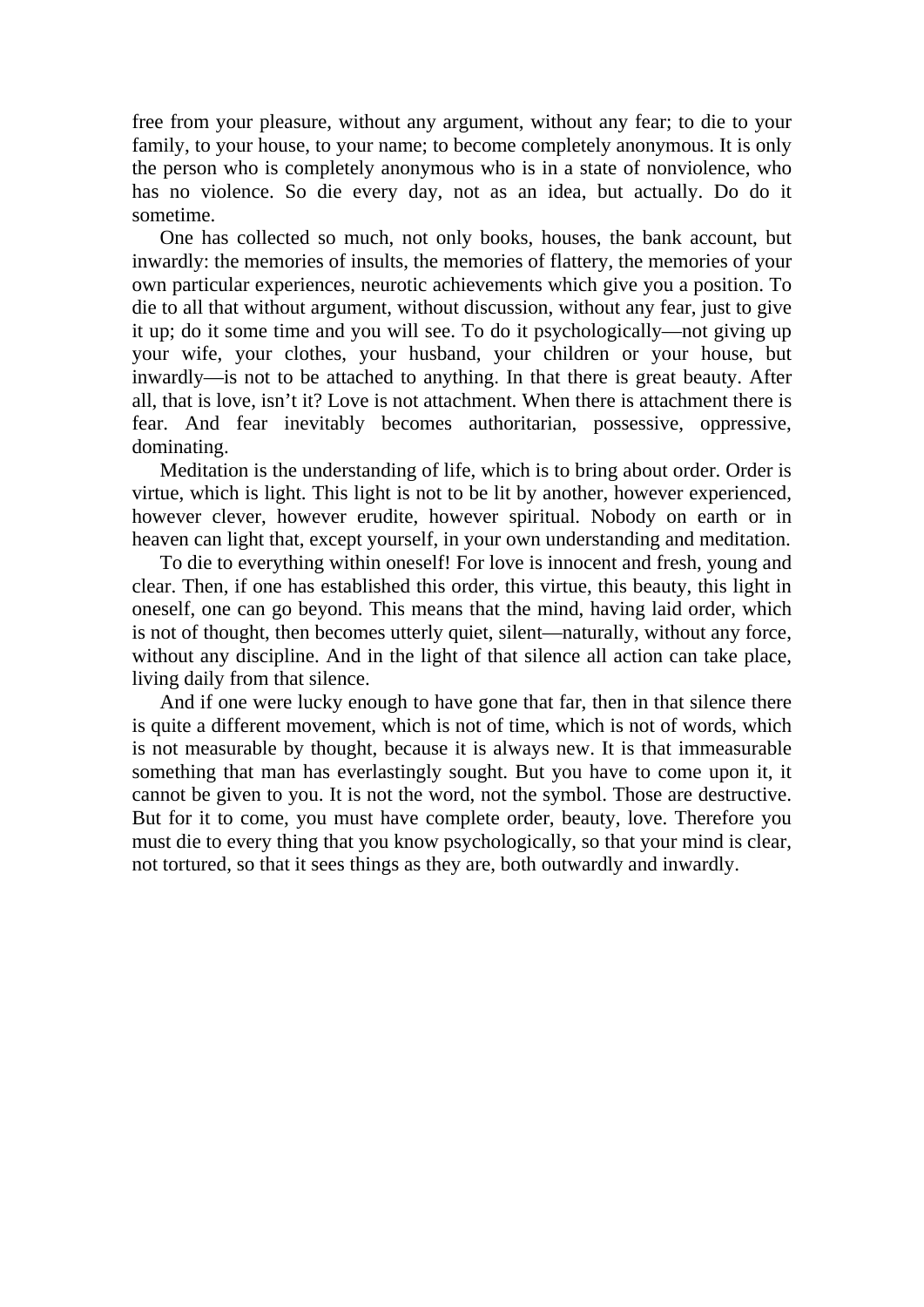free from your pleasure, without any argument, without any fear; to die to your family, to your house, to your name; to become completely anonymous. It is only the person who is completely anonymous who is in a state of nonviolence, who has no violence. So die every day, not as an idea, but actually. Do do it sometime.

One has collected so much, not only books, houses, the bank account, but inwardly: the memories of insults, the memories of flattery, the memories of your own particular experiences, neurotic achievements which give you a position. To die to all that without argument, without discussion, without any fear, just to give it up; do it some time and you will see. To do it psychologically—not giving up your wife, your clothes, your husband, your children or your house, but inwardly—is not to be attached to anything. In that there is great beauty. After all, that is love, isn't it? Love is not attachment. When there is attachment there is fear. And fear inevitably becomes authoritarian, possessive, oppressive, dominating.

Meditation is the understanding of life, which is to bring about order. Order is virtue, which is light. This light is not to be lit by another, however experienced, however clever, however erudite, however spiritual. Nobody on earth or in heaven can light that, except yourself, in your own understanding and meditation.

To die to everything within oneself! For love is innocent and fresh, young and clear. Then, if one has established this order, this virtue, this beauty, this light in oneself, one can go beyond. This means that the mind, having laid order, which is not of thought, then becomes utterly quiet, silent—naturally, without any force, without any discipline. And in the light of that silence all action can take place, living daily from that silence.

And if one were lucky enough to have gone that far, then in that silence there is quite a different movement, which is not of time, which is not of words, which is not measurable by thought, because it is always new. It is that immeasurable something that man has everlastingly sought. But you have to come upon it, it cannot be given to you. It is not the word, not the symbol. Those are destructive. But for it to come, you must have complete order, beauty, love. Therefore you must die to every thing that you know psychologically, so that your mind is clear, not tortured, so that it sees things as they are, both outwardly and inwardly.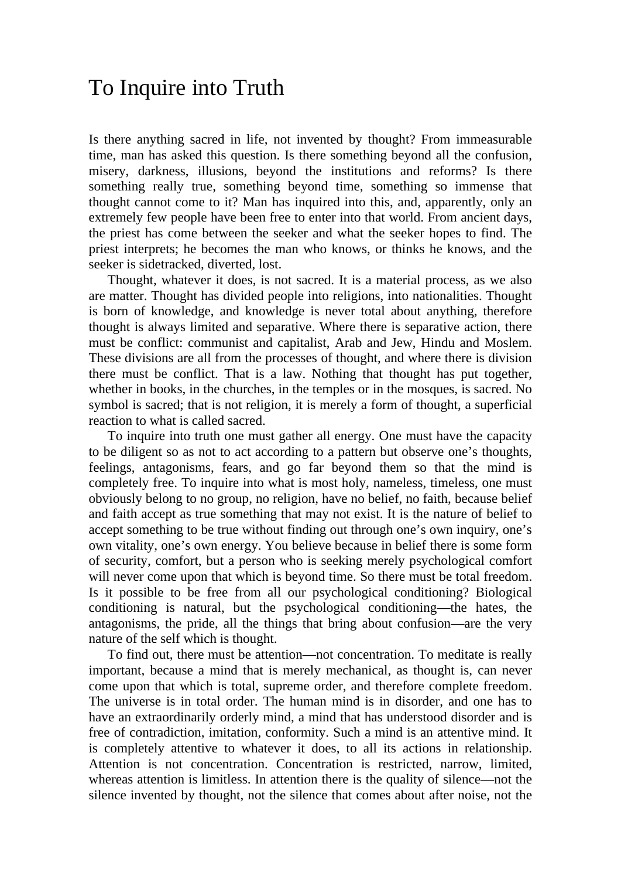# To Inquire into Truth

Is there anything sacred in life, not invented by thought? From immeasurable time, man has asked this question. Is there something beyond all the confusion, misery, darkness, illusions, beyond the institutions and reforms? Is there something really true, something beyond time, something so immense that thought cannot come to it? Man has inquired into this, and, apparently, only an extremely few people have been free to enter into that world. From ancient days, the priest has come between the seeker and what the seeker hopes to find. The priest interprets; he becomes the man who knows, or thinks he knows, and the seeker is sidetracked, diverted, lost.

Thought, whatever it does, is not sacred. It is a material process, as we also are matter. Thought has divided people into religions, into nationalities. Thought is born of knowledge, and knowledge is never total about anything, therefore thought is always limited and separative. Where there is separative action, there must be conflict: communist and capitalist, Arab and Jew, Hindu and Moslem. These divisions are all from the processes of thought, and where there is division there must be conflict. That is a law. Nothing that thought has put together, whether in books, in the churches, in the temples or in the mosques, is sacred. No symbol is sacred; that is not religion, it is merely a form of thought, a superficial reaction to what is called sacred.

To inquire into truth one must gather all energy. One must have the capacity to be diligent so as not to act according to a pattern but observe one's thoughts, feelings, antagonisms, fears, and go far beyond them so that the mind is completely free. To inquire into what is most holy, nameless, timeless, one must obviously belong to no group, no religion, have no belief, no faith, because belief and faith accept as true something that may not exist. It is the nature of belief to accept something to be true without finding out through one's own inquiry, one's own vitality, one's own energy. You believe because in belief there is some form of security, comfort, but a person who is seeking merely psychological comfort will never come upon that which is beyond time. So there must be total freedom. Is it possible to be free from all our psychological conditioning? Biological conditioning is natural, but the psychological conditioning—the hates, the antagonisms, the pride, all the things that bring about confusion—are the very nature of the self which is thought.

To find out, there must be attention—not concentration. To meditate is really important, because a mind that is merely mechanical, as thought is, can never come upon that which is total, supreme order, and therefore complete freedom. The universe is in total order. The human mind is in disorder, and one has to have an extraordinarily orderly mind, a mind that has understood disorder and is free of contradiction, imitation, conformity. Such a mind is an attentive mind. It is completely attentive to whatever it does, to all its actions in relationship. Attention is not concentration. Concentration is restricted, narrow, limited, whereas attention is limitless. In attention there is the quality of silence—not the silence invented by thought, not the silence that comes about after noise, not the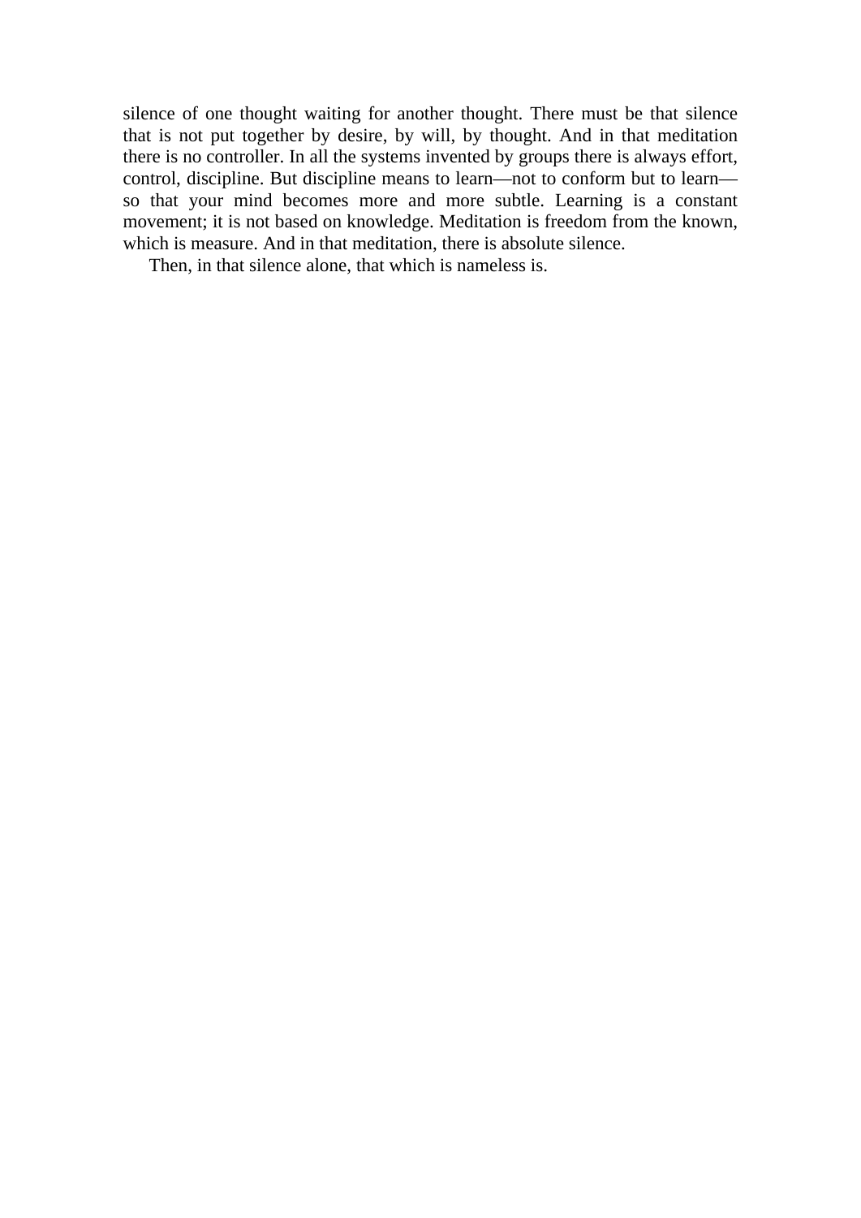silence of one thought waiting for another thought. There must be that silence that is not put together by desire, by will, by thought. And in that meditation there is no controller. In all the systems invented by groups there is always effort, control, discipline. But discipline means to learn—not to conform but to learn—so that your mind becomes more and more subtle. Learning is a constant movement; it is not based on knowledge. Meditation is freedom from the known, which is measure. And in that meditation, there is absolute silence.

Then, in that silence alone, that which is nameless is.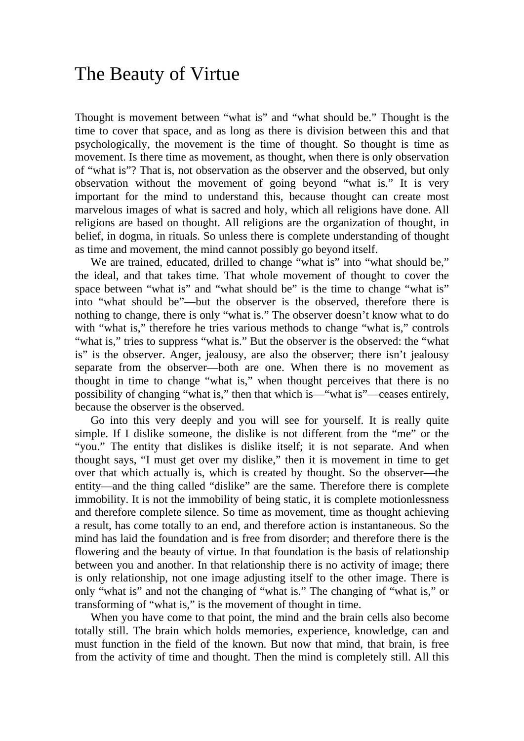# The Beauty of Virtue

Thought is movement between “what is” and “what should be.” Thought is the time to cover that space, and as long as there is division between this and that psychologically, the movement is the time of thought. So thought is time as movement. Is there time as movement, as thought, when there is only observation of “what is”? That is, not observation as the observer and the observed, but only observation without the movement of going beyond “what is.” It is very important for the mind to understand this, because thought can create most marvelous images of what is sacred and holy, which all religions have done. All religions are based on thought. All religions are the organization of thought, in belief, in dogma, in rituals. So unless there is complete understanding of thought as time and movement, the mind cannot possibly go beyond itself.

We are trained, educated, drilled to change “what is” into “what should be,” the ideal, and that takes time. That whole movement of thought to cover the space between “what is” and “what should be” is the time to change “what is” into “what should be”—but the observer is the observed, therefore there is nothing to change, there is only “what is.” The observer doesn’t know what to do with “what is,” therefore he tries various methods to change “what is,” controls “what is,” tries to suppress “what is.” But the observer is the observed: the “what is” is the observer. Anger, jealousy, are also the observer; there isn’t jealousy separate from the observer—both are one. When there is no movement as thought in time to change “what is,” when thought perceives that there is no possibility of changing “what is,” then that which is—“what is”—ceases entirely, because the observer is the observed.

Go into this very deeply and you will see for yourself. It is really quite simple. If I dislike someone, the dislike is not different from the “me” or the “you.” The entity that dislikes is dislike itself; it is not separate. And when thought says, “I must get over my dislike,” then it is movement in time to get over that which actually is, which is created by thought. So the observer—the entity—and the thing called “dislike” are the same. Therefore there is complete immobility. It is not the immobility of being static, it is complete motionlessness and therefore complete silence. So time as movement, time as thought achieving a result, has come totally to an end, and therefore action is instantaneous. So the mind has laid the foundation and is free from disorder; and therefore there is the flowering and the beauty of virtue. In that foundation is the basis of relationship between you and another. In that relationship there is no activity of image; there is only relationship, not one image adjusting itself to the other image. There is only “what is” and not the changing of “what is.” The changing of “what is,” or transforming of “what is,” is the movement of thought in time.

When you have come to that point, the mind and the brain cells also become totally still. The brain which holds memories, experience, knowledge, can and must function in the field of the known. But now that mind, that brain, is free from the activity of time and thought. Then the mind is completely still. All this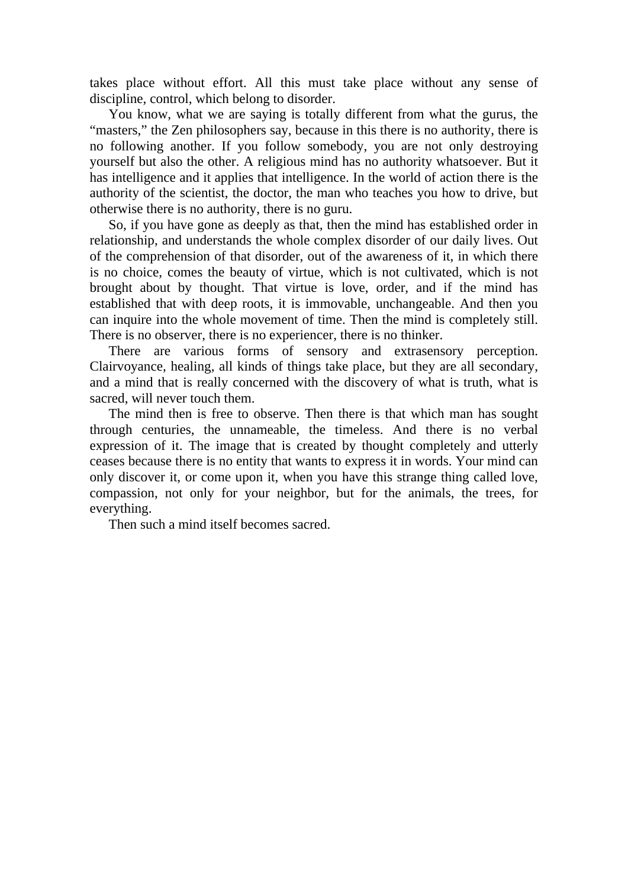takes place without effort. All this must take place without any sense of discipline, control, which belong to disorder.

You know, what we are saying is totally different from what the gurus, the “masters,” the Zen philosophers say, because in this there is no authority, there is no following another. If you follow somebody, you are not only destroying yourself but also the other. A religious mind has no authority whatsoever. But it has intelligence and it applies that intelligence. In the world of action there is the authority of the scientist, the doctor, the man who teaches you how to drive, but otherwise there is no authority, there is no guru.

So, if you have gone as deeply as that, then the mind has established order in relationship, and understands the whole complex disorder of our daily lives. Out of the comprehension of that disorder, out of the awareness of it, in which there is no choice, comes the beauty of virtue, which is not cultivated, which is not brought about by thought. That virtue is love, order, and if the mind has established that with deep roots, it is immovable, unchangeable. And then you can inquire into the whole movement of time. Then the mind is completely still. There is no observer, there is no experiencer, there is no thinker.

There are various forms of sensory and extrasensory perception. Clairvoyance, healing, all kinds of things take place, but they are all secondary, and a mind that is really concerned with the discovery of what is truth, what is sacred, will never touch them.

The mind then is free to observe. Then there is that which man has sought through centuries, the unnameable, the timeless. And there is no verbal expression of it. The image that is created by thought completely and utterly ceases because there is no entity that wants to express it in words. Your mind can only discover it, or come upon it, when you have this strange thing called love, compassion, not only for your neighbor, but for the animals, the trees, for everything.

Then such a mind itself becomes sacred.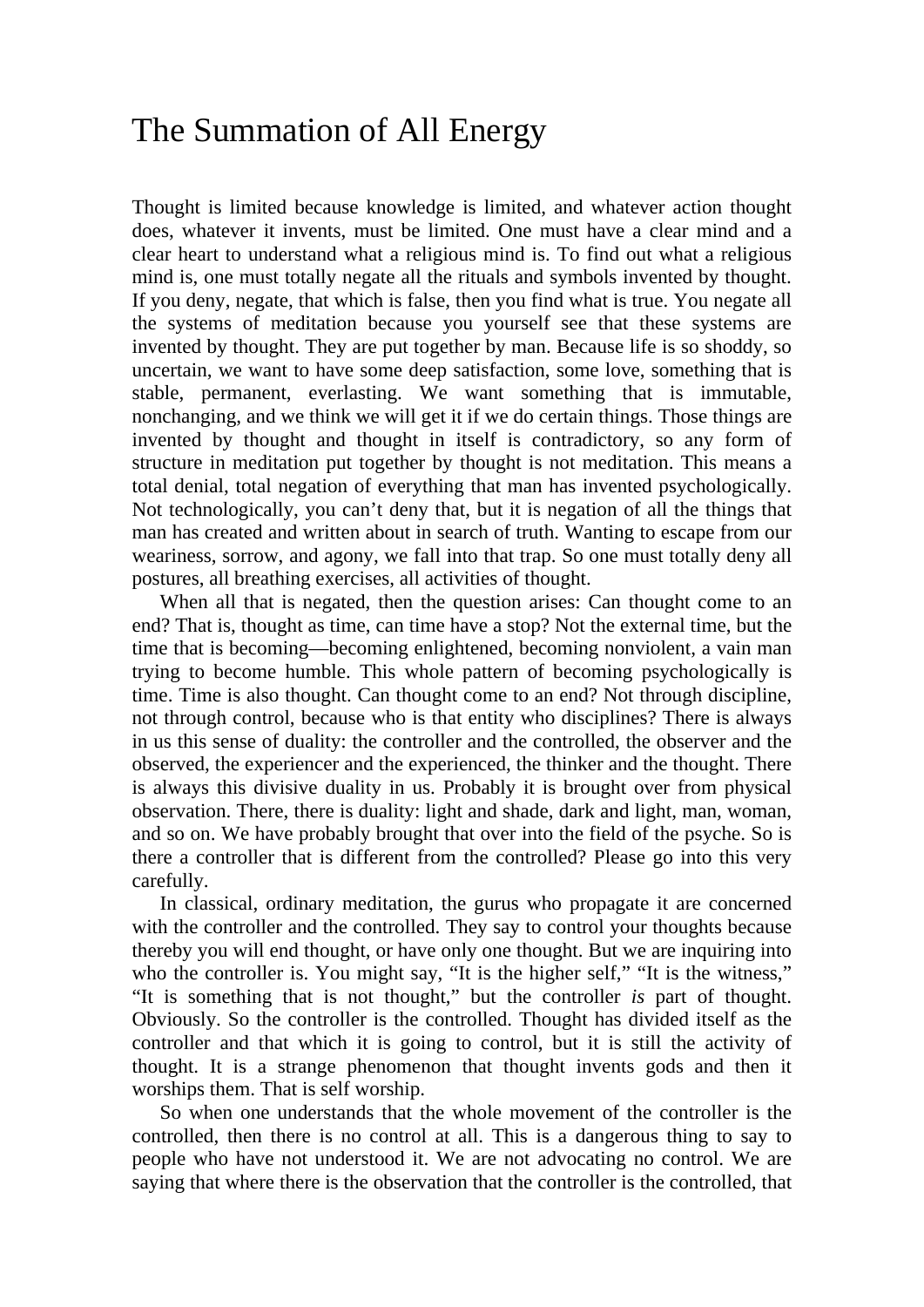# The Summation of All Energy

Thought is limited because knowledge is limited, and whatever action thought does, whatever it invents, must be limited. One must have a clear mind and a clear heart to understand what a religious mind is. To find out what a religious mind is, one must totally negate all the rituals and symbols invented by thought. If you deny, negate, that which is false, then you find what is true. You negate all the systems of meditation because you yourself see that these systems are invented by thought. They are put together by man. Because life is so shoddy, so uncertain, we want to have some deep satisfaction, some love, something that is stable, permanent, everlasting. We want something that is immutable, nonchanging, and we think we will get it if we do certain things. Those things are invented by thought and thought in itself is contradictory, so any form of structure in meditation put together by thought is not meditation. This means a total denial, total negation of everything that man has invented psychologically. Not technologically, you can't deny that, but it is negation of all the things that man has created and written about in search of truth. Wanting to escape from our weariness, sorrow, and agony, we fall into that trap. So one must totally deny all postures, all breathing exercises, all activities of thought.

When all that is negated, then the question arises: Can thought come to an end? That is, thought as time, can time have a stop? Not the external time, but the time that is becoming—becoming enlightened, becoming nonviolent, a vain man trying to become humble. This whole pattern of becoming psychologically is time. Time is also thought. Can thought come to an end? Not through discipline, not through control, because who is that entity who disciplines? There is always in us this sense of duality: the controller and the controlled, the observer and the observed, the experiencer and the experienced, the thinker and the thought. There is always this divisive duality in us. Probably it is brought over from physical observation. There, there is duality: light and shade, dark and light, man, woman, and so on. We have probably brought that over into the field of the psyche. So is there a controller that is different from the controlled? Please go into this very carefully.

In classical, ordinary meditation, the gurus who propagate it are concerned with the controller and the controlled. They say to control your thoughts because thereby you will end thought, or have only one thought. But we are inquiring into who the controller is. You might say, "It is the higher self," "It is the witness," "It is something that is not thought," but the controller *is* part of thought. Obviously. So the controller is the controlled. Thought has divided itself as the controller and that which it is going to control, but it is still the activity of thought. It is a strange phenomenon that thought invents gods and then it worships them. That is self worship.

So when one understands that the whole movement of the controller is the controlled, then there is no control at all. This is a dangerous thing to say to people who have not understood it. We are not advocating no control. We are saying that where there is the observation that the controller is the controlled, that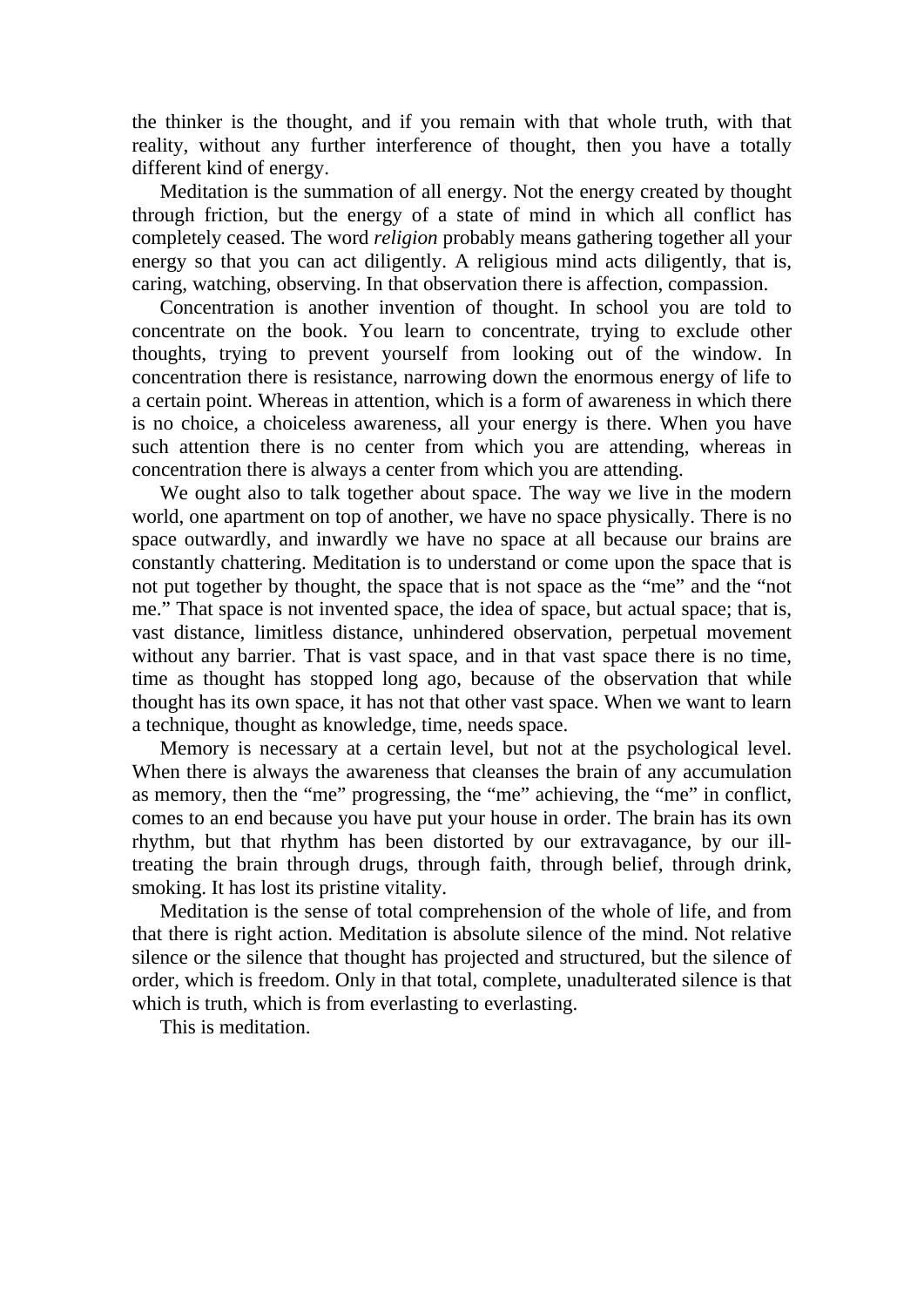the thinker is the thought, and if you remain with that whole truth, with that reality, without any further interference of thought, then you have a totally different kind of energy.

Meditation is the summation of all energy. Not the energy created by thought through friction, but the energy of a state of mind in which all conflict has completely ceased. The word *religion* probably means gathering together all your energy so that you can act diligently. A religious mind acts diligently, that is, caring, watching, observing. In that observation there is affection, compassion.

Concentration is another invention of thought. In school you are told to concentrate on the book. You learn to concentrate, trying to exclude other thoughts, trying to prevent yourself from looking out of the window. In concentration there is resistance, narrowing down the enormous energy of life to a certain point. Whereas in attention, which is a form of awareness in which there is no choice, a choiceless awareness, all your energy is there. When you have such attention there is no center from which you are attending, whereas in concentration there is always a center from which you are attending.

We ought also to talk together about space. The way we live in the modern world, one apartment on top of another, we have no space physically. There is no space outwardly, and inwardly we have no space at all because our brains are constantly chattering. Meditation is to understand or come upon the space that is not put together by thought, the space that is not space as the "me" and the "not me." That space is not invented space, the idea of space, but actual space; that is, vast distance, limitless distance, unhindered observation, perpetual movement without any barrier. That is vast space, and in that vast space there is no time, time as thought has stopped long ago, because of the observation that while thought has its own space, it has not that other vast space. When we want to learn a technique, thought as knowledge, time, needs space.

Memory is necessary at a certain level, but not at the psychological level. When there is always the awareness that cleanses the brain of any accumulation as memory, then the "me" progressing, the "me" achieving, the "me" in conflict, comes to an end because you have put your house in order. The brain has its own rhythm, but that rhythm has been distorted by our extravagance, by our ill-treating the brain through drugs, through faith, through belief, through drink, smoking. It has lost its pristine vitality.

Meditation is the sense of total comprehension of the whole of life, and from that there is right action. Meditation is absolute silence of the mind. Not relative silence or the silence that thought has projected and structured, but the silence of order, which is freedom. Only in that total, complete, unadulterated silence is that which is truth, which is from everlasting to everlasting.

This is meditation.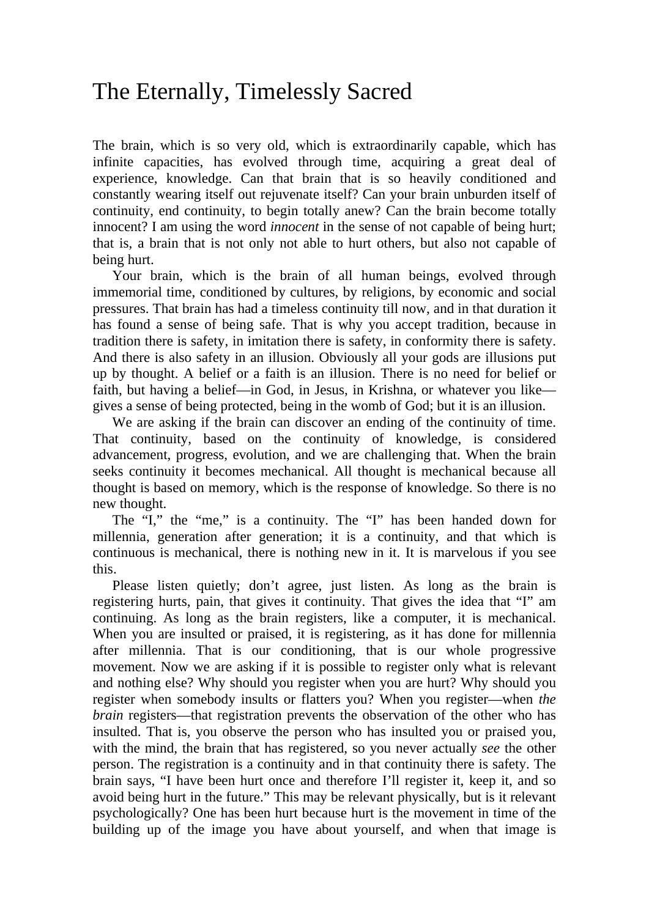# The Eternally, Timelessly Sacred

The brain, which is so very old, which is extraordinarily capable, which has infinite capacities, has evolved through time, acquiring a great deal of experience, knowledge. Can that brain that is so heavily conditioned and constantly wearing itself out rejuvenate itself? Can your brain unburden itself of continuity, end continuity, to begin totally anew? Can the brain become totally innocent? I am using the word *innocent* in the sense of not capable of being hurt; that is, a brain that is not only not able to hurt others, but also not capable of being hurt.

Your brain, which is the brain of all human beings, evolved through immemorial time, conditioned by cultures, by religions, by economic and social pressures. That brain has had a timeless continuity till now, and in that duration it has found a sense of being safe. That is why you accept tradition, because in tradition there is safety, in imitation there is safety, in conformity there is safety. And there is also safety in an illusion. Obviously all your gods are illusions put up by thought. A belief or a faith is an illusion. There is no need for belief or faith, but having a belief—in God, in Jesus, in Krishna, or whatever you like—gives a sense of being protected, being in the womb of God; but it is an illusion.

We are asking if the brain can discover an ending of the continuity of time. That continuity, based on the continuity of knowledge, is considered advancement, progress, evolution, and we are challenging that. When the brain seeks continuity it becomes mechanical. All thought is mechanical because all thought is based on memory, which is the response of knowledge. So there is no new thought.

The "I," the "me," is a continuity. The "I" has been handed down for millennia, generation after generation; it is a continuity, and that which is continuous is mechanical, there is nothing new in it. It is marvelous if you see this.

Please listen quietly; don't agree, just listen. As long as the brain is registering hurts, pain, that gives it continuity. That gives the idea that "I" am continuing. As long as the brain registers, like a computer, it is mechanical. When you are insulted or praised, it is registering, as it has done for millennia after millennia. That is our conditioning, that is our whole progressive movement. Now we are asking if it is possible to register only what is relevant and nothing else? Why should you register when you are hurt? Why should you register when somebody insults or flatters you? When you register—when *the brain* registers—that registration prevents the observation of the other who has insulted. That is, you observe the person who has insulted you or praised you, with the mind, the brain that has registered, so you never actually *see* the other person. The registration is a continuity and in that continuity there is safety. The brain says, "I have been hurt once and therefore I'll register it, keep it, and so avoid being hurt in the future." This may be relevant physically, but is it relevant psychologically? One has been hurt because hurt is the movement in time of the building up of the image you have about yourself, and when that image is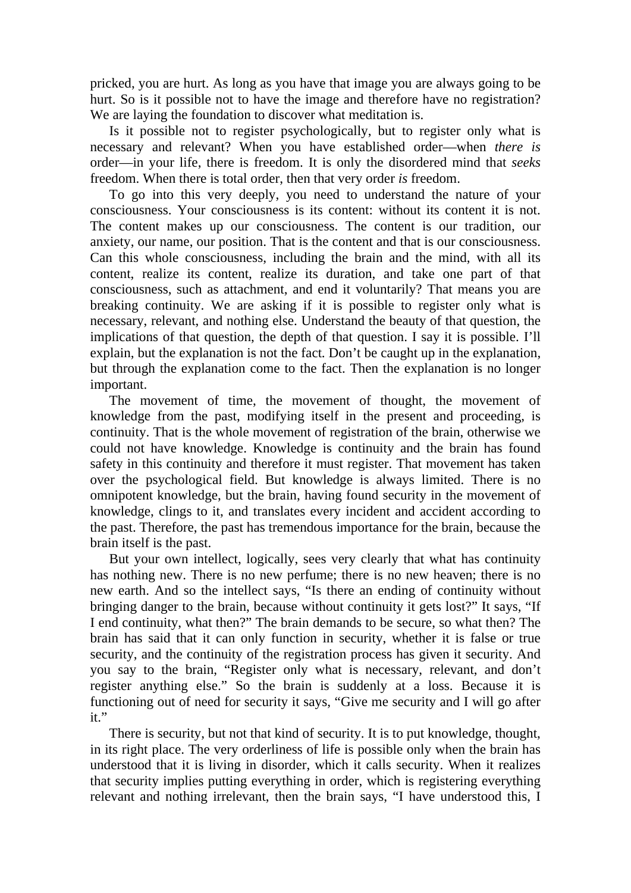pricked, you are hurt. As long as you have that image you are always going to be hurt. So is it possible not to have the image and therefore have no registration? We are laying the foundation to discover what meditation is.

Is it possible not to register psychologically, but to register only what is necessary and relevant? When you have established order—when *there is* order—in your life, there is freedom. It is only the disordered mind that *seeks* freedom. When there is total order, then that very order *is* freedom.

To go into this very deeply, you need to understand the nature of your consciousness. Your consciousness is its content: without its content it is not. The content makes up our consciousness. The content is our tradition, our anxiety, our name, our position. That is the content and that is our consciousness. Can this whole consciousness, including the brain and the mind, with all its content, realize its content, realize its duration, and take one part of that consciousness, such as attachment, and end it voluntarily? That means you are breaking continuity. We are asking if it is possible to register only what is necessary, relevant, and nothing else. Understand the beauty of that question, the implications of that question, the depth of that question. I say it is possible. I'll explain, but the explanation is not the fact. Don't be caught up in the explanation, but through the explanation come to the fact. Then the explanation is no longer important.

The movement of time, the movement of thought, the movement of knowledge from the past, modifying itself in the present and proceeding, is continuity. That is the whole movement of registration of the brain, otherwise we could not have knowledge. Knowledge is continuity and the brain has found safety in this continuity and therefore it must register. That movement has taken over the psychological field. But knowledge is always limited. There is no omnipotent knowledge, but the brain, having found security in the movement of knowledge, clings to it, and translates every incident and accident according to the past. Therefore, the past has tremendous importance for the brain, because the brain itself is the past.

But your own intellect, logically, sees very clearly that what has continuity has nothing new. There is no new perfume; there is no new heaven; there is no new earth. And so the intellect says, "Is there an ending of continuity without bringing danger to the brain, because without continuity it gets lost?" It says, "If I end continuity, what then?" The brain demands to be secure, so what then? The brain has said that it can only function in security, whether it is false or true security, and the continuity of the registration process has given it security. And you say to the brain, "Register only what is necessary, relevant, and don't register anything else." So the brain is suddenly at a loss. Because it is functioning out of need for security it says, "Give me security and I will go after it."

There is security, but not that kind of security. It is to put knowledge, thought, in its right place. The very orderliness of life is possible only when the brain has understood that it is living in disorder, which it calls security. When it realizes that security implies putting everything in order, which is registering everything relevant and nothing irrelevant, then the brain says, "I have understood this, I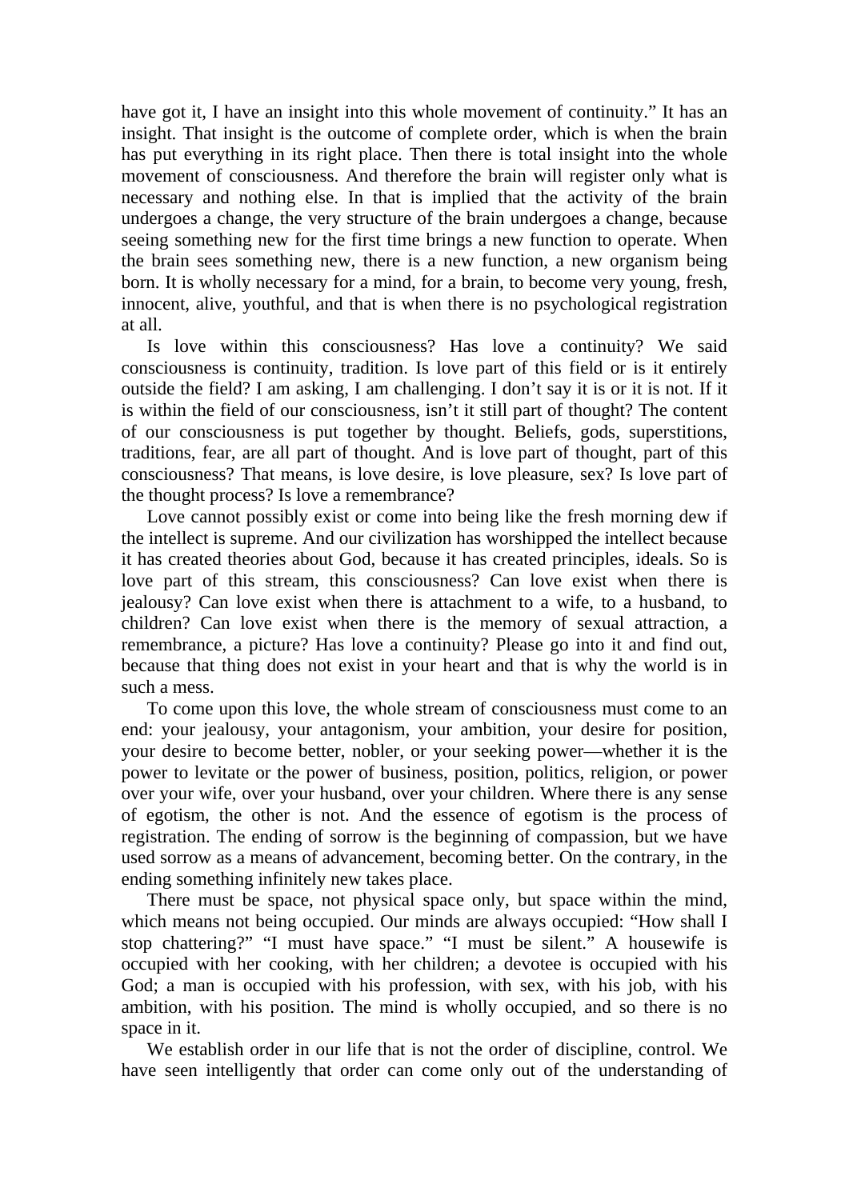have got it, I have an insight into this whole movement of continuity." It has an insight. That insight is the outcome of complete order, which is when the brain has put everything in its right place. Then there is total insight into the whole movement of consciousness. And therefore the brain will register only what is necessary and nothing else. In that is implied that the activity of the brain undergoes a change, the very structure of the brain undergoes a change, because seeing something new for the first time brings a new function to operate. When the brain sees something new, there is a new function, a new organism being born. It is wholly necessary for a mind, for a brain, to become very young, fresh, innocent, alive, youthful, and that is when there is no psychological registration at all.

Is love within this consciousness? Has love a continuity? We said consciousness is continuity, tradition. Is love part of this field or is it entirely outside the field? I am asking, I am challenging. I don't say it is or it is not. If it is within the field of our consciousness, isn't it still part of thought? The content of our consciousness is put together by thought. Beliefs, gods, superstitions, traditions, fear, are all part of thought. And is love part of thought, part of this consciousness? That means, is love desire, is love pleasure, sex? Is love part of the thought process? Is love a remembrance?

Love cannot possibly exist or come into being like the fresh morning dew if the intellect is supreme. And our civilization has worshipped the intellect because it has created theories about God, because it has created principles, ideals. So is love part of this stream, this consciousness? Can love exist when there is jealousy? Can love exist when there is attachment to a wife, to a husband, to children? Can love exist when there is the memory of sexual attraction, a remembrance, a picture? Has love a continuity? Please go into it and find out, because that thing does not exist in your heart and that is why the world is in such a mess.

To come upon this love, the whole stream of consciousness must come to an end: your jealousy, your antagonism, your ambition, your desire for position, your desire to become better, nobler, or your seeking power—whether it is the power to levitate or the power of business, position, politics, religion, or power over your wife, over your husband, over your children. Where there is any sense of egotism, the other is not. And the essence of egotism is the process of registration. The ending of sorrow is the beginning of compassion, but we have used sorrow as a means of advancement, becoming better. On the contrary, in the ending something infinitely new takes place.

There must be space, not physical space only, but space within the mind, which means not being occupied. Our minds are always occupied: "How shall I stop chattering?" "I must have space." "I must be silent." A housewife is occupied with her cooking, with her children; a devotee is occupied with his God; a man is occupied with his profession, with sex, with his job, with his ambition, with his position. The mind is wholly occupied, and so there is no space in it.

We establish order in our life that is not the order of discipline, control. We have seen intelligently that order can come only out of the understanding of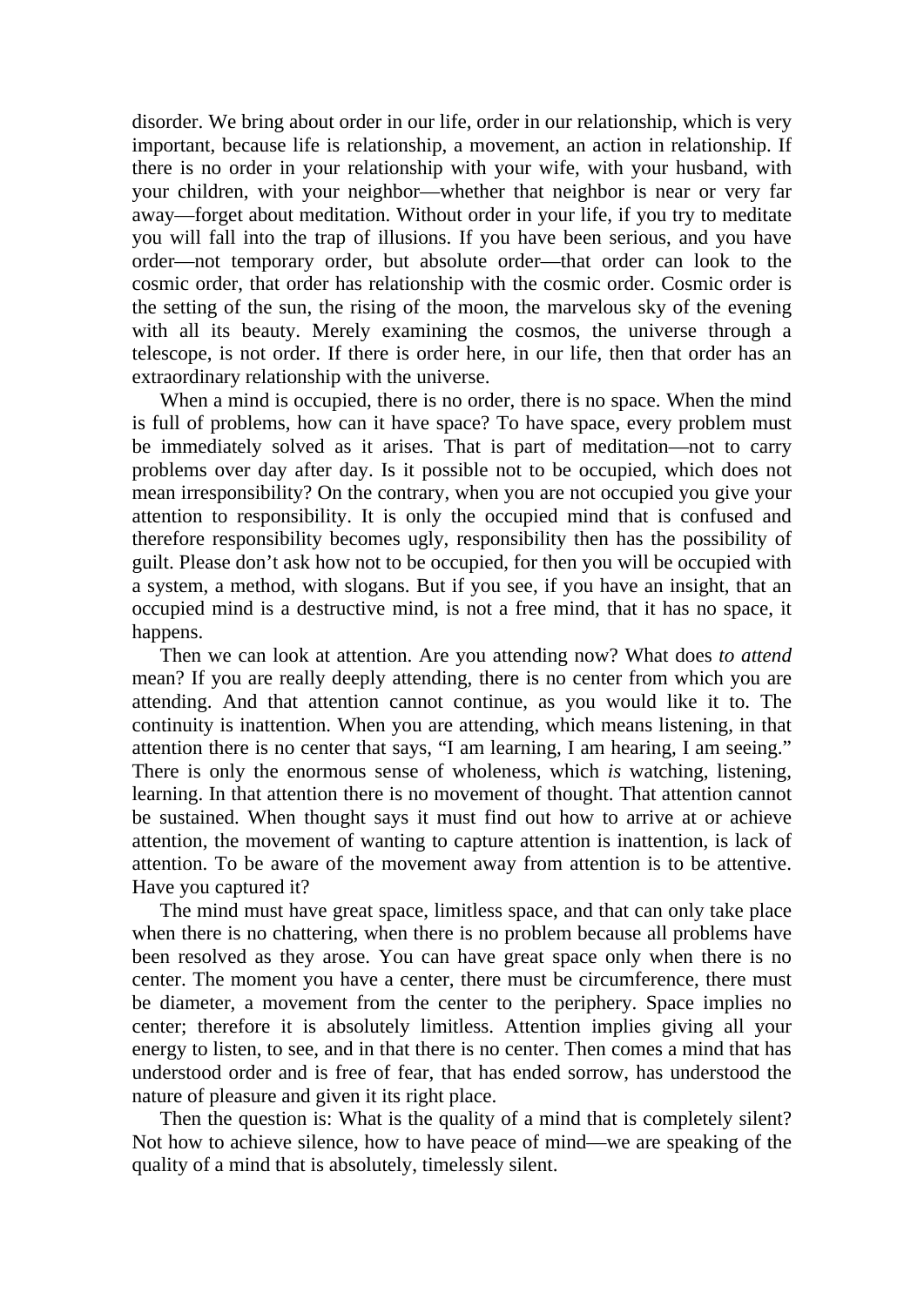disorder. We bring about order in our life, order in our relationship, which is very important, because life is relationship, a movement, an action in relationship. If there is no order in your relationship with your wife, with your husband, with your children, with your neighbor—whether that neighbor is near or very far away—forget about meditation. Without order in your life, if you try to meditate you will fall into the trap of illusions. If you have been serious, and you have order—not temporary order, but absolute order—that order can look to the cosmic order, that order has relationship with the cosmic order. Cosmic order is the setting of the sun, the rising of the moon, the marvelous sky of the evening with all its beauty. Merely examining the cosmos, the universe through a telescope, is not order. If there is order here, in our life, then that order has an extraordinary relationship with the universe.

When a mind is occupied, there is no order, there is no space. When the mind is full of problems, how can it have space? To have space, every problem must be immediately solved as it arises. That is part of meditation—not to carry problems over day after day. Is it possible not to be occupied, which does not mean irresponsibility? On the contrary, when you are not occupied you give your attention to responsibility. It is only the occupied mind that is confused and therefore responsibility becomes ugly, responsibility then has the possibility of guilt. Please don't ask how not to be occupied, for then you will be occupied with a system, a method, with slogans. But if you see, if you have an insight, that an occupied mind is a destructive mind, is not a free mind, that it has no space, it happens.

Then we can look at attention. Are you attending now? What does *to attend* mean? If you are really deeply attending, there is no center from which you are attending. And that attention cannot continue, as you would like it to. The continuity is inattention. When you are attending, which means listening, in that attention there is no center that says, "I am learning, I am hearing, I am seeing." There is only the enormous sense of wholeness, which *is* watching, listening, learning. In that attention there is no movement of thought. That attention cannot be sustained. When thought says it must find out how to arrive at or achieve attention, the movement of wanting to capture attention is inattention, is lack of attention. To be aware of the movement away from attention is to be attentive. Have you captured it?

The mind must have great space, limitless space, and that can only take place when there is no chattering, when there is no problem because all problems have been resolved as they arose. You can have great space only when there is no center. The moment you have a center, there must be circumference, there must be diameter, a movement from the center to the periphery. Space implies no center; therefore it is absolutely limitless. Attention implies giving all your energy to listen, to see, and in that there is no center. Then comes a mind that has understood order and is free of fear, that has ended sorrow, has understood the nature of pleasure and given it its right place.

Then the question is: What is the quality of a mind that is completely silent? Not how to achieve silence, how to have peace of mind—we are speaking of the quality of a mind that is absolutely, timelessly silent.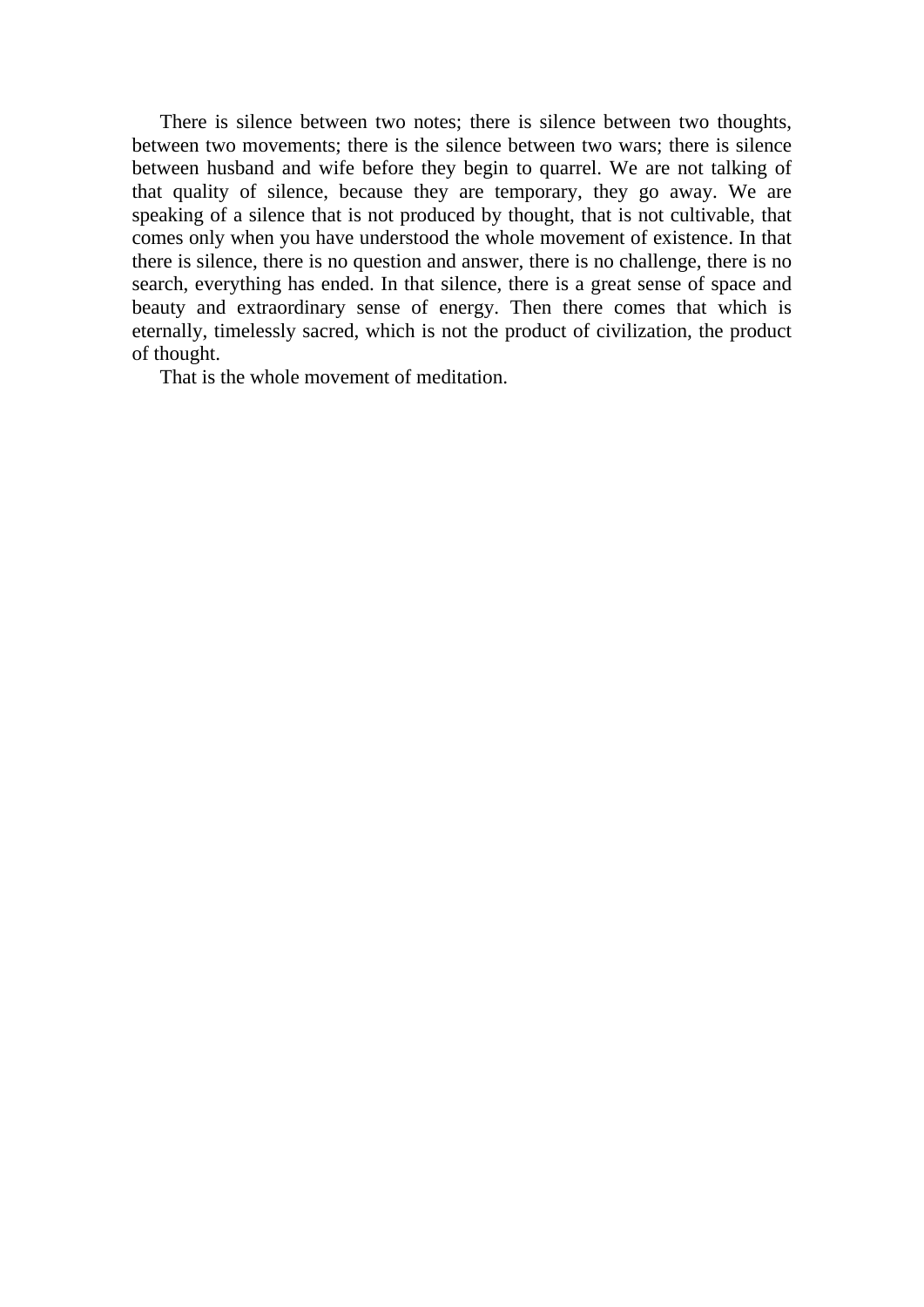There is silence between two notes; there is silence between two thoughts, between two movements; there is the silence between two wars; there is silence between husband and wife before they begin to quarrel. We are not talking of that quality of silence, because they are temporary, they go away. We are speaking of a silence that is not produced by thought, that is not cultivable, that comes only when you have understood the whole movement of existence. In that there is silence, there is no question and answer, there is no challenge, there is no search, everything has ended. In that silence, there is a great sense of space and beauty and extraordinary sense of energy. Then there comes that which is eternally, timelessly sacred, which is not the product of civilization, the product of thought.

That is the whole movement of meditation.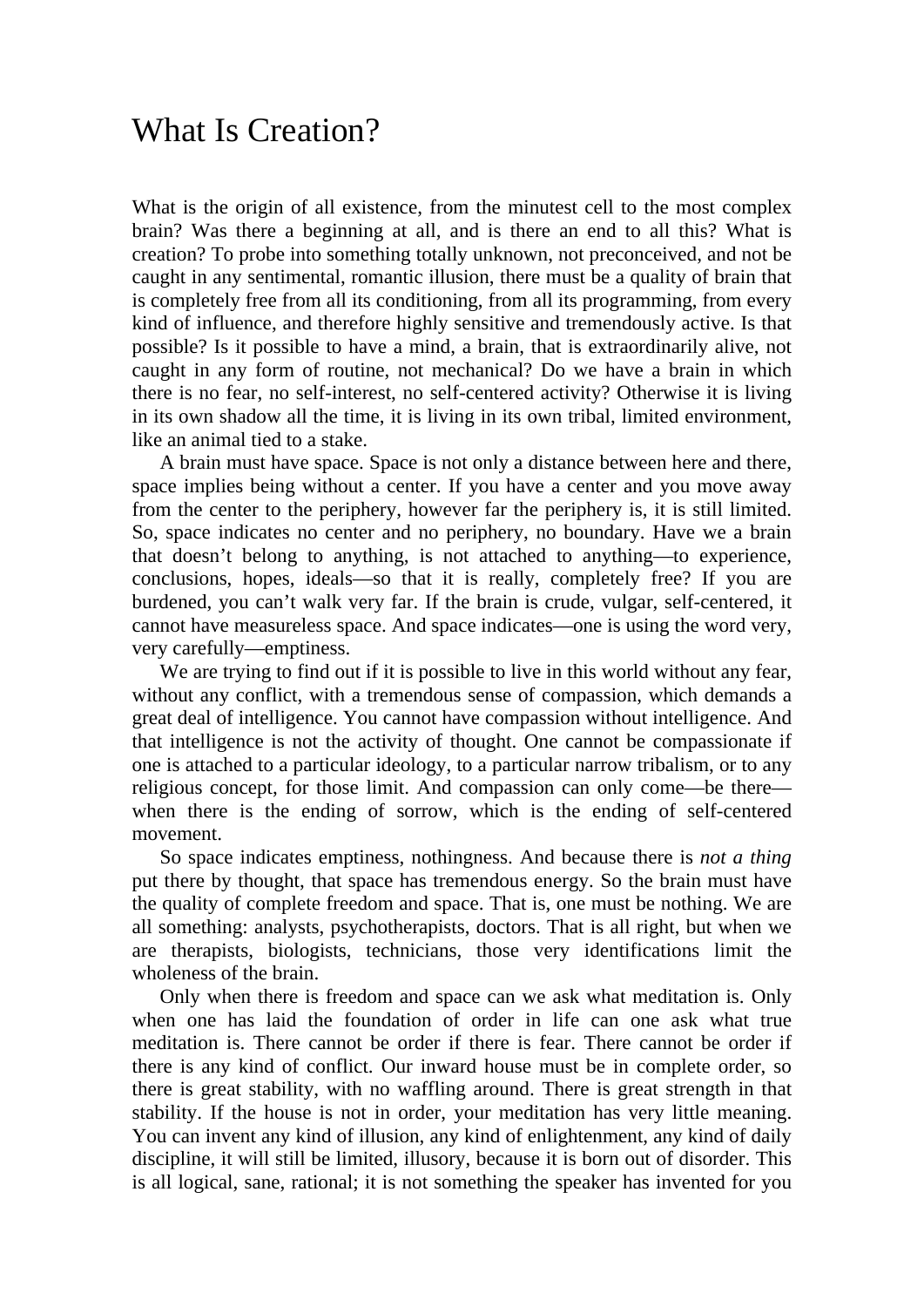# What Is Creation?

What is the origin of all existence, from the minutest cell to the most complex brain? Was there a beginning at all, and is there an end to all this? What is creation? To probe into something totally unknown, not preconceived, and not be caught in any sentimental, romantic illusion, there must be a quality of brain that is completely free from all its conditioning, from all its programming, from every kind of influence, and therefore highly sensitive and tremendously active. Is that possible? Is it possible to have a mind, a brain, that is extraordinarily alive, not caught in any form of routine, not mechanical? Do we have a brain in which there is no fear, no self-interest, no self-centered activity? Otherwise it is living in its own shadow all the time, it is living in its own tribal, limited environment, like an animal tied to a stake.

A brain must have space. Space is not only a distance between here and there, space implies being without a center. If you have a center and you move away from the center to the periphery, however far the periphery is, it is still limited. So, space indicates no center and no periphery, no boundary. Have we a brain that doesn't belong to anything, is not attached to anything—to experience, conclusions, hopes, ideals—so that it is really, completely free? If you are burdened, you can't walk very far. If the brain is crude, vulgar, self-centered, it cannot have measureless space. And space indicates—one is using the word very, very carefully—emptiness.

We are trying to find out if it is possible to live in this world without any fear, without any conflict, with a tremendous sense of compassion, which demands a great deal of intelligence. You cannot have compassion without intelligence. And that intelligence is not the activity of thought. One cannot be compassionate if one is attached to a particular ideology, to a particular narrow tribalism, or to any religious concept, for those limit. And compassion can only come—be there—when there is the ending of sorrow, which is the ending of self-centered movement.

So space indicates emptiness, nothingness. And because there is *not a thing* put there by thought, that space has tremendous energy. So the brain must have the quality of complete freedom and space. That is, one must be nothing. We are all something: analysts, psychotherapists, doctors. That is all right, but when we are therapists, biologists, technicians, those very identifications limit the wholeness of the brain.

Only when there is freedom and space can we ask what meditation is. Only when one has laid the foundation of order in life can one ask what true meditation is. There cannot be order if there is fear. There cannot be order if there is any kind of conflict. Our inward house must be in complete order, so there is great stability, with no waffling around. There is great strength in that stability. If the house is not in order, your meditation has very little meaning. You can invent any kind of illusion, any kind of enlightenment, any kind of daily discipline, it will still be limited, illusory, because it is born out of disorder. This is all logical, sane, rational; it is not something the speaker has invented for you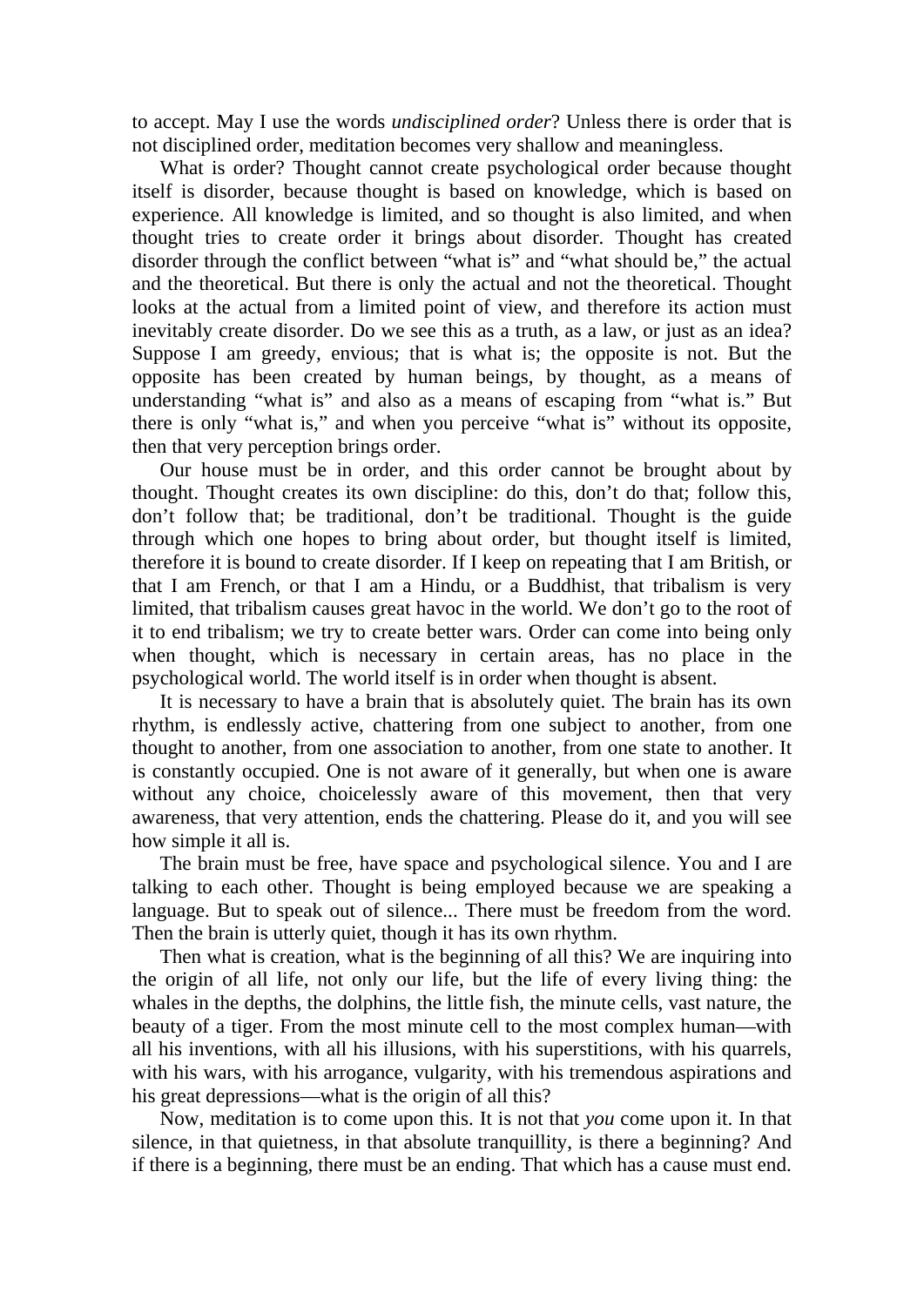to accept. May I use the words *undisciplined order*? Unless there is order that is not disciplined order, meditation becomes very shallow and meaningless.

What is order? Thought cannot create psychological order because thought itself is disorder, because thought is based on knowledge, which is based on experience. All knowledge is limited, and so thought is also limited, and when thought tries to create order it brings about disorder. Thought has created disorder through the conflict between "what is" and "what should be," the actual and the theoretical. But there is only the actual and not the theoretical. Thought looks at the actual from a limited point of view, and therefore its action must inevitably create disorder. Do we see this as a truth, as a law, or just as an idea? Suppose I am greedy, envious; that is what is; the opposite is not. But the opposite has been created by human beings, by thought, as a means of understanding "what is" and also as a means of escaping from "what is." But there is only "what is," and when you perceive "what is" without its opposite, then that very perception brings order.

Our house must be in order, and this order cannot be brought about by thought. Thought creates its own discipline: do this, don't do that; follow this, don't follow that; be traditional, don't be traditional. Thought is the guide through which one hopes to bring about order, but thought itself is limited, therefore it is bound to create disorder. If I keep on repeating that I am British, or that I am French, or that I am a Hindu, or a Buddhist, that tribalism is very limited, that tribalism causes great havoc in the world. We don't go to the root of it to end tribalism; we try to create better wars. Order can come into being only when thought, which is necessary in certain areas, has no place in the psychological world. The world itself is in order when thought is absent.

It is necessary to have a brain that is absolutely quiet. The brain has its own rhythm, is endlessly active, chattering from one subject to another, from one thought to another, from one association to another, from one state to another. It is constantly occupied. One is not aware of it generally, but when one is aware without any choice, choicelessly aware of this movement, then that very awareness, that very attention, ends the chattering. Please do it, and you will see how simple it all is.

The brain must be free, have space and psychological silence. You and I are talking to each other. Thought is being employed because we are speaking a language. But to speak out of silence... There must be freedom from the word. Then the brain is utterly quiet, though it has its own rhythm.

Then what is creation, what is the beginning of all this? We are inquiring into the origin of all life, not only our life, but the life of every living thing: the whales in the depths, the dolphins, the little fish, the minute cells, vast nature, the beauty of a tiger. From the most minute cell to the most complex human—with all his inventions, with all his illusions, with his superstitions, with his quarrels, with his wars, with his arrogance, vulgarity, with his tremendous aspirations and his great depressions—what is the origin of all this?

Now, meditation is to come upon this. It is not that *you* come upon it. In that silence, in that quietness, in that absolute tranquillity, is there a beginning? And if there is a beginning, there must be an ending. That which has a cause must end.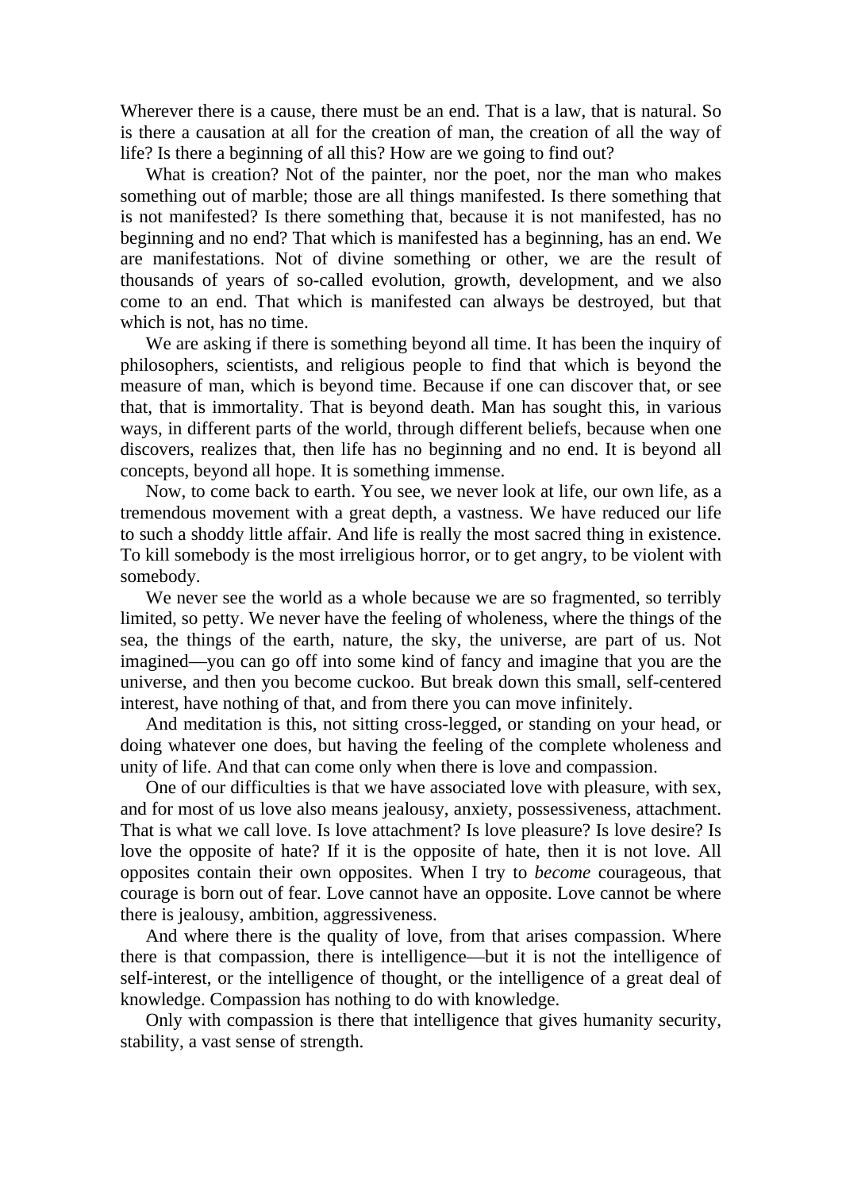Wherever there is a cause, there must be an end. That is a law, that is natural. So is there a causation at all for the creation of man, the creation of all the way of life? Is there a beginning of all this? How are we going to find out?

What is creation? Not of the painter, nor the poet, nor the man who makes something out of marble; those are all things manifested. Is there something that is not manifested? Is there something that, because it is not manifested, has no beginning and no end? That which is manifested has a beginning, has an end. We are manifestations. Not of divine something or other, we are the result of thousands of years of so-called evolution, growth, development, and we also come to an end. That which is manifested can always be destroyed, but that which is not, has no time.

We are asking if there is something beyond all time. It has been the inquiry of philosophers, scientists, and religious people to find that which is beyond the measure of man, which is beyond time. Because if one can discover that, or see that, that is immortality. That is beyond death. Man has sought this, in various ways, in different parts of the world, through different beliefs, because when one discovers, realizes that, then life has no beginning and no end. It is beyond all concepts, beyond all hope. It is something immense.

Now, to come back to earth. You see, we never look at life, our own life, as a tremendous movement with a great depth, a vastness. We have reduced our life to such a shoddy little affair. And life is really the most sacred thing in existence. To kill somebody is the most irreligious horror, or to get angry, to be violent with somebody.

We never see the world as a whole because we are so fragmented, so terribly limited, so petty. We never have the feeling of wholeness, where the things of the sea, the things of the earth, nature, the sky, the universe, are part of us. Not imagined—you can go off into some kind of fancy and imagine that you are the universe, and then you become cuckoo. But break down this small, self-centered interest, have nothing of that, and from there you can move infinitely.

And meditation is this, not sitting cross-legged, or standing on your head, or doing whatever one does, but having the feeling of the complete wholeness and unity of life. And that can come only when there is love and compassion.

One of our difficulties is that we have associated love with pleasure, with sex, and for most of us love also means jealousy, anxiety, possessiveness, attachment. That is what we call love. Is love attachment? Is love pleasure? Is love desire? Is love the opposite of hate? If it is the opposite of hate, then it is not love. All opposites contain their own opposites. When I try to *become* courageous, that courage is born out of fear. Love cannot have an opposite. Love cannot be where there is jealousy, ambition, aggressiveness.

And where there is the quality of love, from that arises compassion. Where there is that compassion, there is intelligence—but it is not the intelligence of self-interest, or the intelligence of thought, or the intelligence of a great deal of knowledge. Compassion has nothing to do with knowledge.

Only with compassion is there that intelligence that gives humanity security, stability, a vast sense of strength.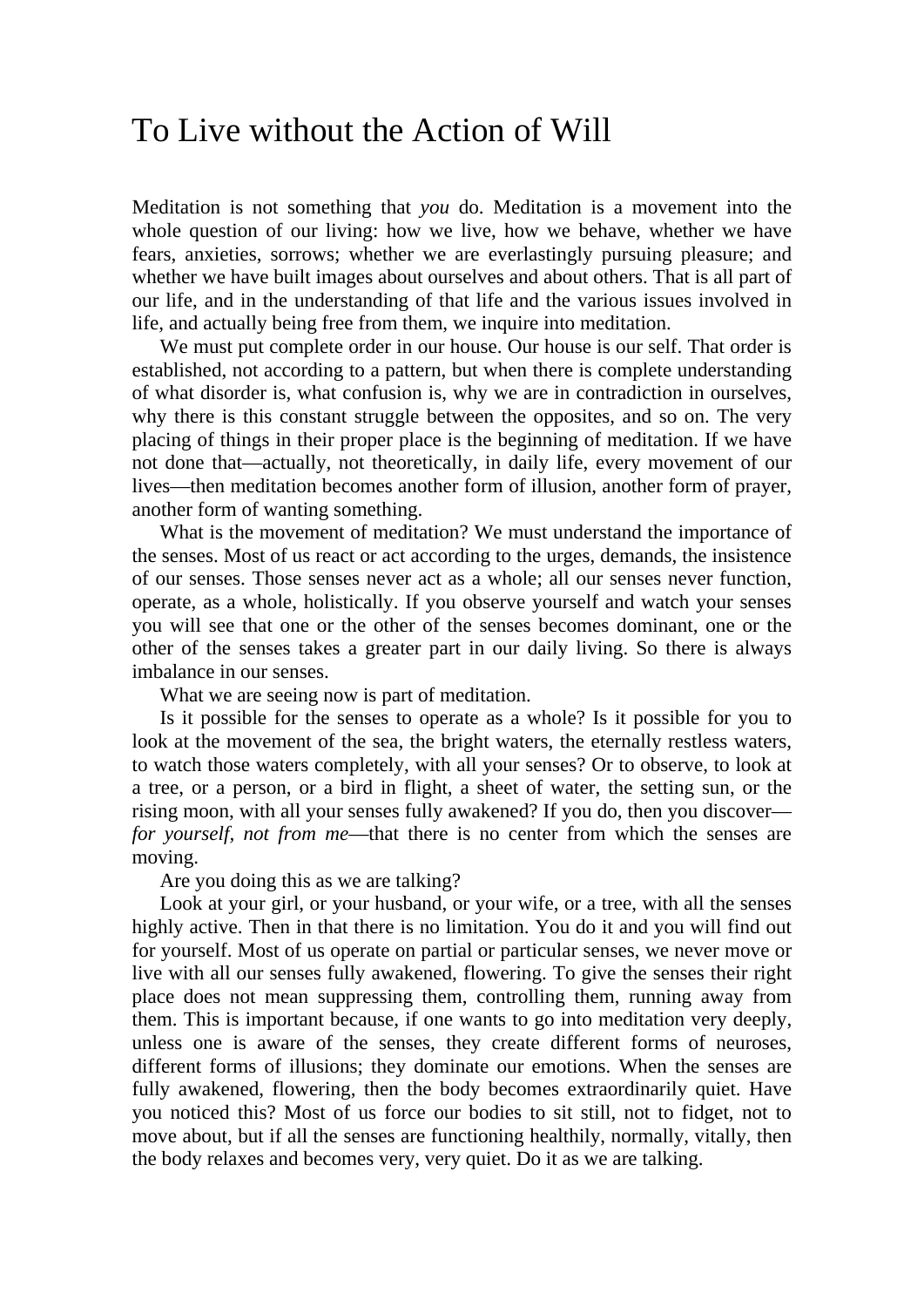# To Live without the Action of Will

Meditation is not something that *you* do. Meditation is a movement into the whole question of our living: how we live, how we behave, whether we have fears, anxieties, sorrows; whether we are everlastingly pursuing pleasure; and whether we have built images about ourselves and about others. That is all part of our life, and in the understanding of that life and the various issues involved in life, and actually being free from them, we inquire into meditation.

We must put complete order in our house. Our house is our self. That order is established, not according to a pattern, but when there is complete understanding of what disorder is, what confusion is, why we are in contradiction in ourselves, why there is this constant struggle between the opposites, and so on. The very placing of things in their proper place is the beginning of meditation. If we have not done that—actually, not theoretically, in daily life, every movement of our lives—then meditation becomes another form of illusion, another form of prayer, another form of wanting something.

What is the movement of meditation? We must understand the importance of the senses. Most of us react or act according to the urges, demands, the insistence of our senses. Those senses never act as a whole; all our senses never function, operate, as a whole, holistically. If you observe yourself and watch your senses you will see that one or the other of the senses becomes dominant, one or the other of the senses takes a greater part in our daily living. So there is always imbalance in our senses.

What we are seeing now is part of meditation.

Is it possible for the senses to operate as a whole? Is it possible for you to look at the movement of the sea, the bright waters, the eternally restless waters, to watch those waters completely, with all your senses? Or to observe, to look at a tree, or a person, or a bird in flight, a sheet of water, the setting sun, or the rising moon, with all your senses fully awakened? If you do, then you discover—*for yourself, not from me*—that there is no center from which the senses are moving.

Are you doing this as we are talking?

Look at your girl, or your husband, or your wife, or a tree, with all the senses highly active. Then in that there is no limitation. You do it and you will find out for yourself. Most of us operate on partial or particular senses, we never move or live with all our senses fully awakened, flowering. To give the senses their right place does not mean suppressing them, controlling them, running away from them. This is important because, if one wants to go into meditation very deeply, unless one is aware of the senses, they create different forms of neuroses, different forms of illusions; they dominate our emotions. When the senses are fully awakened, flowering, then the body becomes extraordinarily quiet. Have you noticed this? Most of us force our bodies to sit still, not to fidget, not to move about, but if all the senses are functioning healthily, normally, vitally, then the body relaxes and becomes very, very quiet. Do it as we are talking.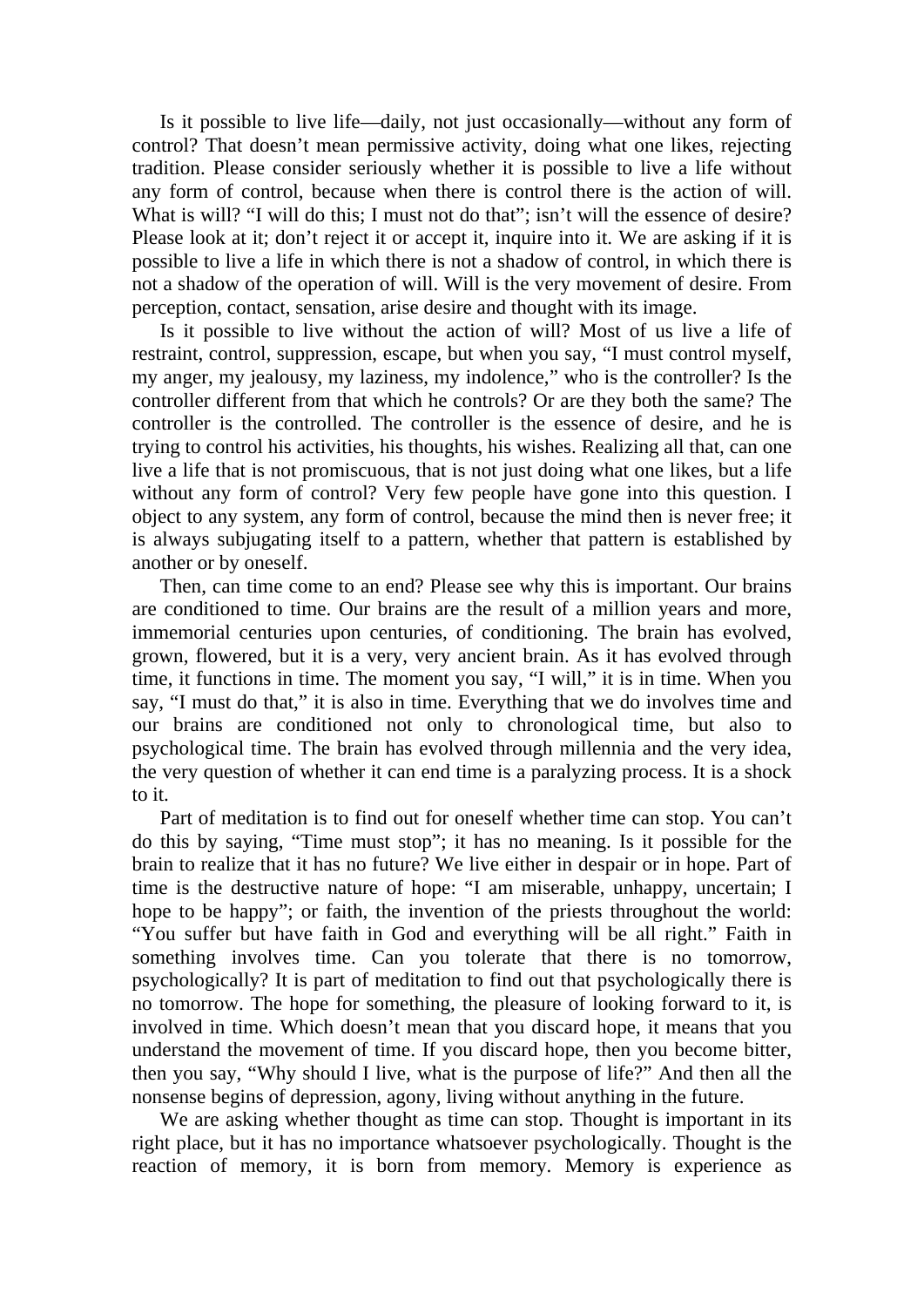Is it possible to live life—daily, not just occasionally—without any form of control? That doesn't mean permissive activity, doing what one likes, rejecting tradition. Please consider seriously whether it is possible to live a life without any form of control, because when there is control there is the action of will. What is will? "I will do this; I must not do that"; isn't will the essence of desire? Please look at it; don't reject it or accept it, inquire into it. We are asking if it is possible to live a life in which there is not a shadow of control, in which there is not a shadow of the operation of will. Will is the very movement of desire. From perception, contact, sensation, arise desire and thought with its image.

Is it possible to live without the action of will? Most of us live a life of restraint, control, suppression, escape, but when you say, "I must control myself, my anger, my jealousy, my laziness, my indolence," who is the controller? Is the controller different from that which he controls? Or are they both the same? The controller is the controlled. The controller is the essence of desire, and he is trying to control his activities, his thoughts, his wishes. Realizing all that, can one live a life that is not promiscuous, that is not just doing what one likes, but a life without any form of control? Very few people have gone into this question. I object to any system, any form of control, because the mind then is never free; it is always subjugating itself to a pattern, whether that pattern is established by another or by oneself.

Then, can time come to an end? Please see why this is important. Our brains are conditioned to time. Our brains are the result of a million years and more, immemorial centuries upon centuries, of conditioning. The brain has evolved, grown, flowered, but it is a very, very ancient brain. As it has evolved through time, it functions in time. The moment you say, "I will," it is in time. When you say, "I must do that," it is also in time. Everything that we do involves time and our brains are conditioned not only to chronological time, but also to psychological time. The brain has evolved through millennia and the very idea, the very question of whether it can end time is a paralyzing process. It is a shock to it.

Part of meditation is to find out for oneself whether time can stop. You can't do this by saying, "Time must stop"; it has no meaning. Is it possible for the brain to realize that it has no future? We live either in despair or in hope. Part of time is the destructive nature of hope: "I am miserable, unhappy, uncertain; I hope to be happy"; or faith, the invention of the priests throughout the world: "You suffer but have faith in God and everything will be all right." Faith in something involves time. Can you tolerate that there is no tomorrow, psychologically? It is part of meditation to find out that psychologically there is no tomorrow. The hope for something, the pleasure of looking forward to it, is involved in time. Which doesn't mean that you discard hope, it means that you understand the movement of time. If you discard hope, then you become bitter, then you say, "Why should I live, what is the purpose of life?" And then all the nonsense begins of depression, agony, living without anything in the future.

We are asking whether thought as time can stop. Thought is important in its right place, but it has no importance whatsoever psychologically. Thought is the reaction of memory, it is born from memory. Memory is experience as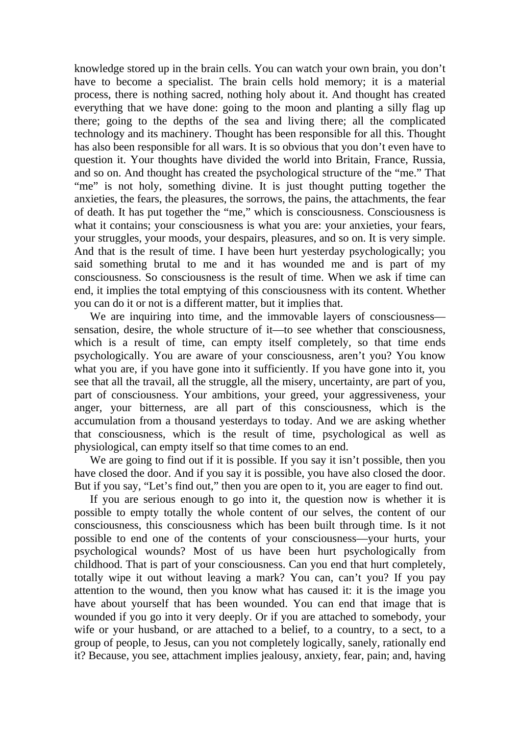knowledge stored up in the brain cells. You can watch your own brain, you don't have to become a specialist. The brain cells hold memory; it is a material process, there is nothing sacred, nothing holy about it. And thought has created everything that we have done: going to the moon and planting a silly flag up there; going to the depths of the sea and living there; all the complicated technology and its machinery. Thought has been responsible for all this. Thought has also been responsible for all wars. It is so obvious that you don't even have to question it. Your thoughts have divided the world into Britain, France, Russia, and so on. And thought has created the psychological structure of the "me." That "me" is not holy, something divine. It is just thought putting together the anxieties, the fears, the pleasures, the sorrows, the pains, the attachments, the fear of death. It has put together the "me," which is consciousness. Consciousness is what it contains; your consciousness is what you are: your anxieties, your fears, your struggles, your moods, your despairs, pleasures, and so on. It is very simple. And that is the result of time. I have been hurt yesterday psychologically; you said something brutal to me and it has wounded me and is part of my consciousness. So consciousness is the result of time. When we ask if time can end, it implies the total emptying of this consciousness with its content. Whether you can do it or not is a different matter, but it implies that.

We are inquiring into time, and the immovable layers of consciousness—sensation, desire, the whole structure of it—to see whether that consciousness, which is a result of time, can empty itself completely, so that time ends psychologically. You are aware of your consciousness, aren't you? You know what you are, if you have gone into it sufficiently. If you have gone into it, you see that all the travail, all the struggle, all the misery, uncertainty, are part of you, part of consciousness. Your ambitions, your greed, your aggressiveness, your anger, your bitterness, are all part of this consciousness, which is the accumulation from a thousand yesterdays to today. And we are asking whether that consciousness, which is the result of time, psychological as well as physiological, can empty itself so that time comes to an end.

We are going to find out if it is possible. If you say it isn't possible, then you have closed the door. And if you say it is possible, you have also closed the door. But if you say, "Let's find out," then you are open to it, you are eager to find out.

If you are serious enough to go into it, the question now is whether it is possible to empty totally the whole content of our selves, the content of our consciousness, this consciousness which has been built through time. Is it not possible to end one of the contents of your consciousness—your hurts, your psychological wounds? Most of us have been hurt psychologically from childhood. That is part of your consciousness. Can you end that hurt completely, totally wipe it out without leaving a mark? You can, can't you? If you pay attention to the wound, then you know what has caused it: it is the image you have about yourself that has been wounded. You can end that image that is wounded if you go into it very deeply. Or if you are attached to somebody, your wife or your husband, or are attached to a belief, to a country, to a sect, to a group of people, to Jesus, can you not completely logically, sanely, rationally end it? Because, you see, attachment implies jealousy, anxiety, fear, pain; and, having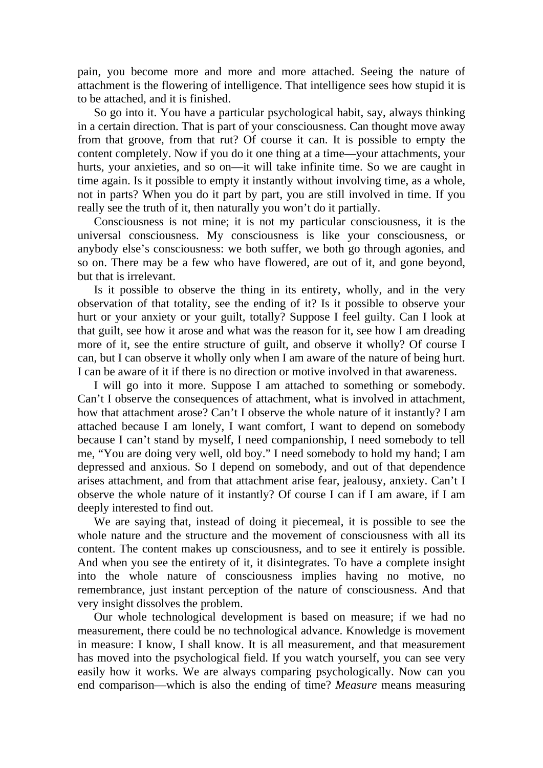pain, you become more and more and more attached. Seeing the nature of attachment is the flowering of intelligence. That intelligence sees how stupid it is to be attached, and it is finished.

So go into it. You have a particular psychological habit, say, always thinking in a certain direction. That is part of your consciousness. Can thought move away from that groove, from that rut? Of course it can. It is possible to empty the content completely. Now if you do it one thing at a time—your attachments, your hurts, your anxieties, and so on—it will take infinite time. So we are caught in time again. Is it possible to empty it instantly without involving time, as a whole, not in parts? When you do it part by part, you are still involved in time. If you really see the truth of it, then naturally you won't do it partially.

Consciousness is not mine; it is not my particular consciousness, it is the universal consciousness. My consciousness is like your consciousness, or anybody else's consciousness: we both suffer, we both go through agonies, and so on. There may be a few who have flowered, are out of it, and gone beyond, but that is irrelevant.

Is it possible to observe the thing in its entirety, wholly, and in the very observation of that totality, see the ending of it? Is it possible to observe your hurt or your anxiety or your guilt, totally? Suppose I feel guilty. Can I look at that guilt, see how it arose and what was the reason for it, see how I am dreading more of it, see the entire structure of guilt, and observe it wholly? Of course I can, but I can observe it wholly only when I am aware of the nature of being hurt. I can be aware of it if there is no direction or motive involved in that awareness.

I will go into it more. Suppose I am attached to something or somebody. Can't I observe the consequences of attachment, what is involved in attachment, how that attachment arose? Can't I observe the whole nature of it instantly? I am attached because I am lonely, I want comfort, I want to depend on somebody because I can't stand by myself, I need companionship, I need somebody to tell me, "You are doing very well, old boy." I need somebody to hold my hand; I am depressed and anxious. So I depend on somebody, and out of that dependence arises attachment, and from that attachment arise fear, jealousy, anxiety. Can't I observe the whole nature of it instantly? Of course I can if I am aware, if I am deeply interested to find out.

We are saying that, instead of doing it piecemeal, it is possible to see the whole nature and the structure and the movement of consciousness with all its content. The content makes up consciousness, and to see it entirely is possible. And when you see the entirety of it, it disintegrates. To have a complete insight into the whole nature of consciousness implies having no motive, no remembrance, just instant perception of the nature of consciousness. And that very insight dissolves the problem.

Our whole technological development is based on measure; if we had no measurement, there could be no technological advance. Knowledge is movement in measure: I know, I shall know. It is all measurement, and that measurement has moved into the psychological field. If you watch yourself, you can see very easily how it works. We are always comparing psychologically. Now can you end comparison—which is also the ending of time? *Measure* means measuring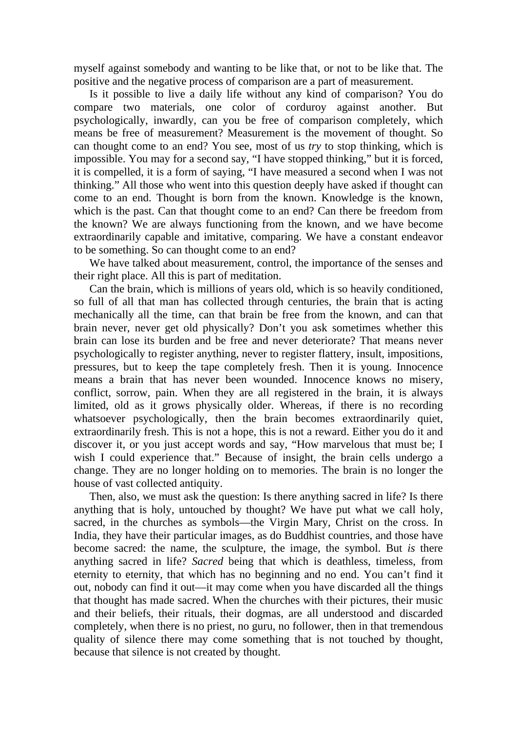myself against somebody and wanting to be like that, or not to be like that. The positive and the negative process of comparison are a part of measurement.

Is it possible to live a daily life without any kind of comparison? You do compare two materials, one color of corduroy against another. But psychologically, inwardly, can you be free of comparison completely, which means be free of measurement? Measurement is the movement of thought. So can thought come to an end? You see, most of us *try* to stop thinking, which is impossible. You may for a second say, "I have stopped thinking," but it is forced, it is compelled, it is a form of saying, "I have measured a second when I was not thinking." All those who went into this question deeply have asked if thought can come to an end. Thought is born from the known. Knowledge is the known, which is the past. Can that thought come to an end? Can there be freedom from the known? We are always functioning from the known, and we have become extraordinarily capable and imitative, comparing. We have a constant endeavor to be something. So can thought come to an end?

We have talked about measurement, control, the importance of the senses and their right place. All this is part of meditation.

Can the brain, which is millions of years old, which is so heavily conditioned, so full of all that man has collected through centuries, the brain that is acting mechanically all the time, can that brain be free from the known, and can that brain never, never get old physically? Don't you ask sometimes whether this brain can lose its burden and be free and never deteriorate? That means never psychologically to register anything, never to register flattery, insult, impositions, pressures, but to keep the tape completely fresh. Then it is young. Innocence means a brain that has never been wounded. Innocence knows no misery, conflict, sorrow, pain. When they are all registered in the brain, it is always limited, old as it grows physically older. Whereas, if there is no recording whatsoever psychologically, then the brain becomes extraordinarily quiet, extraordinarily fresh. This is not a hope, this is not a reward. Either you do it and discover it, or you just accept words and say, "How marvelous that must be; I wish I could experience that." Because of insight, the brain cells undergo a change. They are no longer holding on to memories. The brain is no longer the house of vast collected antiquity.

Then, also, we must ask the question: Is there anything sacred in life? Is there anything that is holy, untouched by thought? We have put what we call holy, sacred, in the churches as symbols—the Virgin Mary, Christ on the cross. In India, they have their particular images, as do Buddhist countries, and those have become sacred: the name, the sculpture, the image, the symbol. But *is* there anything sacred in life? *Sacred* being that which is deathless, timeless, from eternity to eternity, that which has no beginning and no end. You can't find it out, nobody can find it out—it may come when you have discarded all the things that thought has made sacred. When the churches with their pictures, their music and their beliefs, their rituals, their dogmas, are all understood and discarded completely, when there is no priest, no guru, no follower, then in that tremendous quality of silence there may come something that is not touched by thought, because that silence is not created by thought.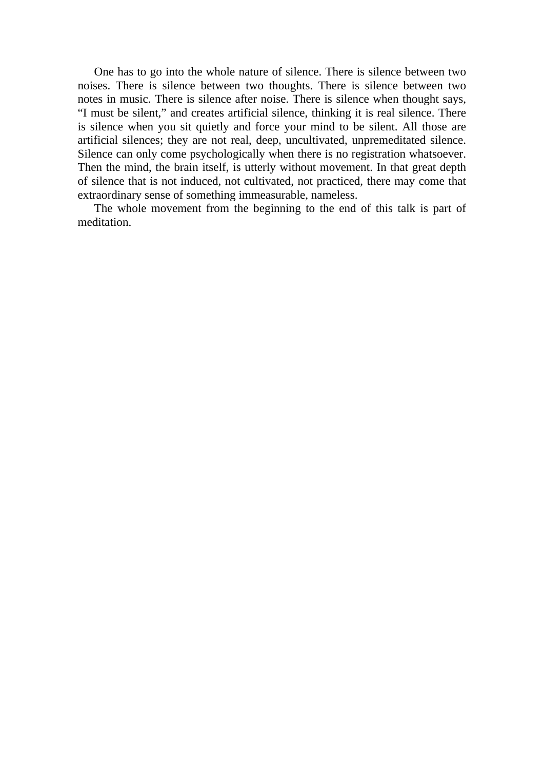One has to go into the whole nature of silence. There is silence between two noises. There is silence between two thoughts. There is silence between two notes in music. There is silence after noise. There is silence when thought says, “I must be silent,” and creates artificial silence, thinking it is real silence. There is silence when you sit quietly and force your mind to be silent. All those are artificial silences; they are not real, deep, uncultivated, unpremeditated silence. Silence can only come psychologically when there is no registration whatsoever. Then the mind, the brain itself, is utterly without movement. In that great depth of silence that is not induced, not cultivated, not practiced, there may come that extraordinary sense of something immeasurable, nameless.

The whole movement from the beginning to the end of this talk is part of meditation.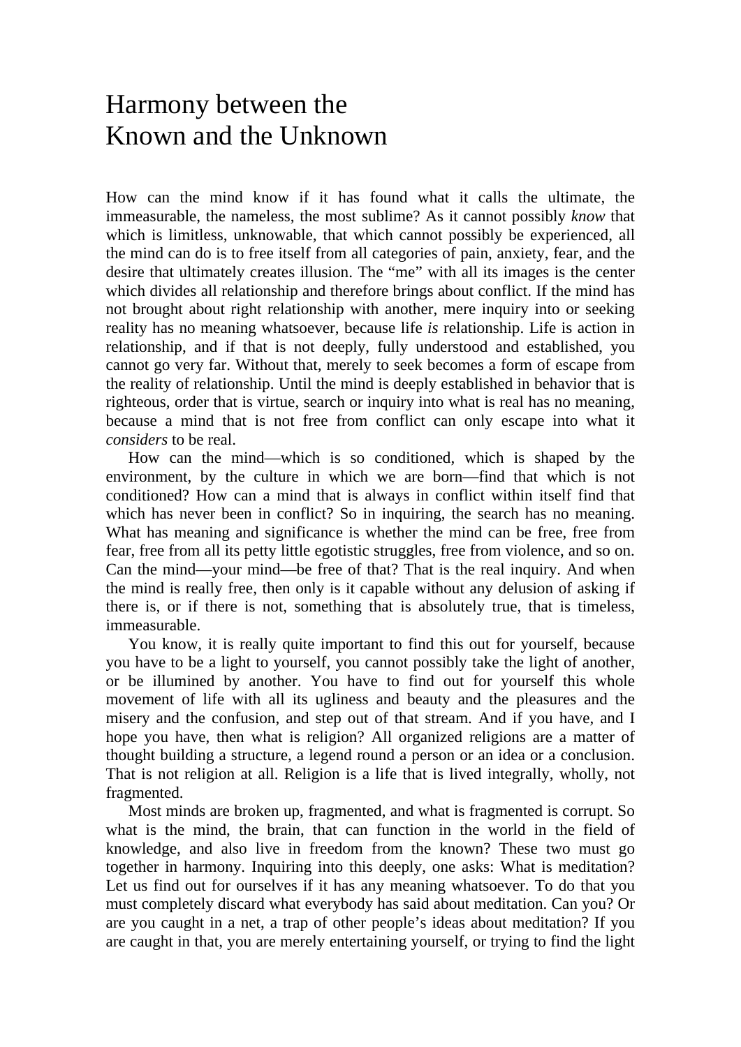# Harmony between the Known and the Unknown

How can the mind know if it has found what it calls the ultimate, the immeasurable, the nameless, the most sublime? As it cannot possibly *know* that which is limitless, unknowable, that which cannot possibly be experienced, all the mind can do is to free itself from all categories of pain, anxiety, fear, and the desire that ultimately creates illusion. The "me" with all its images is the center which divides all relationship and therefore brings about conflict. If the mind has not brought about right relationship with another, mere inquiry into or seeking reality has no meaning whatsoever, because life *is* relationship. Life is action in relationship, and if that is not deeply, fully understood and established, you cannot go very far. Without that, merely to seek becomes a form of escape from the reality of relationship. Until the mind is deeply established in behavior that is righteous, order that is virtue, search or inquiry into what is real has no meaning, because a mind that is not free from conflict can only escape into what it *considers* to be real.

How can the mind—which is so conditioned, which is shaped by the environment, by the culture in which we are born—find that which is not conditioned? How can a mind that is always in conflict within itself find that which has never been in conflict? So in inquiring, the search has no meaning. What has meaning and significance is whether the mind can be free, free from fear, free from all its petty little egotistic struggles, free from violence, and so on. Can the mind—your mind—be free of that? That is the real inquiry. And when the mind is really free, then only is it capable without any delusion of asking if there is, or if there is not, something that is absolutely true, that is timeless, immeasurable.

You know, it is really quite important to find this out for yourself, because you have to be a light to yourself, you cannot possibly take the light of another, or be illumined by another. You have to find out for yourself this whole movement of life with all its ugliness and beauty and the pleasures and the misery and the confusion, and step out of that stream. And if you have, and I hope you have, then what is religion? All organized religions are a matter of thought building a structure, a legend round a person or an idea or a conclusion. That is not religion at all. Religion is a life that is lived integrally, wholly, not fragmented.

Most minds are broken up, fragmented, and what is fragmented is corrupt. So what is the mind, the brain, that can function in the world in the field of knowledge, and also live in freedom from the known? These two must go together in harmony. Inquiring into this deeply, one asks: What is meditation? Let us find out for ourselves if it has any meaning whatsoever. To do that you must completely discard what everybody has said about meditation. Can you? Or are you caught in a net, a trap of other people's ideas about meditation? If you are caught in that, you are merely entertaining yourself, or trying to find the light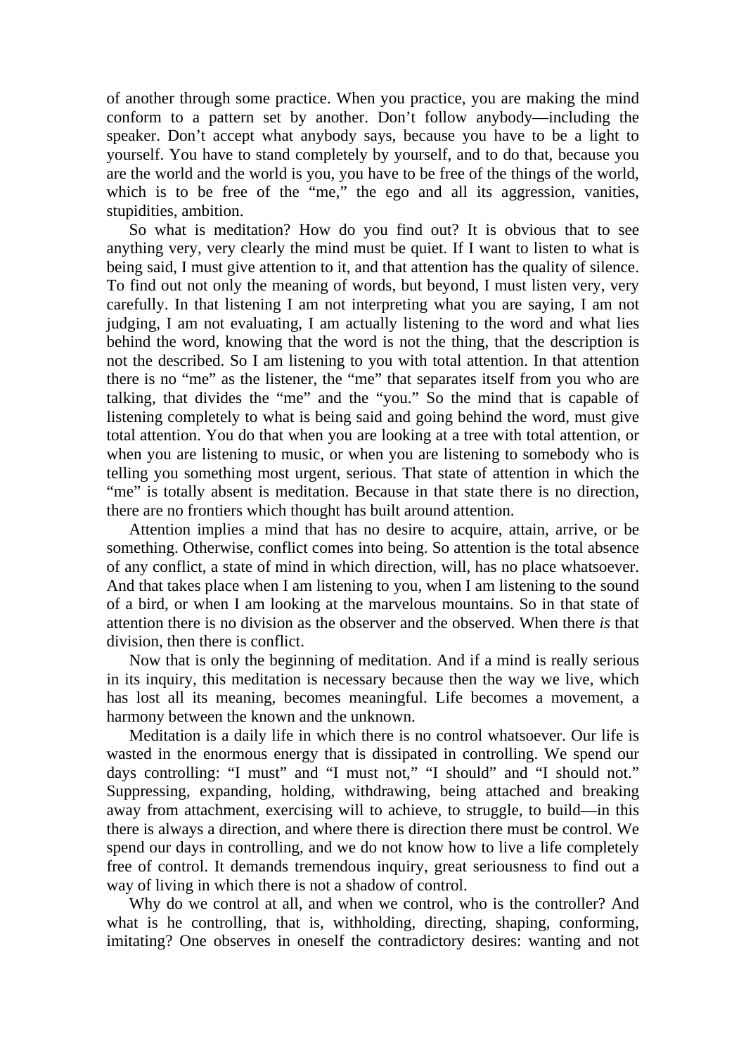of another through some practice. When you practice, you are making the mind conform to a pattern set by another. Don't follow anybody—including the speaker. Don't accept what anybody says, because you have to be a light to yourself. You have to stand completely by yourself, and to do that, because you are the world and the world is you, you have to be free of the things of the world, which is to be free of the "me," the ego and all its aggression, vanities, stupidities, ambition.

So what is meditation? How do you find out? It is obvious that to see anything very, very clearly the mind must be quiet. If I want to listen to what is being said, I must give attention to it, and that attention has the quality of silence. To find out not only the meaning of words, but beyond, I must listen very, very carefully. In that listening I am not interpreting what you are saying, I am not judging, I am not evaluating, I am actually listening to the word and what lies behind the word, knowing that the word is not the thing, that the description is not the described. So I am listening to you with total attention. In that attention there is no "me" as the listener, the "me" that separates itself from you who are talking, that divides the "me" and the "you." So the mind that is capable of listening completely to what is being said and going behind the word, must give total attention. You do that when you are looking at a tree with total attention, or when you are listening to music, or when you are listening to somebody who is telling you something most urgent, serious. That state of attention in which the "me" is totally absent is meditation. Because in that state there is no direction, there are no frontiers which thought has built around attention.

Attention implies a mind that has no desire to acquire, attain, arrive, or be something. Otherwise, conflict comes into being. So attention is the total absence of any conflict, a state of mind in which direction, will, has no place whatsoever. And that takes place when I am listening to you, when I am listening to the sound of a bird, or when I am looking at the marvelous mountains. So in that state of attention there is no division as the observer and the observed. When there *is* that division, then there is conflict.

Now that is only the beginning of meditation. And if a mind is really serious in its inquiry, this meditation is necessary because then the way we live, which has lost all its meaning, becomes meaningful. Life becomes a movement, a harmony between the known and the unknown.

Meditation is a daily life in which there is no control whatsoever. Our life is wasted in the enormous energy that is dissipated in controlling. We spend our days controlling: "I must" and "I must not," "I should" and "I should not." Suppressing, expanding, holding, withdrawing, being attached and breaking away from attachment, exercising will to achieve, to struggle, to build—in this there is always a direction, and where there is direction there must be control. We spend our days in controlling, and we do not know how to live a life completely free of control. It demands tremendous inquiry, great seriousness to find out a way of living in which there is not a shadow of control.

Why do we control at all, and when we control, who is the controller? And what is he controlling, that is, withholding, directing, shaping, conforming, imitating? One observes in oneself the contradictory desires: wanting and not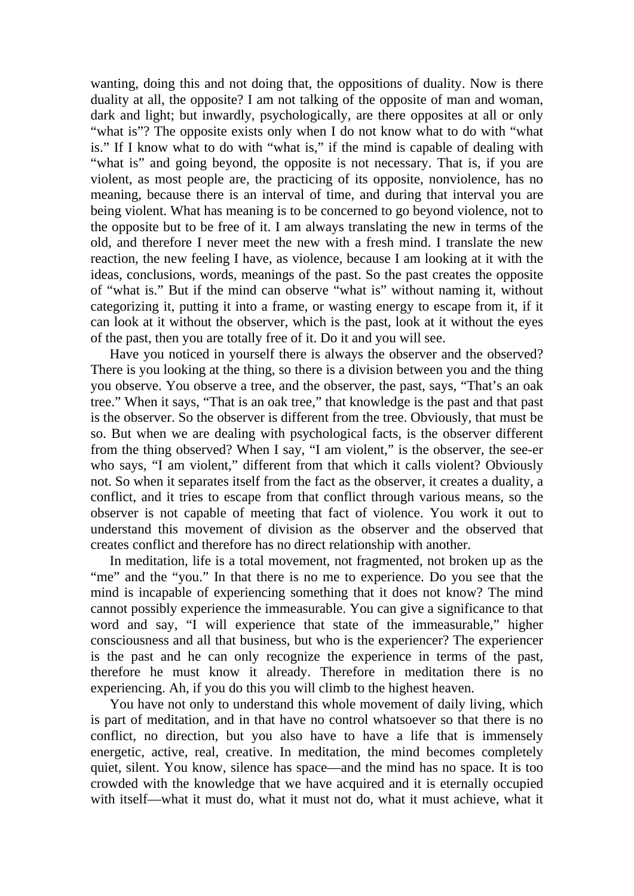wanting, doing this and not doing that, the oppositions of duality. Now is there duality at all, the opposite? I am not talking of the opposite of man and woman, dark and light; but inwardly, psychologically, are there opposites at all or only "what is"? The opposite exists only when I do not know what to do with "what is." If I know what to do with "what is," if the mind is capable of dealing with "what is" and going beyond, the opposite is not necessary. That is, if you are violent, as most people are, the practicing of its opposite, nonviolence, has no meaning, because there is an interval of time, and during that interval you are being violent. What has meaning is to be concerned to go beyond violence, not to the opposite but to be free of it. I am always translating the new in terms of the old, and therefore I never meet the new with a fresh mind. I translate the new reaction, the new feeling I have, as violence, because I am looking at it with the ideas, conclusions, words, meanings of the past. So the past creates the opposite of "what is." But if the mind can observe "what is" without naming it, without categorizing it, putting it into a frame, or wasting energy to escape from it, if it can look at it without the observer, which is the past, look at it without the eyes of the past, then you are totally free of it. Do it and you will see.

Have you noticed in yourself there is always the observer and the observed? There is you looking at the thing, so there is a division between you and the thing you observe. You observe a tree, and the observer, the past, says, "That's an oak tree." When it says, "That is an oak tree," that knowledge is the past and that past is the observer. So the observer is different from the tree. Obviously, that must be so. But when we are dealing with psychological facts, is the observer different from the thing observed? When I say, "I am violent," is the observer, the see-er who says, "I am violent," different from that which it calls violent? Obviously not. So when it separates itself from the fact as the observer, it creates a duality, a conflict, and it tries to escape from that conflict through various means, so the observer is not capable of meeting that fact of violence. You work it out to understand this movement of division as the observer and the observed that creates conflict and therefore has no direct relationship with another.

In meditation, life is a total movement, not fragmented, not broken up as the "me" and the "you." In that there is no me to experience. Do you see that the mind is incapable of experiencing something that it does not know? The mind cannot possibly experience the immeasurable. You can give a significance to that word and say, "I will experience that state of the immeasurable," higher consciousness and all that business, but who is the experiencer? The experiencer is the past and he can only recognize the experience in terms of the past, therefore he must know it already. Therefore in meditation there is no experiencing. Ah, if you do this you will climb to the highest heaven.

You have not only to understand this whole movement of daily living, which is part of meditation, and in that have no control whatsoever so that there is no conflict, no direction, but you also have to have a life that is immensely energetic, active, real, creative. In meditation, the mind becomes completely quiet, silent. You know, silence has space—and the mind has no space. It is too crowded with the knowledge that we have acquired and it is eternally occupied with itself—what it must do, what it must not do, what it must achieve, what it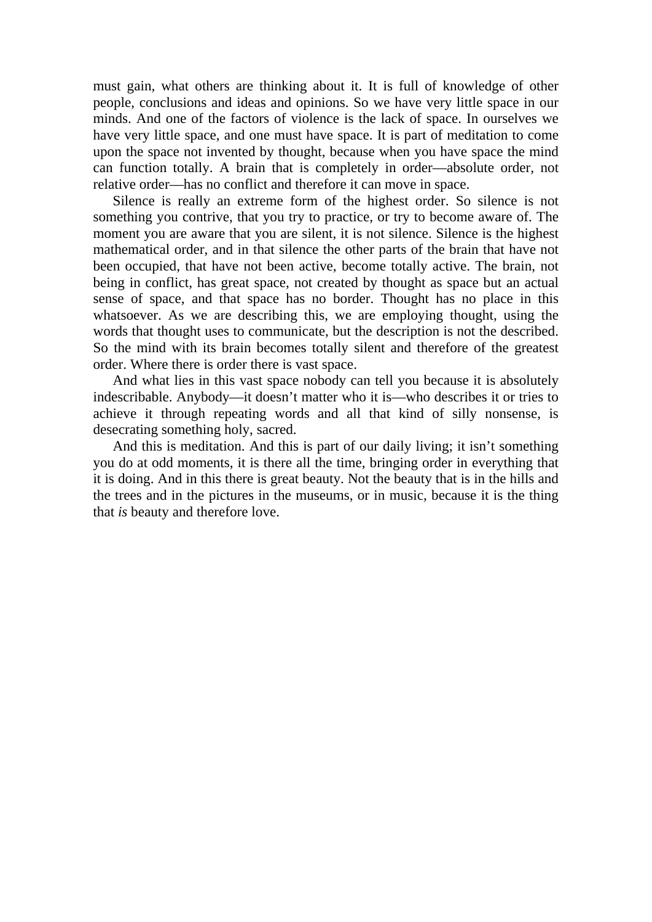must gain, what others are thinking about it. It is full of knowledge of other people, conclusions and ideas and opinions. So we have very little space in our minds. And one of the factors of violence is the lack of space. In ourselves we have very little space, and one must have space. It is part of meditation to come upon the space not invented by thought, because when you have space the mind can function totally. A brain that is completely in order—absolute order, not relative order—has no conflict and therefore it can move in space.

Silence is really an extreme form of the highest order. So silence is not something you contrive, that you try to practice, or try to become aware of. The moment you are aware that you are silent, it is not silence. Silence is the highest mathematical order, and in that silence the other parts of the brain that have not been occupied, that have not been active, become totally active. The brain, not being in conflict, has great space, not created by thought as space but an actual sense of space, and that space has no border. Thought has no place in this whatsoever. As we are describing this, we are employing thought, using the words that thought uses to communicate, but the description is not the described. So the mind with its brain becomes totally silent and therefore of the greatest order. Where there is order there is vast space.

And what lies in this vast space nobody can tell you because it is absolutely indescribable. Anybody—it doesn't matter who it is—who describes it or tries to achieve it through repeating words and all that kind of silly nonsense, is desecrating something holy, sacred.

And this is meditation. And this is part of our daily living; it isn't something you do at odd moments, it is there all the time, bringing order in everything that it is doing. And in this there is great beauty. Not the beauty that is in the hills and the trees and in the pictures in the museums, or in music, because it is the thing that *is* beauty and therefore love.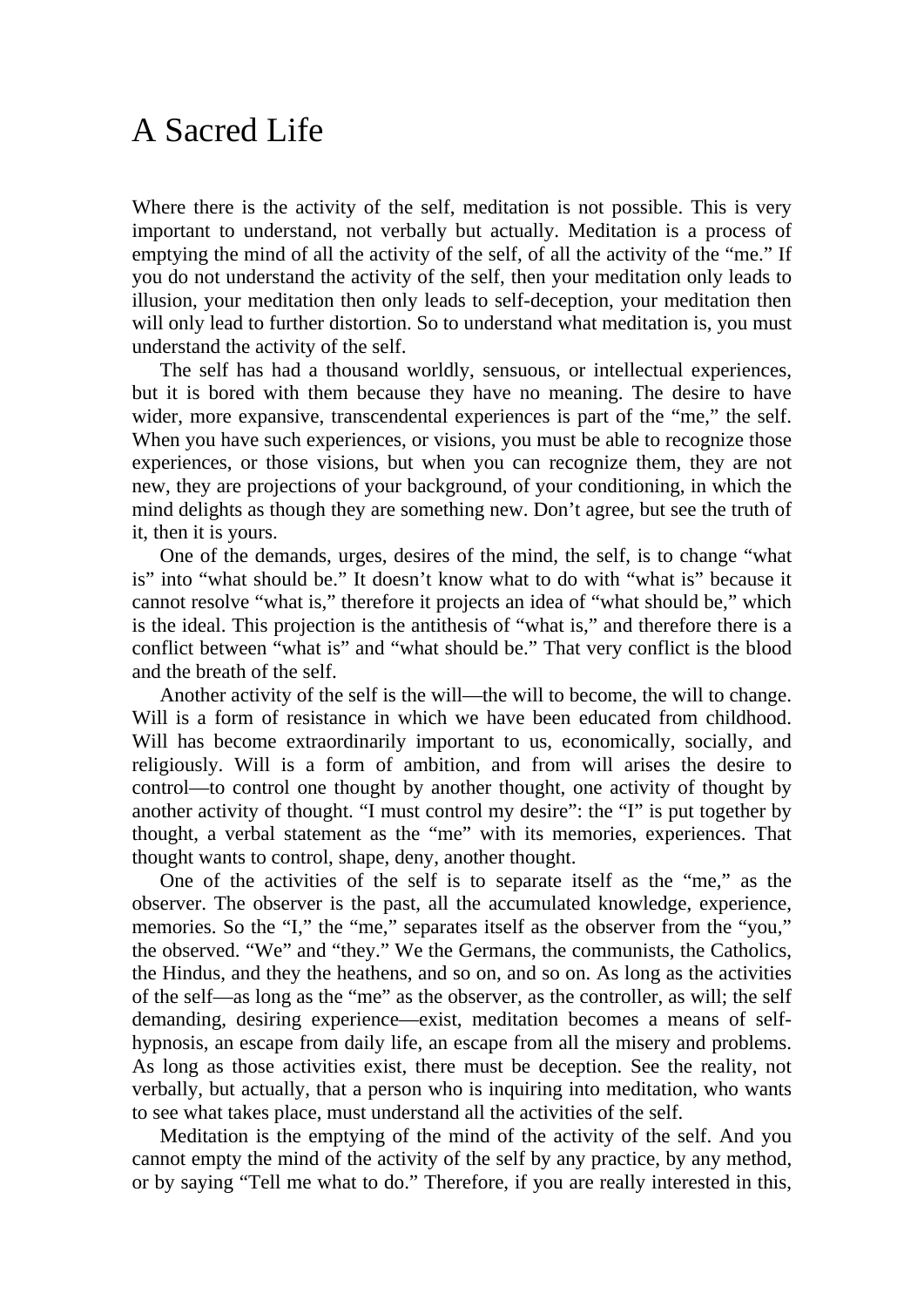# A Sacred Life

Where there is the activity of the self, meditation is not possible. This is very important to understand, not verbally but actually. Meditation is a process of emptying the mind of all the activity of the self, of all the activity of the "me." If you do not understand the activity of the self, then your meditation only leads to illusion, your meditation then only leads to self-deception, your meditation then will only lead to further distortion. So to understand what meditation is, you must understand the activity of the self.

The self has had a thousand worldly, sensuous, or intellectual experiences, but it is bored with them because they have no meaning. The desire to have wider, more expansive, transcendental experiences is part of the "me," the self. When you have such experiences, or visions, you must be able to recognize those experiences, or those visions, but when you can recognize them, they are not new, they are projections of your background, of your conditioning, in which the mind delights as though they are something new. Don't agree, but see the truth of it, then it is yours.

One of the demands, urges, desires of the mind, the self, is to change "what is" into "what should be." It doesn't know what to do with "what is" because it cannot resolve "what is," therefore it projects an idea of "what should be," which is the ideal. This projection is the antithesis of "what is," and therefore there is a conflict between "what is" and "what should be." That very conflict is the blood and the breath of the self.

Another activity of the self is the will—the will to become, the will to change. Will is a form of resistance in which we have been educated from childhood. Will has become extraordinarily important to us, economically, socially, and religiously. Will is a form of ambition, and from will arises the desire to control—to control one thought by another thought, one activity of thought by another activity of thought. "I must control my desire": the "I" is put together by thought, a verbal statement as the "me" with its memories, experiences. That thought wants to control, shape, deny, another thought.

One of the activities of the self is to separate itself as the "me," as the observer. The observer is the past, all the accumulated knowledge, experience, memories. So the "I," the "me," separates itself as the observer from the "you," the observed. "We" and "they." We the Germans, the communists, the Catholics, the Hindus, and they the heathens, and so on, and so on. As long as the activities of the self—as long as the "me" as the observer, as the controller, as will; the self demanding, desiring experience—exist, meditation becomes a means of self-hypnosis, an escape from daily life, an escape from all the misery and problems. As long as those activities exist, there must be deception. See the reality, not verbally, but actually, that a person who is inquiring into meditation, who wants to see what takes place, must understand all the activities of the self.

Meditation is the emptying of the mind of the activity of the self. And you cannot empty the mind of the activity of the self by any practice, by any method, or by saying "Tell me what to do." Therefore, if you are really interested in this,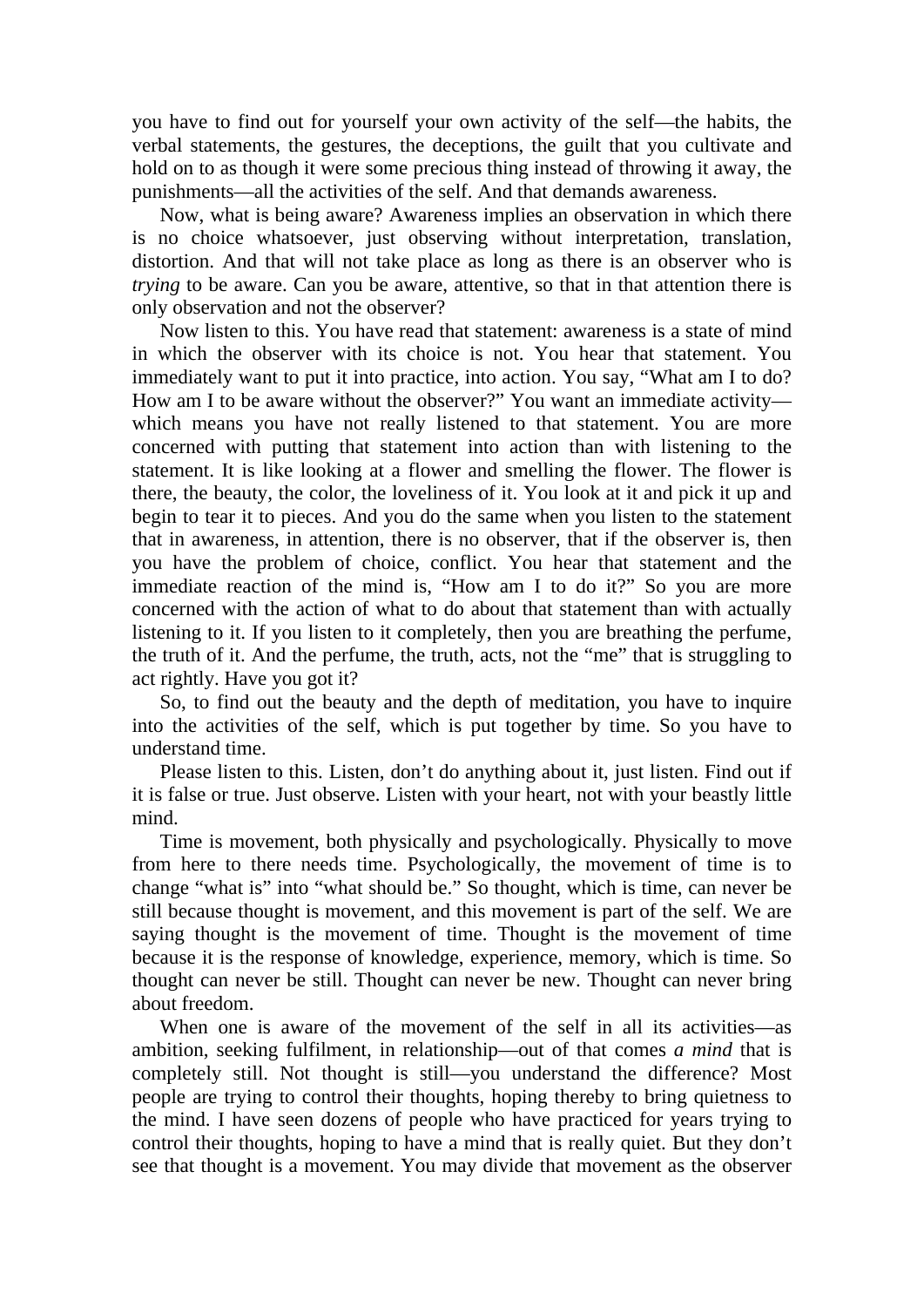you have to find out for yourself your own activity of the self—the habits, the verbal statements, the gestures, the deceptions, the guilt that you cultivate and hold on to as though it were some precious thing instead of throwing it away, the punishments—all the activities of the self. And that demands awareness.

Now, what is being aware? Awareness implies an observation in which there is no choice whatsoever, just observing without interpretation, translation, distortion. And that will not take place as long as there is an observer who is *trying* to be aware. Can you be aware, attentive, so that in that attention there is only observation and not the observer?

Now listen to this. You have read that statement: awareness is a state of mind in which the observer with its choice is not. You hear that statement. You immediately want to put it into practice, into action. You say, "What am I to do? How am I to be aware without the observer?" You want an immediate activity—which means you have not really listened to that statement. You are more concerned with putting that statement into action than with listening to the statement. It is like looking at a flower and smelling the flower. The flower is there, the beauty, the color, the loveliness of it. You look at it and pick it up and begin to tear it to pieces. And you do the same when you listen to the statement that in awareness, in attention, there is no observer, that if the observer is, then you have the problem of choice, conflict. You hear that statement and the immediate reaction of the mind is, "How am I to do it?" So you are more concerned with the action of what to do about that statement than with actually listening to it. If you listen to it completely, then you are breathing the perfume, the truth of it. And the perfume, the truth, acts, not the "me" that is struggling to act rightly. Have you got it?

So, to find out the beauty and the depth of meditation, you have to inquire into the activities of the self, which is put together by time. So you have to understand time.

Please listen to this. Listen, don't do anything about it, just listen. Find out if it is false or true. Just observe. Listen with your heart, not with your beastly little mind.

Time is movement, both physically and psychologically. Physically to move from here to there needs time. Psychologically, the movement of time is to change "what is" into "what should be." So thought, which is time, can never be still because thought is movement, and this movement is part of the self. We are saying thought is the movement of time. Thought is the movement of time because it is the response of knowledge, experience, memory, which is time. So thought can never be still. Thought can never be new. Thought can never bring about freedom.

When one is aware of the movement of the self in all its activities—as ambition, seeking fulfilment, in relationship—out of that comes *a mind* that is completely still. Not thought is still—you understand the difference? Most people are trying to control their thoughts, hoping thereby to bring quietness to the mind. I have seen dozens of people who have practiced for years trying to control their thoughts, hoping to have a mind that is really quiet. But they don't see that thought is a movement. You may divide that movement as the observer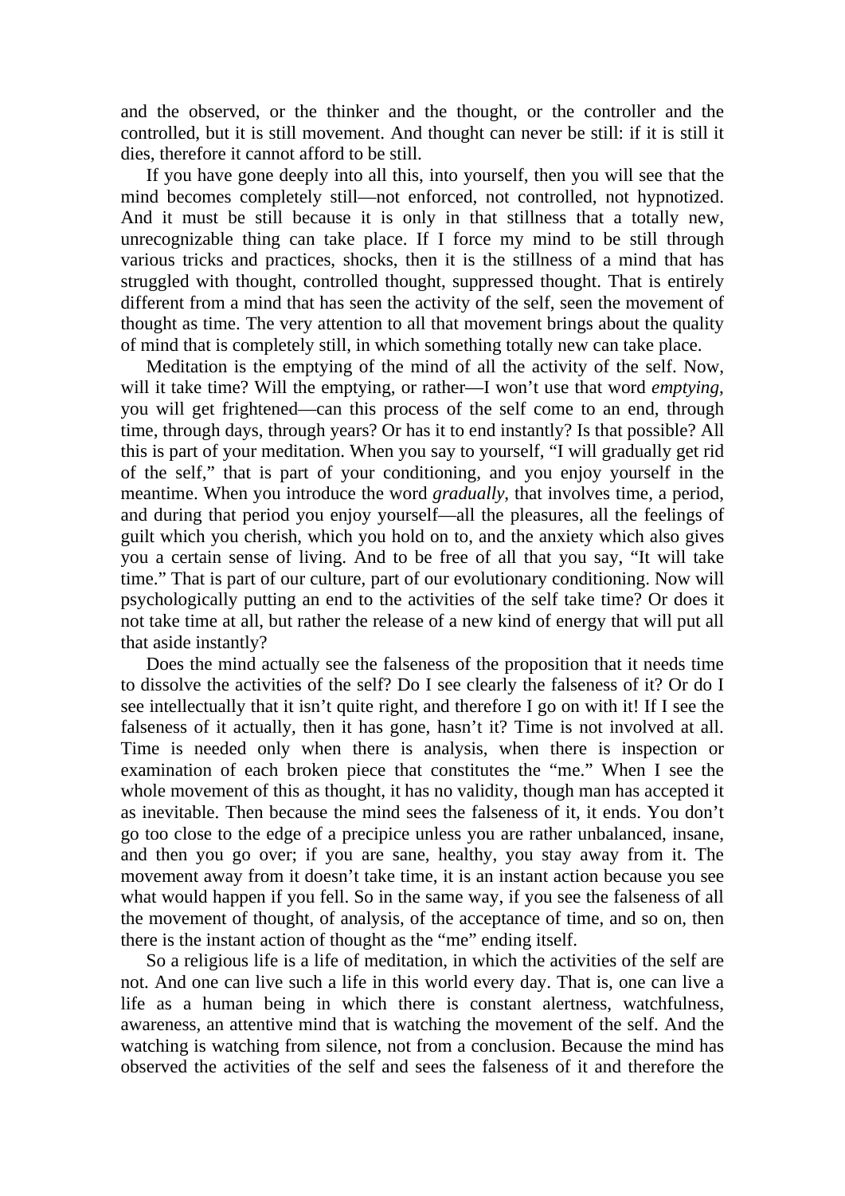and the observed, or the thinker and the thought, or the controller and the controlled, but it is still movement. And thought can never be still: if it is still it dies, therefore it cannot afford to be still.

If you have gone deeply into all this, into yourself, then you will see that the mind becomes completely still—not enforced, not controlled, not hypnotized. And it must be still because it is only in that stillness that a totally new, unrecognizable thing can take place. If I force my mind to be still through various tricks and practices, shocks, then it is the stillness of a mind that has struggled with thought, controlled thought, suppressed thought. That is entirely different from a mind that has seen the activity of the self, seen the movement of thought as time. The very attention to all that movement brings about the quality of mind that is completely still, in which something totally new can take place.

Meditation is the emptying of the mind of all the activity of the self. Now, will it take time? Will the emptying, or rather—I won't use that word *emptying*, you will get frightened—can this process of the self come to an end, through time, through days, through years? Or has it to end instantly? Is that possible? All this is part of your meditation. When you say to yourself, "I will gradually get rid of the self," that is part of your conditioning, and you enjoy yourself in the meantime. When you introduce the word *gradually*, that involves time, a period, and during that period you enjoy yourself—all the pleasures, all the feelings of guilt which you cherish, which you hold on to, and the anxiety which also gives you a certain sense of living. And to be free of all that you say, "It will take time." That is part of our culture, part of our evolutionary conditioning. Now will psychologically putting an end to the activities of the self take time? Or does it not take time at all, but rather the release of a new kind of energy that will put all that aside instantly?

Does the mind actually see the falseness of the proposition that it needs time to dissolve the activities of the self? Do I see clearly the falseness of it? Or do I see intellectually that it isn't quite right, and therefore I go on with it! If I see the falseness of it actually, then it has gone, hasn't it? Time is not involved at all. Time is needed only when there is analysis, when there is inspection or examination of each broken piece that constitutes the "me." When I see the whole movement of this as thought, it has no validity, though man has accepted it as inevitable. Then because the mind sees the falseness of it, it ends. You don't go too close to the edge of a precipice unless you are rather unbalanced, insane, and then you go over; if you are sane, healthy, you stay away from it. The movement away from it doesn't take time, it is an instant action because you see what would happen if you fell. So in the same way, if you see the falseness of all the movement of thought, of analysis, of the acceptance of time, and so on, then there is the instant action of thought as the "me" ending itself.

So a religious life is a life of meditation, in which the activities of the self are not. And one can live such a life in this world every day. That is, one can live a life as a human being in which there is constant alertness, watchfulness, awareness, an attentive mind that is watching the movement of the self. And the watching is watching from silence, not from a conclusion. Because the mind has observed the activities of the self and sees the falseness of it and therefore the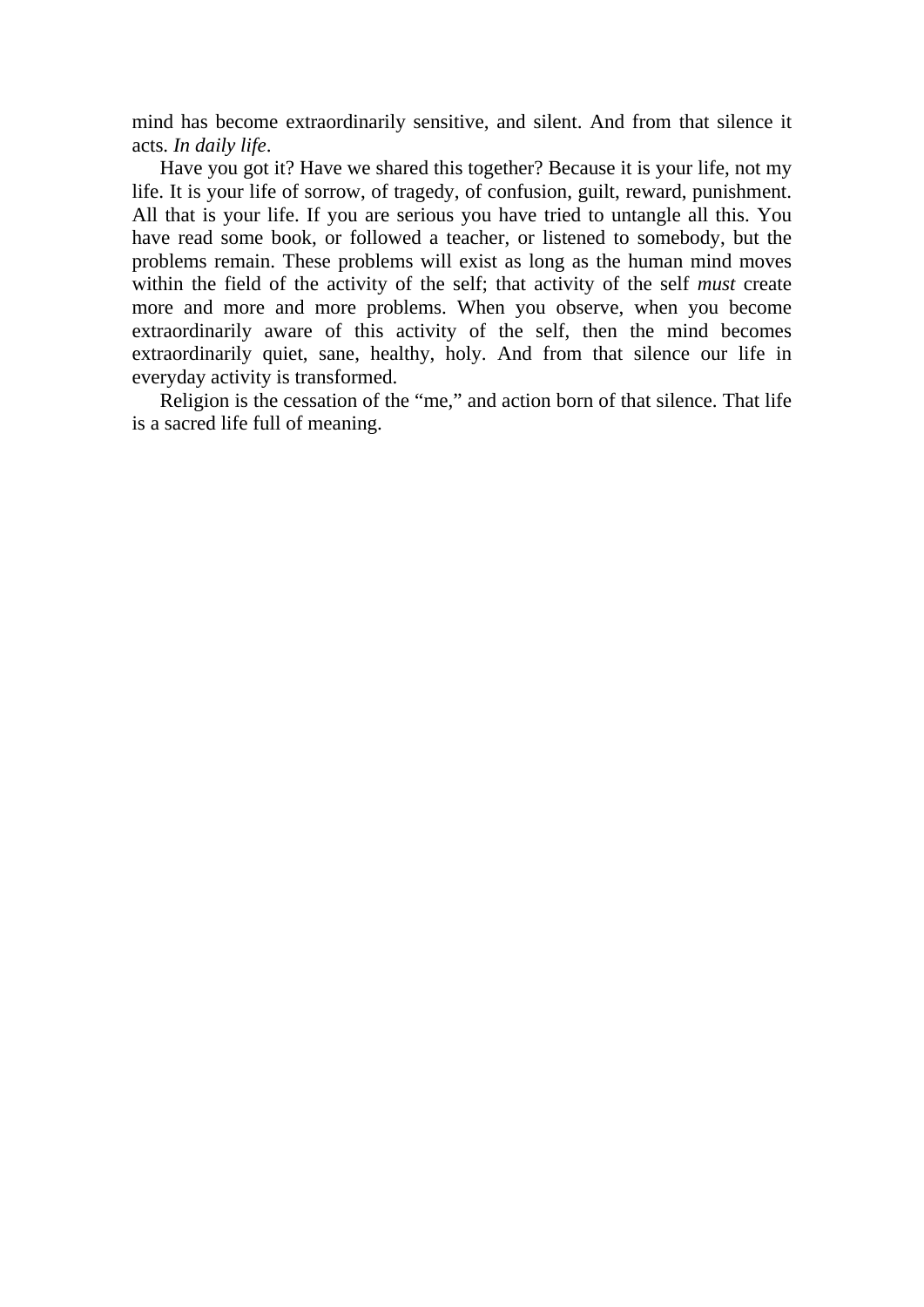mind has become extraordinarily sensitive, and silent. And from that silence it acts. *In daily life*.

Have you got it? Have we shared this together? Because it is your life, not my life. It is your life of sorrow, of tragedy, of confusion, guilt, reward, punishment. All that is your life. If you are serious you have tried to untangle all this. You have read some book, or followed a teacher, or listened to somebody, but the problems remain. These problems will exist as long as the human mind moves within the field of the activity of the self; that activity of the self *must* create more and more and more problems. When you observe, when you become extraordinarily aware of this activity of the self, then the mind becomes extraordinarily quiet, sane, healthy, holy. And from that silence our life in everyday activity is transformed.

Religion is the cessation of the "me," and action born of that silence. That life is a sacred life full of meaning.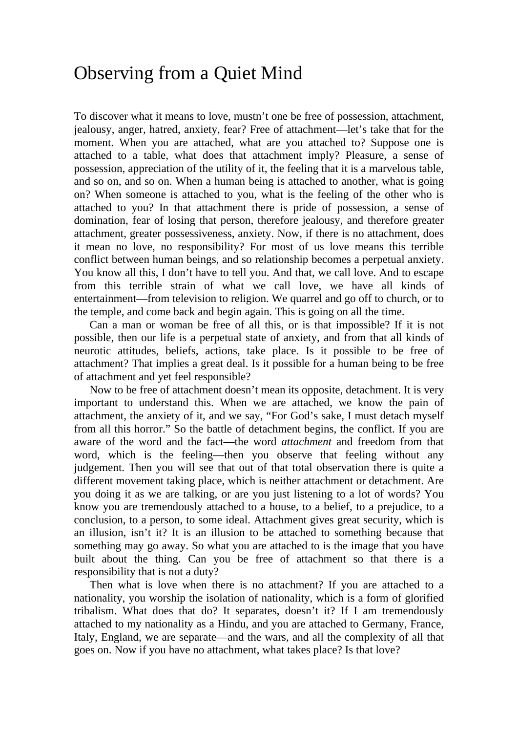# Observing from a Quiet Mind

To discover what it means to love, mustn't one be free of possession, attachment, jealousy, anger, hatred, anxiety, fear? Free of attachment—let's take that for the moment. When you are attached, what are you attached to? Suppose one is attached to a table, what does that attachment imply? Pleasure, a sense of possession, appreciation of the utility of it, the feeling that it is a marvelous table, and so on, and so on. When a human being is attached to another, what is going on? When someone is attached to you, what is the feeling of the other who is attached to you? In that attachment there is pride of possession, a sense of domination, fear of losing that person, therefore jealousy, and therefore greater attachment, greater possessiveness, anxiety. Now, if there is no attachment, does it mean no love, no responsibility? For most of us love means this terrible conflict between human beings, and so relationship becomes a perpetual anxiety. You know all this, I don't have to tell you. And that, we call love. And to escape from this terrible strain of what we call love, we have all kinds of entertainment—from television to religion. We quarrel and go off to church, or to the temple, and come back and begin again. This is going on all the time.

Can a man or woman be free of all this, or is that impossible? If it is not possible, then our life is a perpetual state of anxiety, and from that all kinds of neurotic attitudes, beliefs, actions, take place. Is it possible to be free of attachment? That implies a great deal. Is it possible for a human being to be free of attachment and yet feel responsible?

Now to be free of attachment doesn't mean its opposite, detachment. It is very important to understand this. When we are attached, we know the pain of attachment, the anxiety of it, and we say, "For God's sake, I must detach myself from all this horror." So the battle of detachment begins, the conflict. If you are aware of the word and the fact—the word *attachment* and freedom from that word, which is the feeling—then you observe that feeling without any judgement. Then you will see that out of that total observation there is quite a different movement taking place, which is neither attachment or detachment. Are you doing it as we are talking, or are you just listening to a lot of words? You know you are tremendously attached to a house, to a belief, to a prejudice, to a conclusion, to a person, to some ideal. Attachment gives great security, which is an illusion, isn't it? It is an illusion to be attached to something because that something may go away. So what you are attached to is the image that you have built about the thing. Can you be free of attachment so that there is a responsibility that is not a duty?

Then what is love when there is no attachment? If you are attached to a nationality, you worship the isolation of nationality, which is a form of glorified tribalism. What does that do? It separates, doesn't it? If I am tremendously attached to my nationality as a Hindu, and you are attached to Germany, France, Italy, England, we are separate—and the wars, and all the complexity of all that goes on. Now if you have no attachment, what takes place? Is that love?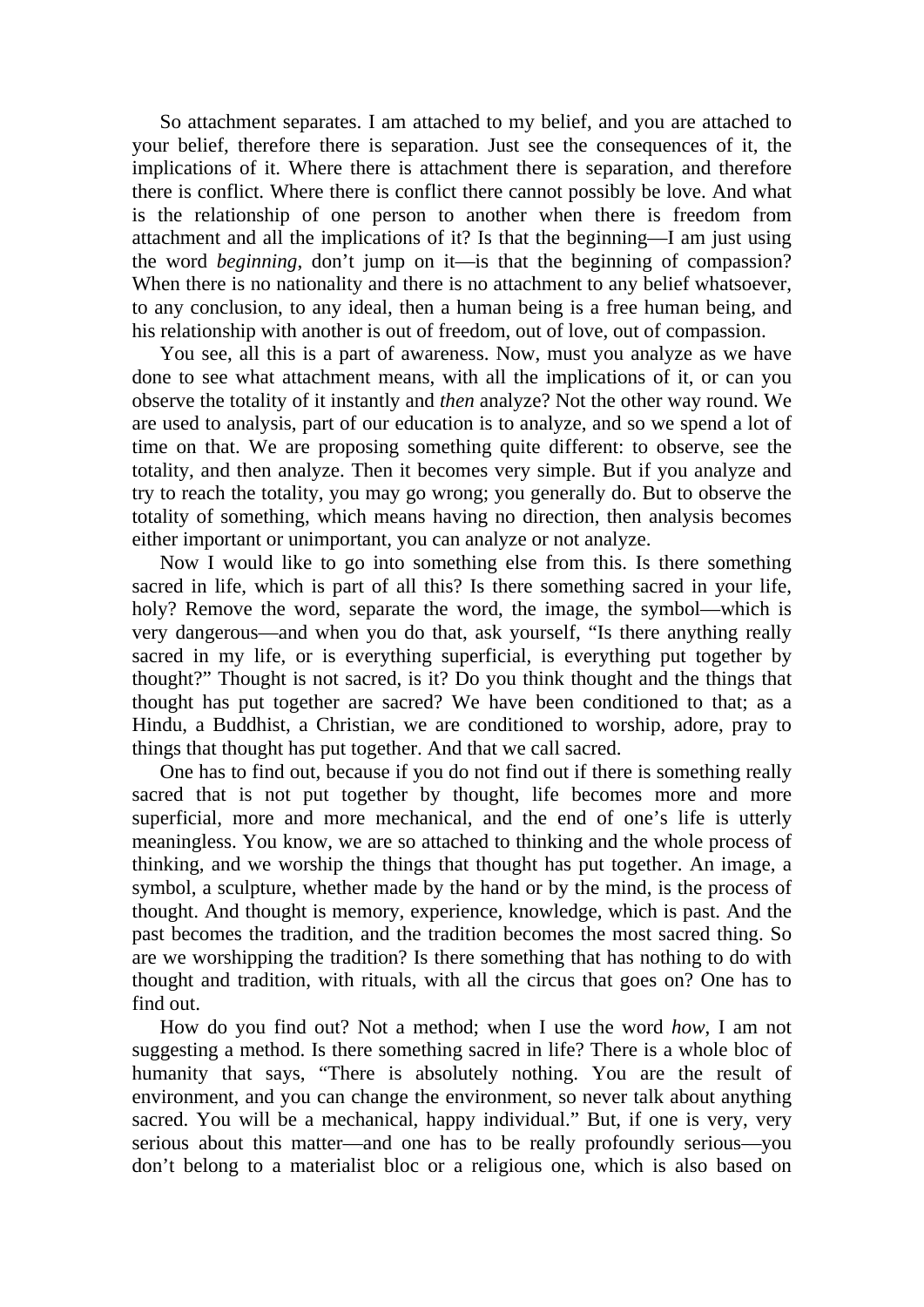So attachment separates. I am attached to my belief, and you are attached to your belief, therefore there is separation. Just see the consequences of it, the implications of it. Where there is attachment there is separation, and therefore there is conflict. Where there is conflict there cannot possibly be love. And what is the relationship of one person to another when there is freedom from attachment and all the implications of it? Is that the beginning—I am just using the word *beginning*, don't jump on it—is that the beginning of compassion? When there is no nationality and there is no attachment to any belief whatsoever, to any conclusion, to any ideal, then a human being is a free human being, and his relationship with another is out of freedom, out of love, out of compassion.

You see, all this is a part of awareness. Now, must you analyze as we have done to see what attachment means, with all the implications of it, or can you observe the totality of it instantly and *then* analyze? Not the other way round. We are used to analysis, part of our education is to analyze, and so we spend a lot of time on that. We are proposing something quite different: to observe, see the totality, and then analyze. Then it becomes very simple. But if you analyze and try to reach the totality, you may go wrong; you generally do. But to observe the totality of something, which means having no direction, then analysis becomes either important or unimportant, you can analyze or not analyze.

Now I would like to go into something else from this. Is there something sacred in life, which is part of all this? Is there something sacred in your life, holy? Remove the word, separate the word, the image, the symbol—which is very dangerous—and when you do that, ask yourself, "Is there anything really sacred in my life, or is everything superficial, is everything put together by thought?" Thought is not sacred, is it? Do you think thought and the things that thought has put together are sacred? We have been conditioned to that; as a Hindu, a Buddhist, a Christian, we are conditioned to worship, adore, pray to things that thought has put together. And that we call sacred.

One has to find out, because if you do not find out if there is something really sacred that is not put together by thought, life becomes more and more superficial, more and more mechanical, and the end of one's life is utterly meaningless. You know, we are so attached to thinking and the whole process of thinking, and we worship the things that thought has put together. An image, a symbol, a sculpture, whether made by the hand or by the mind, is the process of thought. And thought is memory, experience, knowledge, which is past. And the past becomes the tradition, and the tradition becomes the most sacred thing. So are we worshipping the tradition? Is there something that has nothing to do with thought and tradition, with rituals, with all the circus that goes on? One has to find out.

How do you find out? Not a method; when I use the word *how*, I am not suggesting a method. Is there something sacred in life? There is a whole bloc of humanity that says, "There is absolutely nothing. You are the result of environment, and you can change the environment, so never talk about anything sacred. You will be a mechanical, happy individual." But, if one is very, very serious about this matter—and one has to be really profoundly serious—you don't belong to a materialist bloc or a religious one, which is also based on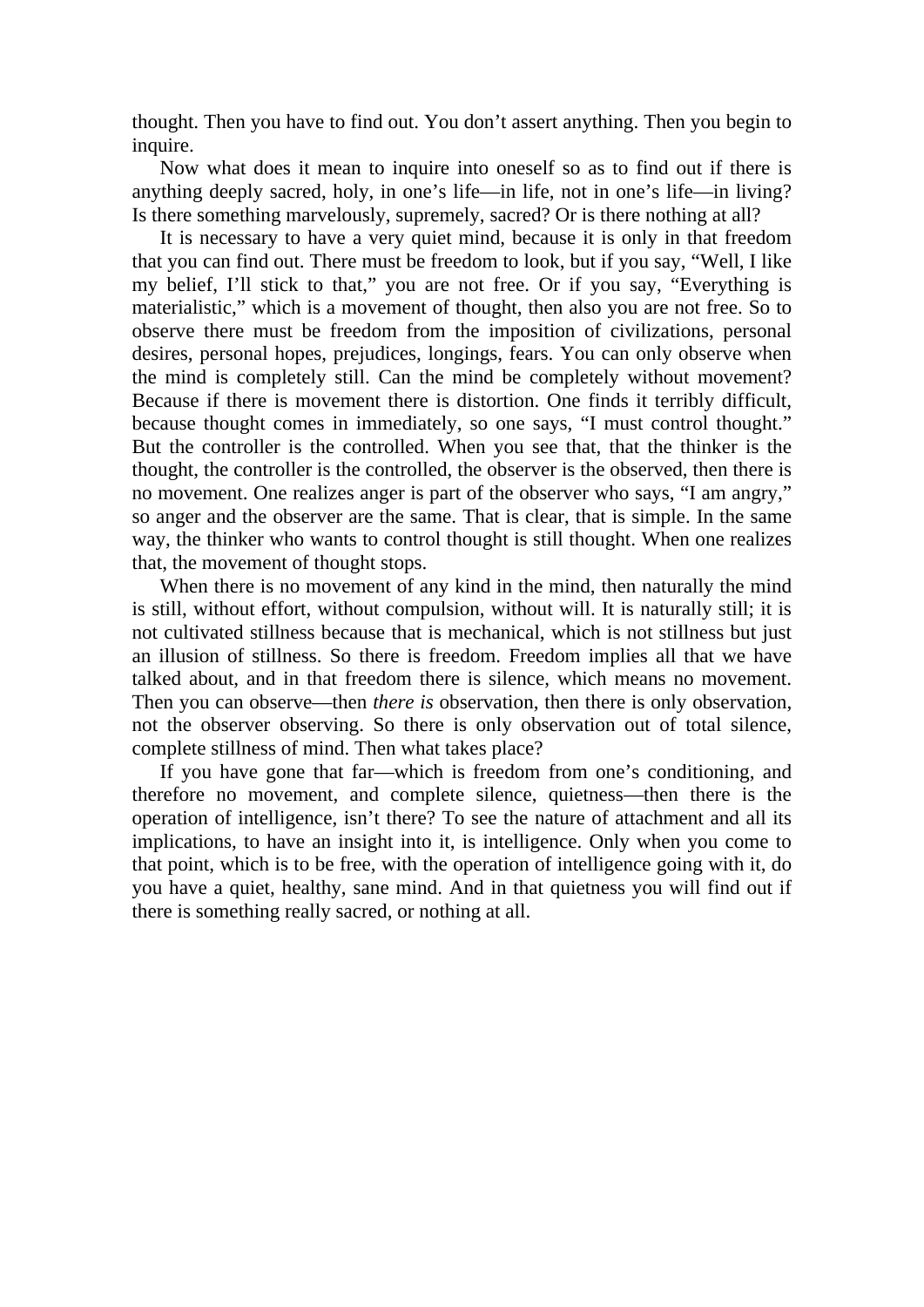thought. Then you have to find out. You don't assert anything. Then you begin to inquire.

Now what does it mean to inquire into oneself so as to find out if there is anything deeply sacred, holy, in one's life—in life, not in one's life—in living? Is there something marvelously, supremely, sacred? Or is there nothing at all?

It is necessary to have a very quiet mind, because it is only in that freedom that you can find out. There must be freedom to look, but if you say, "Well, I like my belief, I'll stick to that," you are not free. Or if you say, "Everything is materialistic," which is a movement of thought, then also you are not free. So to observe there must be freedom from the imposition of civilizations, personal desires, personal hopes, prejudices, longings, fears. You can only observe when the mind is completely still. Can the mind be completely without movement? Because if there is movement there is distortion. One finds it terribly difficult, because thought comes in immediately, so one says, "I must control thought." But the controller is the controlled. When you see that, that the thinker is the thought, the controller is the controlled, the observer is the observed, then there is no movement. One realizes anger is part of the observer who says, "I am angry," so anger and the observer are the same. That is clear, that is simple. In the same way, the thinker who wants to control thought is still thought. When one realizes that, the movement of thought stops.

When there is no movement of any kind in the mind, then naturally the mind is still, without effort, without compulsion, without will. It is naturally still; it is not cultivated stillness because that is mechanical, which is not stillness but just an illusion of stillness. So there is freedom. Freedom implies all that we have talked about, and in that freedom there is silence, which means no movement. Then you can observe—then *there is* observation, then there is only observation, not the observer observing. So there is only observation out of total silence, complete stillness of mind. Then what takes place?

If you have gone that far—which is freedom from one's conditioning, and therefore no movement, and complete silence, quietness—then there is the operation of intelligence, isn't there? To see the nature of attachment and all its implications, to have an insight into it, is intelligence. Only when you come to that point, which is to be free, with the operation of intelligence going with it, do you have a quiet, healthy, sane mind. And in that quietness you will find out if there is something really sacred, or nothing at all.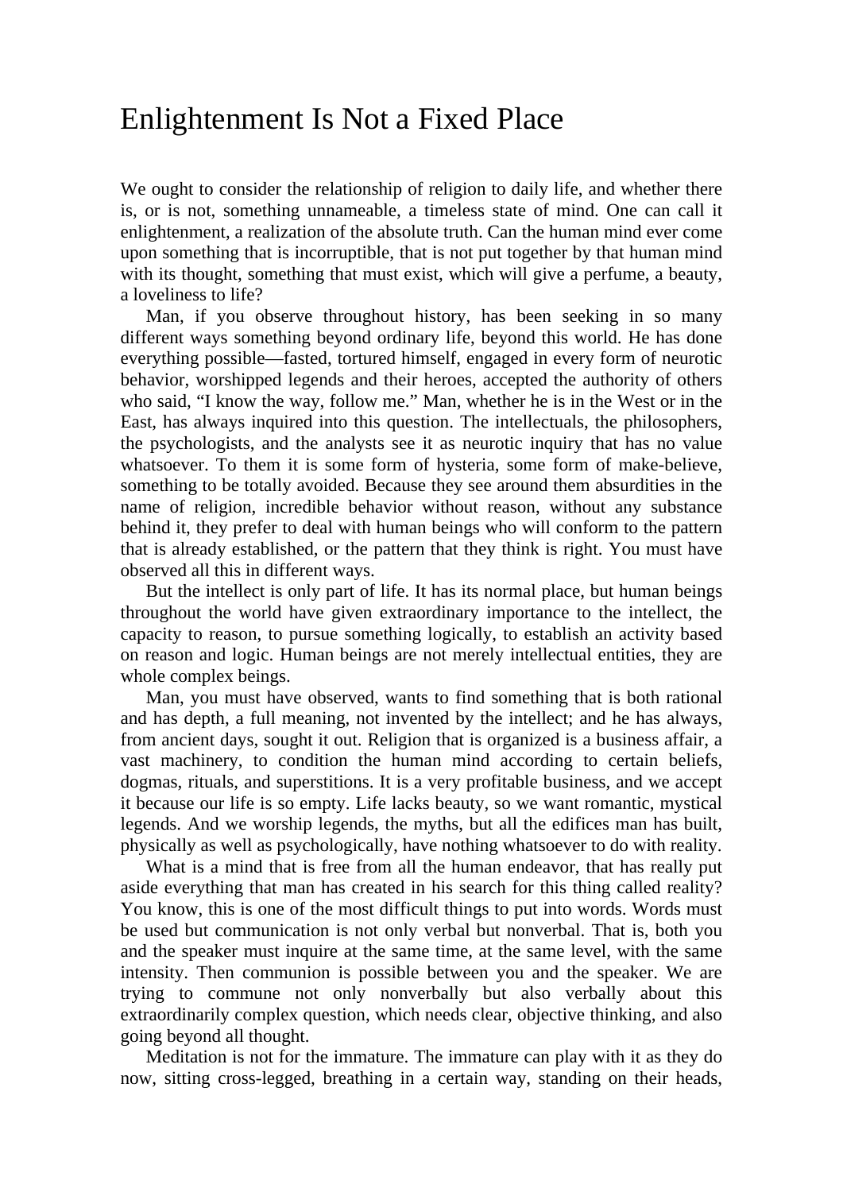# Enlightenment Is Not a Fixed Place

We ought to consider the relationship of religion to daily life, and whether there is, or is not, something unnameable, a timeless state of mind. One can call it enlightenment, a realization of the absolute truth. Can the human mind ever come upon something that is incorruptible, that is not put together by that human mind with its thought, something that must exist, which will give a perfume, a beauty, a loveliness to life?

Man, if you observe throughout history, has been seeking in so many different ways something beyond ordinary life, beyond this world. He has done everything possible—fasted, tortured himself, engaged in every form of neurotic behavior, worshipped legends and their heroes, accepted the authority of others who said, "I know the way, follow me." Man, whether he is in the West or in the East, has always inquired into this question. The intellectuals, the philosophers, the psychologists, and the analysts see it as neurotic inquiry that has no value whatsoever. To them it is some form of hysteria, some form of make-believe, something to be totally avoided. Because they see around them absurdities in the name of religion, incredible behavior without reason, without any substance behind it, they prefer to deal with human beings who will conform to the pattern that is already established, or the pattern that they think is right. You must have observed all this in different ways.

But the intellect is only part of life. It has its normal place, but human beings throughout the world have given extraordinary importance to the intellect, the capacity to reason, to pursue something logically, to establish an activity based on reason and logic. Human beings are not merely intellectual entities, they are whole complex beings.

Man, you must have observed, wants to find something that is both rational and has depth, a full meaning, not invented by the intellect; and he has always, from ancient days, sought it out. Religion that is organized is a business affair, a vast machinery, to condition the human mind according to certain beliefs, dogmas, rituals, and superstitions. It is a very profitable business, and we accept it because our life is so empty. Life lacks beauty, so we want romantic, mystical legends. And we worship legends, the myths, but all the edifices man has built, physically as well as psychologically, have nothing whatsoever to do with reality.

What is a mind that is free from all the human endeavor, that has really put aside everything that man has created in his search for this thing called reality? You know, this is one of the most difficult things to put into words. Words must be used but communication is not only verbal but nonverbal. That is, both you and the speaker must inquire at the same time, at the same level, with the same intensity. Then communion is possible between you and the speaker. We are trying to commune not only nonverbally but also verbally about this extraordinarily complex question, which needs clear, objective thinking, and also going beyond all thought.

Meditation is not for the immature. The immature can play with it as they do now, sitting cross-legged, breathing in a certain way, standing on their heads,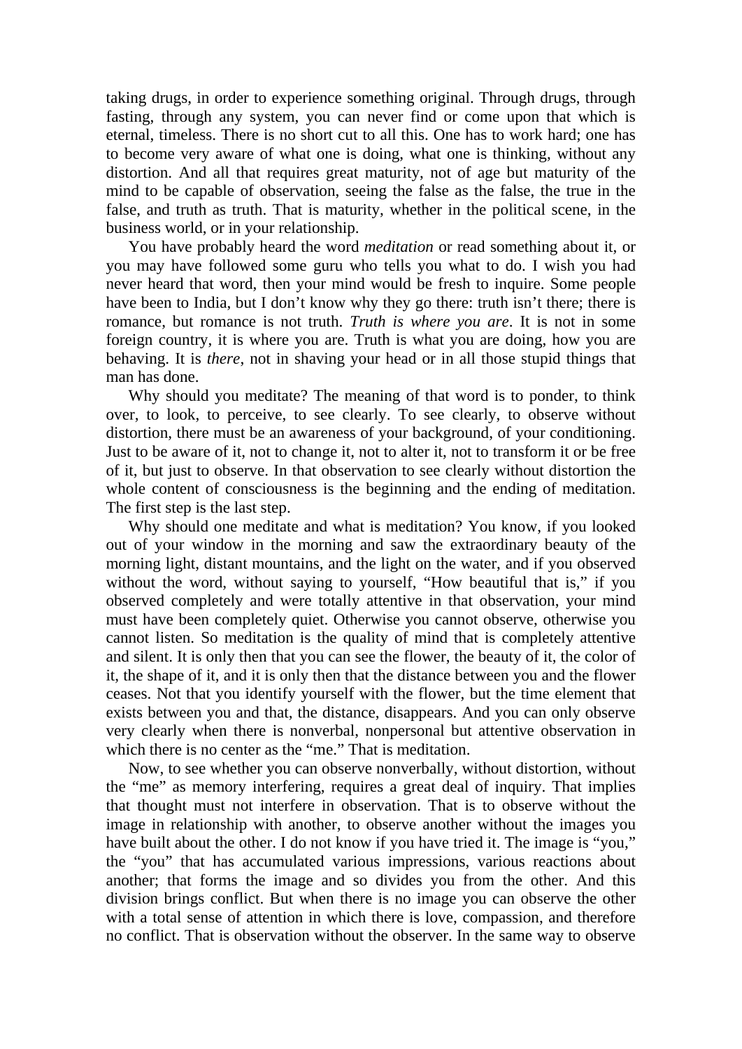taking drugs, in order to experience something original. Through drugs, through fasting, through any system, you can never find or come upon that which is eternal, timeless. There is no short cut to all this. One has to work hard; one has to become very aware of what one is doing, what one is thinking, without any distortion. And all that requires great maturity, not of age but maturity of the mind to be capable of observation, seeing the false as the false, the true in the false, and truth as truth. That is maturity, whether in the political scene, in the business world, or in your relationship.

You have probably heard the word *meditation* or read something about it, or you may have followed some guru who tells you what to do. I wish you had never heard that word, then your mind would be fresh to inquire. Some people have been to India, but I don't know why they go there: truth isn't there; there is romance, but romance is not truth. *Truth is where you are*. It is not in some foreign country, it is where you are. Truth is what you are doing, how you are behaving. It is *there*, not in shaving your head or in all those stupid things that man has done.

Why should you meditate? The meaning of that word is to ponder, to think over, to look, to perceive, to see clearly. To see clearly, to observe without distortion, there must be an awareness of your background, of your conditioning. Just to be aware of it, not to change it, not to alter it, not to transform it or be free of it, but just to observe. In that observation to see clearly without distortion the whole content of consciousness is the beginning and the ending of meditation. The first step is the last step.

Why should one meditate and what is meditation? You know, if you looked out of your window in the morning and saw the extraordinary beauty of the morning light, distant mountains, and the light on the water, and if you observed without the word, without saying to yourself, "How beautiful that is," if you observed completely and were totally attentive in that observation, your mind must have been completely quiet. Otherwise you cannot observe, otherwise you cannot listen. So meditation is the quality of mind that is completely attentive and silent. It is only then that you can see the flower, the beauty of it, the color of it, the shape of it, and it is only then that the distance between you and the flower ceases. Not that you identify yourself with the flower, but the time element that exists between you and that, the distance, disappears. And you can only observe very clearly when there is nonverbal, nonpersonal but attentive observation in which there is no center as the "me." That is meditation.

Now, to see whether you can observe nonverbally, without distortion, without the "me" as memory interfering, requires a great deal of inquiry. That implies that thought must not interfere in observation. That is to observe without the image in relationship with another, to observe another without the images you have built about the other. I do not know if you have tried it. The image is "you," the "you" that has accumulated various impressions, various reactions about another; that forms the image and so divides you from the other. And this division brings conflict. But when there is no image you can observe the other with a total sense of attention in which there is love, compassion, and therefore no conflict. That is observation without the observer. In the same way to observe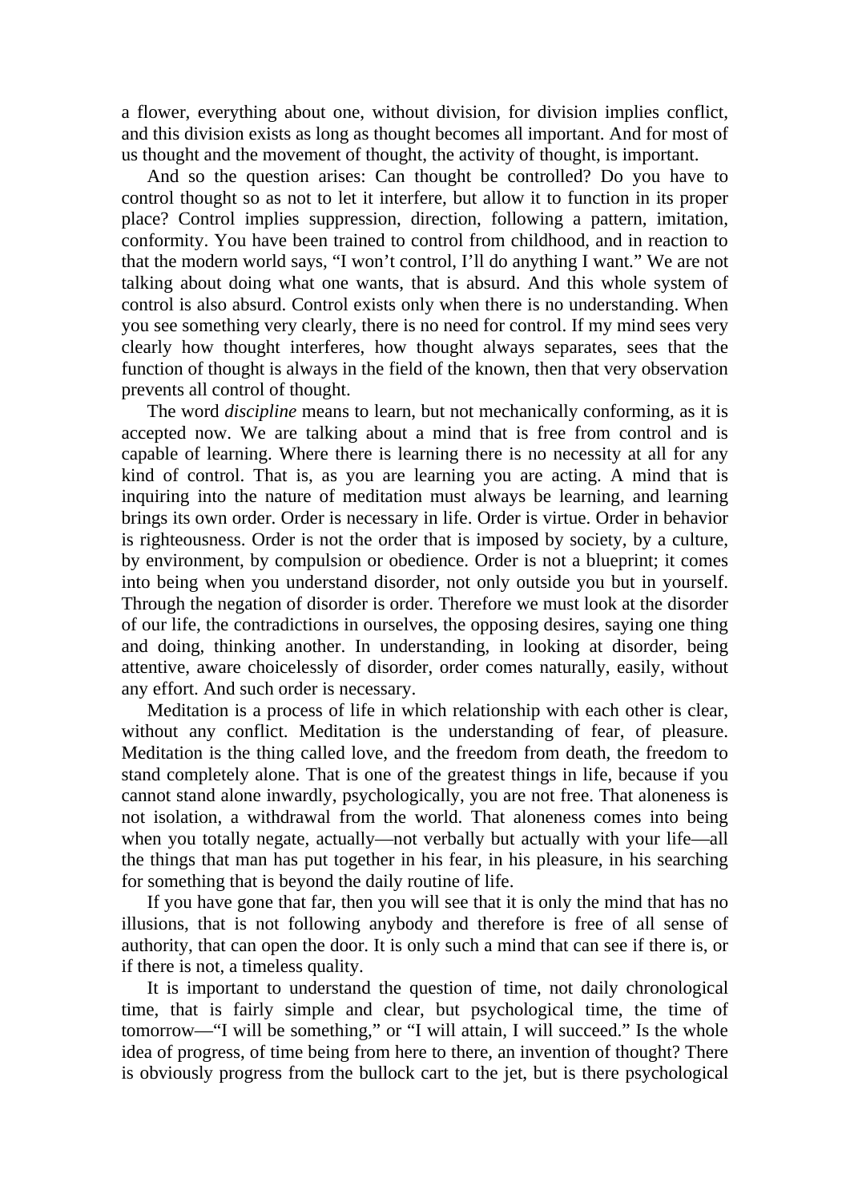a flower, everything about one, without division, for division implies conflict, and this division exists as long as thought becomes all important. And for most of us thought and the movement of thought, the activity of thought, is important.

And so the question arises: Can thought be controlled? Do you have to control thought so as not to let it interfere, but allow it to function in its proper place? Control implies suppression, direction, following a pattern, imitation, conformity. You have been trained to control from childhood, and in reaction to that the modern world says, "I won't control, I'll do anything I want." We are not talking about doing what one wants, that is absurd. And this whole system of control is also absurd. Control exists only when there is no understanding. When you see something very clearly, there is no need for control. If my mind sees very clearly how thought interferes, how thought always separates, sees that the function of thought is always in the field of the known, then that very observation prevents all control of thought.

The word *discipline* means to learn, but not mechanically conforming, as it is accepted now. We are talking about a mind that is free from control and is capable of learning. Where there is learning there is no necessity at all for any kind of control. That is, as you are learning you are acting. A mind that is inquiring into the nature of meditation must always be learning, and learning brings its own order. Order is necessary in life. Order is virtue. Order in behavior is righteousness. Order is not the order that is imposed by society, by a culture, by environment, by compulsion or obedience. Order is not a blueprint; it comes into being when you understand disorder, not only outside you but in yourself. Through the negation of disorder is order. Therefore we must look at the disorder of our life, the contradictions in ourselves, the opposing desires, saying one thing and doing, thinking another. In understanding, in looking at disorder, being attentive, aware choicelessly of disorder, order comes naturally, easily, without any effort. And such order is necessary.

Meditation is a process of life in which relationship with each other is clear, without any conflict. Meditation is the understanding of fear, of pleasure. Meditation is the thing called love, and the freedom from death, the freedom to stand completely alone. That is one of the greatest things in life, because if you cannot stand alone inwardly, psychologically, you are not free. That aloneness is not isolation, a withdrawal from the world. That aloneness comes into being when you totally negate, actually—not verbally but actually with your life—all the things that man has put together in his fear, in his pleasure, in his searching for something that is beyond the daily routine of life.

If you have gone that far, then you will see that it is only the mind that has no illusions, that is not following anybody and therefore is free of all sense of authority, that can open the door. It is only such a mind that can see if there is, or if there is not, a timeless quality.

It is important to understand the question of time, not daily chronological time, that is fairly simple and clear, but psychological time, the time of tomorrow—"I will be something," or "I will attain, I will succeed." Is the whole idea of progress, of time being from here to there, an invention of thought? There is obviously progress from the bullock cart to the jet, but is there psychological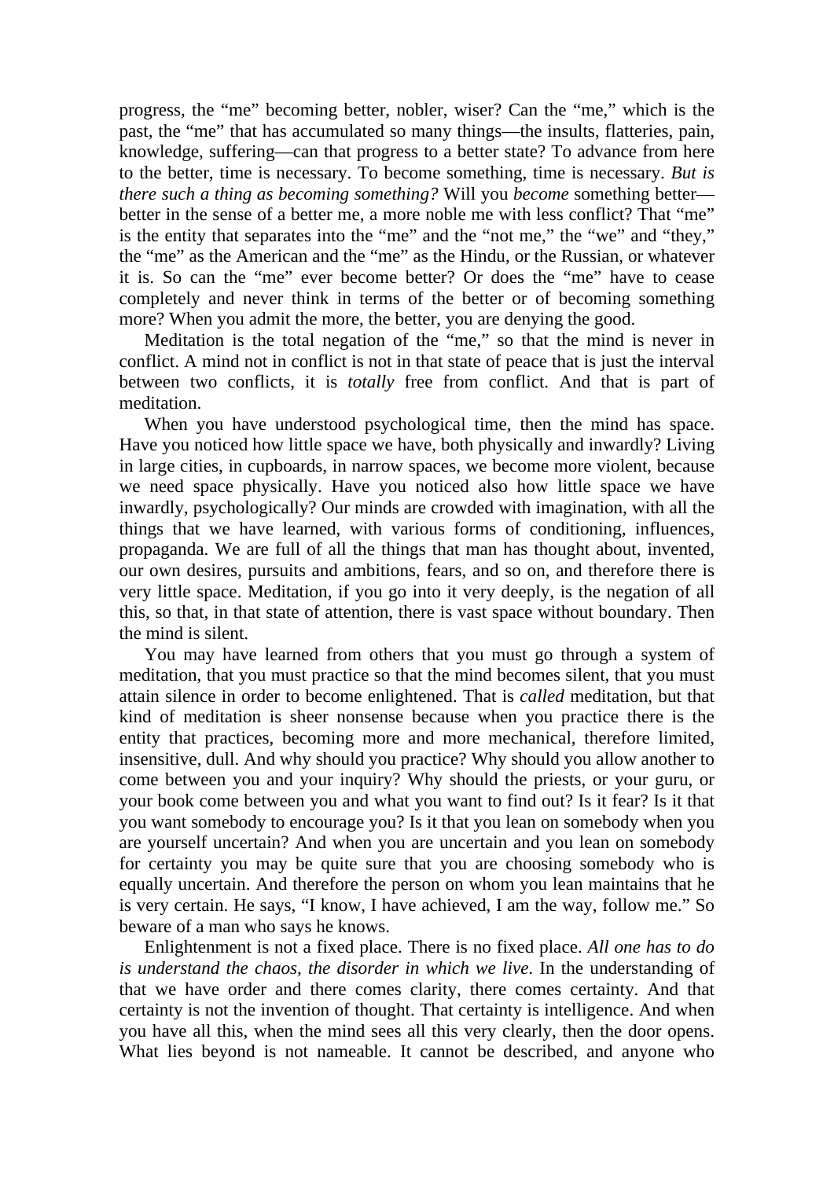progress, the "me" becoming better, nobler, wiser? Can the "me," which is the past, the "me" that has accumulated so many things—the insults, flatteries, pain, knowledge, suffering—can that progress to a better state? To advance from here to the better, time is necessary. To become something, time is necessary. *But is there such a thing as becoming something?* Will you *become* something better—better in the sense of a better me, a more noble me with less conflict? That "me" is the entity that separates into the "me" and the "not me," the "we" and "they," the "me" as the American and the "me" as the Hindu, or the Russian, or whatever it is. So can the "me" ever become better? Or does the "me" have to cease completely and never think in terms of the better or of becoming something more? When you admit the more, the better, you are denying the good.

Meditation is the total negation of the "me," so that the mind is never in conflict. A mind not in conflict is not in that state of peace that is just the interval between two conflicts, it is *totally* free from conflict. And that is part of meditation.

When you have understood psychological time, then the mind has space. Have you noticed how little space we have, both physically and inwardly? Living in large cities, in cupboards, in narrow spaces, we become more violent, because we need space physically. Have you noticed also how little space we have inwardly, psychologically? Our minds are crowded with imagination, with all the things that we have learned, with various forms of conditioning, influences, propaganda. We are full of all the things that man has thought about, invented, our own desires, pursuits and ambitions, fears, and so on, and therefore there is very little space. Meditation, if you go into it very deeply, is the negation of all this, so that, in that state of attention, there is vast space without boundary. Then the mind is silent.

You may have learned from others that you must go through a system of meditation, that you must practice so that the mind becomes silent, that you must attain silence in order to become enlightened. That is *called* meditation, but that kind of meditation is sheer nonsense because when you practice there is the entity that practices, becoming more and more mechanical, therefore limited, insensitive, dull. And why should you practice? Why should you allow another to come between you and your inquiry? Why should the priests, or your guru, or your book come between you and what you want to find out? Is it fear? Is it that you want somebody to encourage you? Is it that you lean on somebody when you are yourself uncertain? And when you are uncertain and you lean on somebody for certainty you may be quite sure that you are choosing somebody who is equally uncertain. And therefore the person on whom you lean maintains that he is very certain. He says, "I know, I have achieved, I am the way, follow me." So beware of a man who says he knows.

Enlightenment is not a fixed place. There is no fixed place. *All one has to do is understand the chaos, the disorder in which we live.* In the understanding of that we have order and there comes clarity, there comes certainty. And that certainty is not the invention of thought. That certainty is intelligence. And when you have all this, when the mind sees all this very clearly, then the door opens. What lies beyond is not nameable. It cannot be described, and anyone who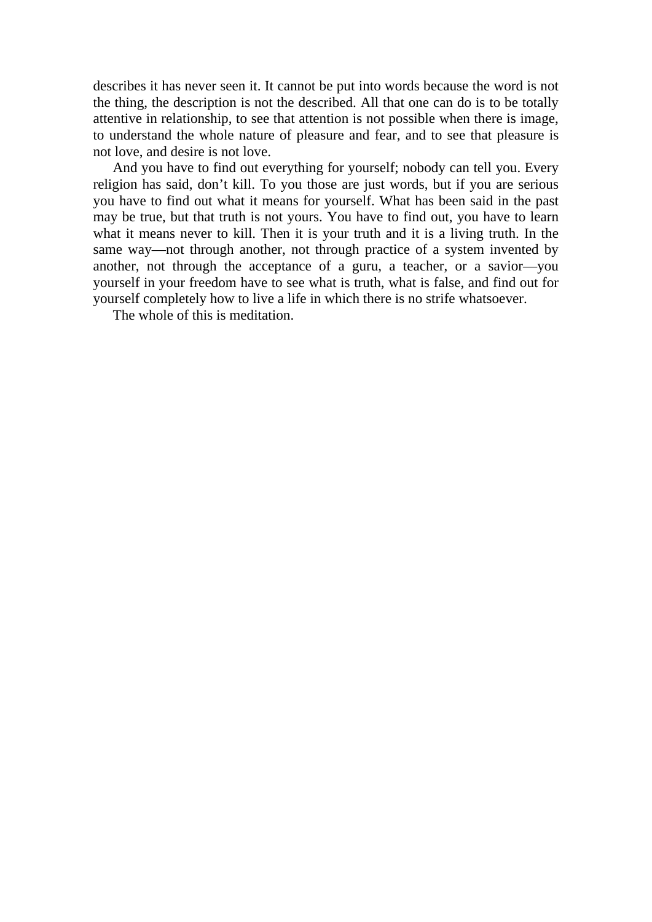describes it has never seen it. It cannot be put into words because the word is not the thing, the description is not the described. All that one can do is to be totally attentive in relationship, to see that attention is not possible when there is image, to understand the whole nature of pleasure and fear, and to see that pleasure is not love, and desire is not love.

And you have to find out everything for yourself; nobody can tell you. Every religion has said, don't kill. To you those are just words, but if you are serious you have to find out what it means for yourself. What has been said in the past may be true, but that truth is not yours. You have to find out, you have to learn what it means never to kill. Then it is your truth and it is a living truth. In the same way—not through another, not through practice of a system invented by another, not through the acceptance of a guru, a teacher, or a savior—you yourself in your freedom have to see what is truth, what is false, and find out for yourself completely how to live a life in which there is no strife whatsoever.

The whole of this is meditation.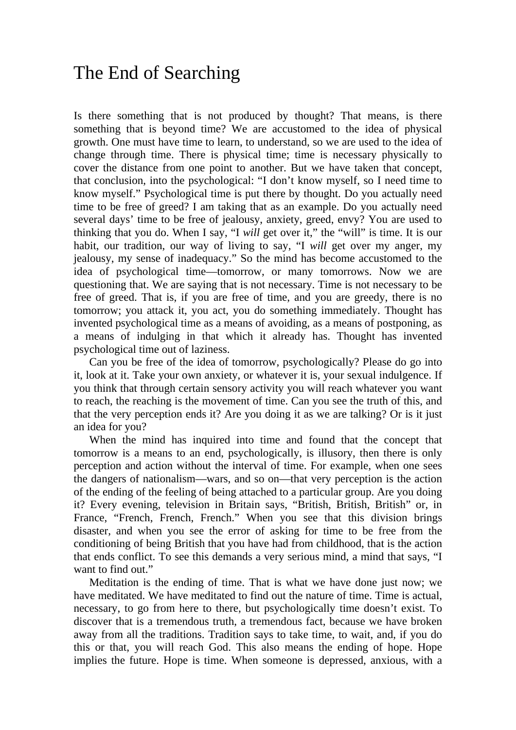# The End of Searching

Is there something that is not produced by thought? That means, is there something that is beyond time? We are accustomed to the idea of physical growth. One must have time to learn, to understand, so we are used to the idea of change through time. There is physical time; time is necessary physically to cover the distance from one point to another. But we have taken that concept, that conclusion, into the psychological: "I don't know myself, so I need time to know myself." Psychological time is put there by thought. Do you actually need time to be free of greed? I am taking that as an example. Do you actually need several days' time to be free of jealousy, anxiety, greed, envy? You are used to thinking that you do. When I say, "I *will* get over it," the "will" is time. It is our habit, our tradition, our way of living to say, "I *will* get over my anger, my jealousy, my sense of inadequacy." So the mind has become accustomed to the idea of psychological time—tomorrow, or many tomorrows. Now we are questioning that. We are saying that is not necessary. Time is not necessary to be free of greed. That is, if you are free of time, and you are greedy, there is no tomorrow; you attack it, you act, you do something immediately. Thought has invented psychological time as a means of avoiding, as a means of postponing, as a means of indulging in that which it already has. Thought has invented psychological time out of laziness.

Can you be free of the idea of tomorrow, psychologically? Please do go into it, look at it. Take your own anxiety, or whatever it is, your sexual indulgence. If you think that through certain sensory activity you will reach whatever you want to reach, the reaching is the movement of time. Can you see the truth of this, and that the very perception ends it? Are you doing it as we are talking? Or is it just an idea for you?

When the mind has inquired into time and found that the concept that tomorrow is a means to an end, psychologically, is illusory, then there is only perception and action without the interval of time. For example, when one sees the dangers of nationalism—wars, and so on—that very perception is the action of the ending of the feeling of being attached to a particular group. Are you doing it? Every evening, television in Britain says, "British, British, British" or, in France, "French, French, French." When you see that this division brings disaster, and when you see the error of asking for time to be free from the conditioning of being British that you have had from childhood, that is the action that ends conflict. To see this demands a very serious mind, a mind that says, "I want to find out."

Meditation is the ending of time. That is what we have done just now; we have meditated. We have meditated to find out the nature of time. Time is actual, necessary, to go from here to there, but psychologically time doesn't exist. To discover that is a tremendous truth, a tremendous fact, because we have broken away from all the traditions. Tradition says to take time, to wait, and, if you do this or that, you will reach God. This also means the ending of hope. Hope implies the future. Hope is time. When someone is depressed, anxious, with a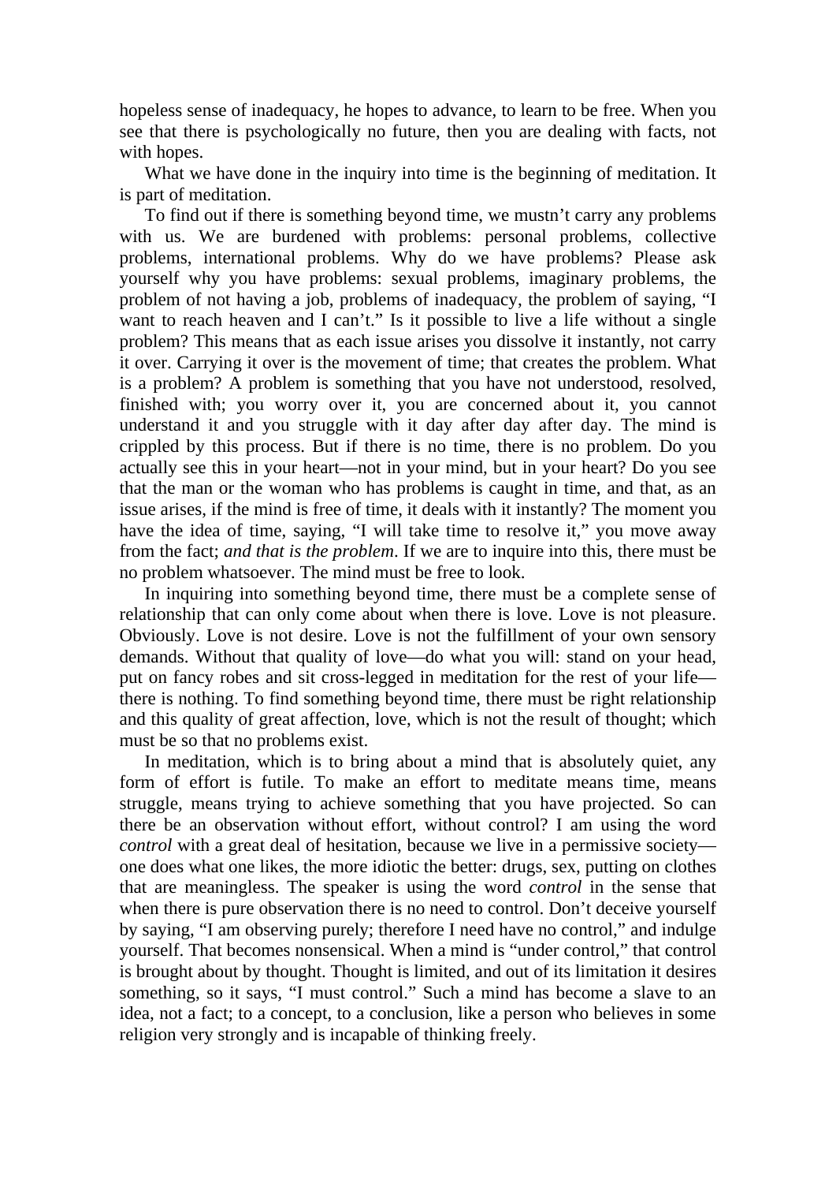hopeless sense of inadequacy, he hopes to advance, to learn to be free. When you see that there is psychologically no future, then you are dealing with facts, not with hopes.

What we have done in the inquiry into time is the beginning of meditation. It is part of meditation.

To find out if there is something beyond time, we mustn't carry any problems with us. We are burdened with problems: personal problems, collective problems, international problems. Why do we have problems? Please ask yourself why you have problems: sexual problems, imaginary problems, the problem of not having a job, problems of inadequacy, the problem of saying, "I want to reach heaven and I can't." Is it possible to live a life without a single problem? This means that as each issue arises you dissolve it instantly, not carry it over. Carrying it over is the movement of time; that creates the problem. What is a problem? A problem is something that you have not understood, resolved, finished with; you worry over it, you are concerned about it, you cannot understand it and you struggle with it day after day after day. The mind is crippled by this process. But if there is no time, there is no problem. Do you actually see this in your heart—not in your mind, but in your heart? Do you see that the man or the woman who has problems is caught in time, and that, as an issue arises, if the mind is free of time, it deals with it instantly? The moment you have the idea of time, saying, "I will take time to resolve it," you move away from the fact; *and that is the problem*. If we are to inquire into this, there must be no problem whatsoever. The mind must be free to look.

In inquiring into something beyond time, there must be a complete sense of relationship that can only come about when there is love. Love is not pleasure. Obviously. Love is not desire. Love is not the fulfillment of your own sensory demands. Without that quality of love—do what you will: stand on your head, put on fancy robes and sit cross-legged in meditation for the rest of your life—there is nothing. To find something beyond time, there must be right relationship and this quality of great affection, love, which is not the result of thought; which must be so that no problems exist.

In meditation, which is to bring about a mind that is absolutely quiet, any form of effort is futile. To make an effort to meditate means time, means struggle, means trying to achieve something that you have projected. So can there be an observation without effort, without control? I am using the word *control* with a great deal of hesitation, because we live in a permissive society—one does what one likes, the more idiotic the better: drugs, sex, putting on clothes that are meaningless. The speaker is using the word *control* in the sense that when there is pure observation there is no need to control. Don't deceive yourself by saying, "I am observing purely; therefore I need have no control," and indulge yourself. That becomes nonsensical. When a mind is "under control," that control is brought about by thought. Thought is limited, and out of its limitation it desires something, so it says, "I must control." Such a mind has become a slave to an idea, not a fact; to a concept, to a conclusion, like a person who believes in some religion very strongly and is incapable of thinking freely.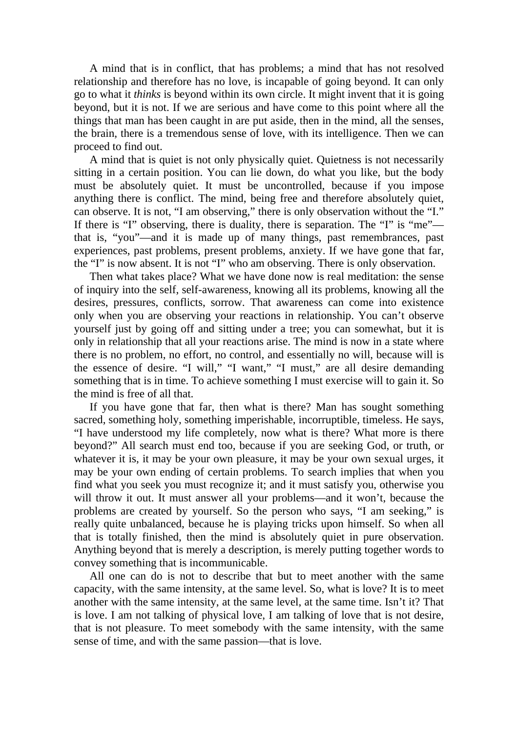A mind that is in conflict, that has problems; a mind that has not resolved relationship and therefore has no love, is incapable of going beyond. It can only go to what it *thinks* is beyond within its own circle. It might invent that it is going beyond, but it is not. If we are serious and have come to this point where all the things that man has been caught in are put aside, then in the mind, all the senses, the brain, there is a tremendous sense of love, with its intelligence. Then we can proceed to find out.

A mind that is quiet is not only physically quiet. Quietness is not necessarily sitting in a certain position. You can lie down, do what you like, but the body must be absolutely quiet. It must be uncontrolled, because if you impose anything there is conflict. The mind, being free and therefore absolutely quiet, can observe. It is not, "I am observing," there is only observation without the "I." If there is "I" observing, there is duality, there is separation. The "I" is "me"—that is, "you"—and it is made up of many things, past remembrances, past experiences, past problems, present problems, anxiety. If we have gone that far, the "I" is now absent. It is not "I" who am observing. There is only observation.

Then what takes place? What we have done now is real meditation: the sense of inquiry into the self, self-awareness, knowing all its problems, knowing all the desires, pressures, conflicts, sorrow. That awareness can come into existence only when you are observing your reactions in relationship. You can't observe yourself just by going off and sitting under a tree; you can somewhat, but it is only in relationship that all your reactions arise. The mind is now in a state where there is no problem, no effort, no control, and essentially no will, because will is the essence of desire. "I will," "I want," "I must," are all desire demanding something that is in time. To achieve something I must exercise will to gain it. So the mind is free of all that.

If you have gone that far, then what is there? Man has sought something sacred, something holy, something imperishable, incorruptible, timeless. He says, "I have understood my life completely, now what is there? What more is there beyond?" All search must end too, because if you are seeking God, or truth, or whatever it is, it may be your own pleasure, it may be your own sexual urges, it may be your own ending of certain problems. To search implies that when you find what you seek you must recognize it; and it must satisfy you, otherwise you will throw it out. It must answer all your problems—and it won't, because the problems are created by yourself. So the person who says, "I am seeking," is really quite unbalanced, because he is playing tricks upon himself. So when all that is totally finished, then the mind is absolutely quiet in pure observation. Anything beyond that is merely a description, is merely putting together words to convey something that is incommunicable.

All one can do is not to describe that but to meet another with the same capacity, with the same intensity, at the same level. So, what is love? It is to meet another with the same intensity, at the same level, at the same time. Isn't it? That is love. I am not talking of physical love, I am talking of love that is not desire, that is not pleasure. To meet somebody with the same intensity, with the same sense of time, and with the same passion—that is love.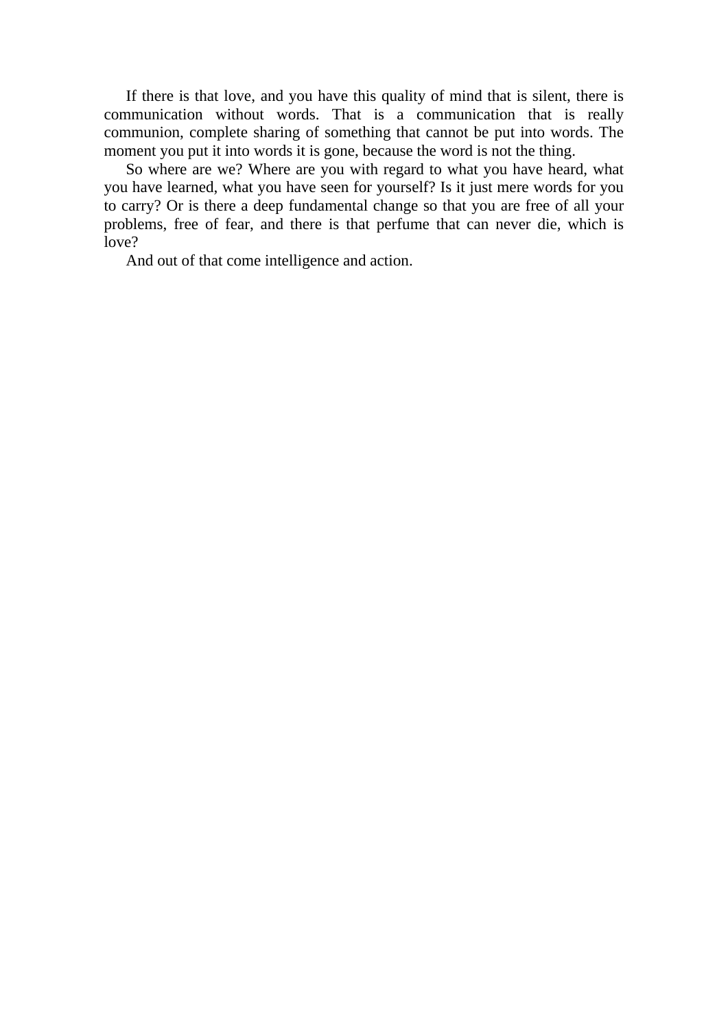If there is that love, and you have this quality of mind that is silent, there is communication without words. That is a communication that is really communion, complete sharing of something that cannot be put into words. The moment you put it into words it is gone, because the word is not the thing.

So where are we? Where are you with regard to what you have heard, what you have learned, what you have seen for yourself? Is it just mere words for you to carry? Or is there a deep fundamental change so that you are free of all your problems, free of fear, and there is that perfume that can never die, which is love?

And out of that come intelligence and action.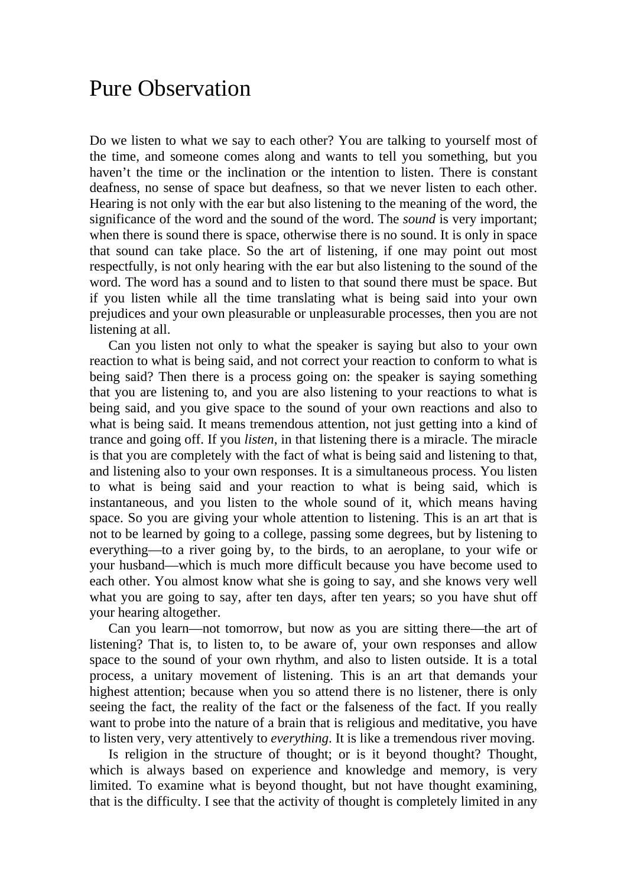# Pure Observation

Do we listen to what we say to each other? You are talking to yourself most of the time, and someone comes along and wants to tell you something, but you haven't the time or the inclination or the intention to listen. There is constant deafness, no sense of space but deafness, so that we never listen to each other. Hearing is not only with the ear but also listening to the meaning of the word, the significance of the word and the sound of the word. The *sound* is very important; when there is sound there is space, otherwise there is no sound. It is only in space that sound can take place. So the art of listening, if one may point out most respectfully, is not only hearing with the ear but also listening to the sound of the word. The word has a sound and to listen to that sound there must be space. But if you listen while all the time translating what is being said into your own prejudices and your own pleasurable or unpleasurable processes, then you are not listening at all.

Can you listen not only to what the speaker is saying but also to your own reaction to what is being said, and not correct your reaction to conform to what is being said? Then there is a process going on: the speaker is saying something that you are listening to, and you are also listening to your reactions to what is being said, and you give space to the sound of your own reactions and also to what is being said. It means tremendous attention, not just getting into a kind of trance and going off. If you *listen*, in that listening there is a miracle. The miracle is that you are completely with the fact of what is being said and listening to that, and listening also to your own responses. It is a simultaneous process. You listen to what is being said and your reaction to what is being said, which is instantaneous, and you listen to the whole sound of it, which means having space. So you are giving your whole attention to listening. This is an art that is not to be learned by going to a college, passing some degrees, but by listening to everything—to a river going by, to the birds, to an aeroplane, to your wife or your husband—which is much more difficult because you have become used to each other. You almost know what she is going to say, and she knows very well what you are going to say, after ten days, after ten years; so you have shut off your hearing altogether.

Can you learn—not tomorrow, but now as you are sitting there—the art of listening? That is, to listen to, to be aware of, your own responses and allow space to the sound of your own rhythm, and also to listen outside. It is a total process, a unitary movement of listening. This is an art that demands your highest attention; because when you so attend there is no listener, there is only seeing the fact, the reality of the fact or the falseness of the fact. If you really want to probe into the nature of a brain that is religious and meditative, you have to listen very, very attentively to *everything*. It is like a tremendous river moving.

Is religion in the structure of thought; or is it beyond thought? Thought, which is always based on experience and knowledge and memory, is very limited. To examine what is beyond thought, but not have thought examining, that is the difficulty. I see that the activity of thought is completely limited in any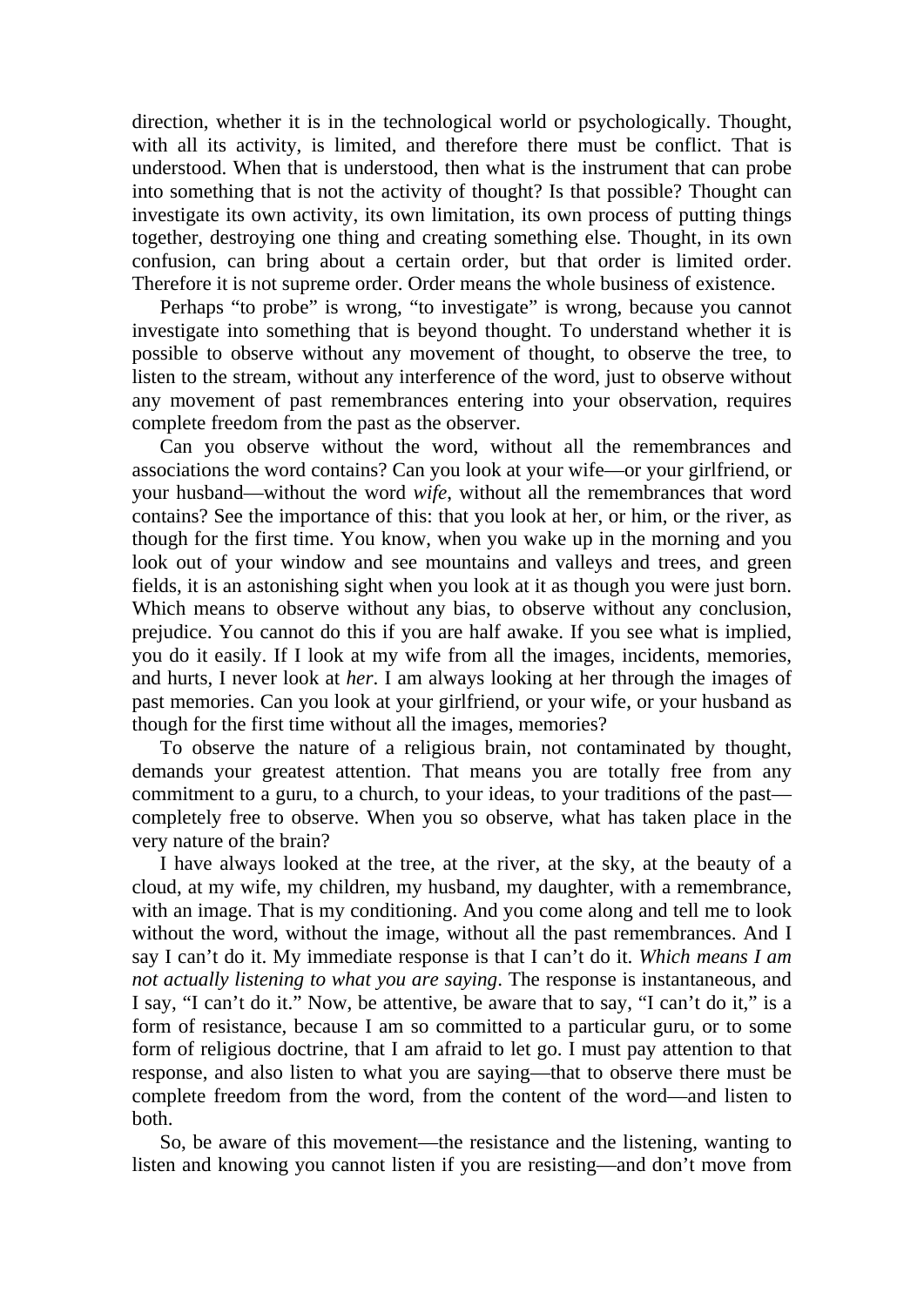direction, whether it is in the technological world or psychologically. Thought, with all its activity, is limited, and therefore there must be conflict. That is understood. When that is understood, then what is the instrument that can probe into something that is not the activity of thought? Is that possible? Thought can investigate its own activity, its own limitation, its own process of putting things together, destroying one thing and creating something else. Thought, in its own confusion, can bring about a certain order, but that order is limited order. Therefore it is not supreme order. Order means the whole business of existence.

Perhaps "to probe" is wrong, "to investigate" is wrong, because you cannot investigate into something that is beyond thought. To understand whether it is possible to observe without any movement of thought, to observe the tree, to listen to the stream, without any interference of the word, just to observe without any movement of past remembrances entering into your observation, requires complete freedom from the past as the observer.

Can you observe without the word, without all the remembrances and associations the word contains? Can you look at your wife—or your girlfriend, or your husband—without the word *wife*, without all the remembrances that word contains? See the importance of this: that you look at her, or him, or the river, as though for the first time. You know, when you wake up in the morning and you look out of your window and see mountains and valleys and trees, and green fields, it is an astonishing sight when you look at it as though you were just born. Which means to observe without any bias, to observe without any conclusion, prejudice. You cannot do this if you are half awake. If you see what is implied, you do it easily. If I look at my wife from all the images, incidents, memories, and hurts, I never look at *her*. I am always looking at her through the images of past memories. Can you look at your girlfriend, or your wife, or your husband as though for the first time without all the images, memories?

To observe the nature of a religious brain, not contaminated by thought, demands your greatest attention. That means you are totally free from any commitment to a guru, to a church, to your ideas, to your traditions of the past—completely free to observe. When you so observe, what has taken place in the very nature of the brain?

I have always looked at the tree, at the river, at the sky, at the beauty of a cloud, at my wife, my children, my husband, my daughter, with a remembrance, with an image. That is my conditioning. And you come along and tell me to look without the word, without the image, without all the past remembrances. And I say I can't do it. My immediate response is that I can't do it. *Which means I am not actually listening to what you are saying*. The response is instantaneous, and I say, "I can't do it." Now, be attentive, be aware that to say, "I can't do it," is a form of resistance, because I am so committed to a particular guru, or to some form of religious doctrine, that I am afraid to let go. I must pay attention to that response, and also listen to what you are saying—that to observe there must be complete freedom from the word, from the content of the word—and listen to both.

So, be aware of this movement—the resistance and the listening, wanting to listen and knowing you cannot listen if you are resisting—and don't move from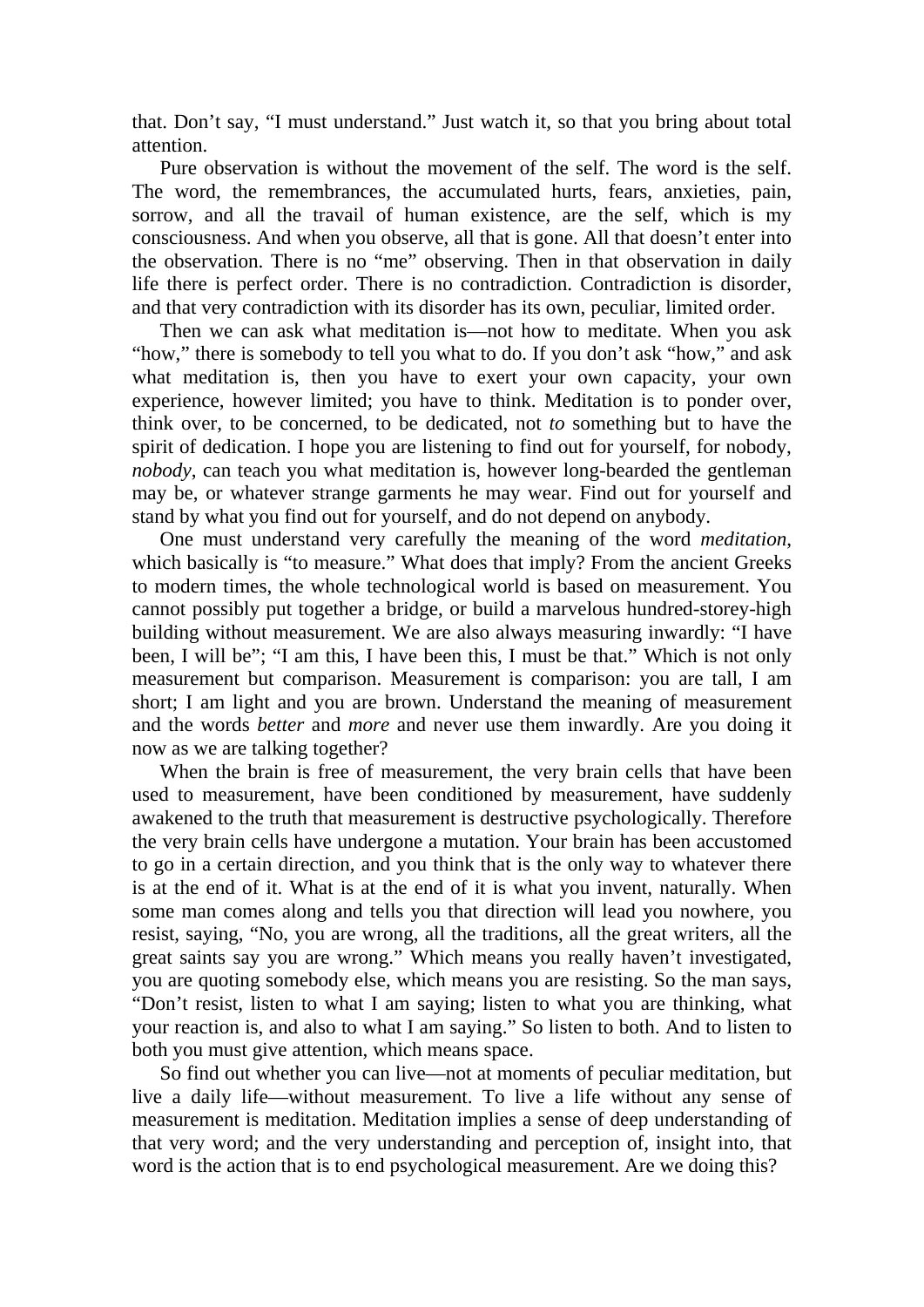that. Don't say, "I must understand." Just watch it, so that you bring about total attention.

Pure observation is without the movement of the self. The word is the self. The word, the remembrances, the accumulated hurts, fears, anxieties, pain, sorrow, and all the travail of human existence, are the self, which is my consciousness. And when you observe, all that is gone. All that doesn't enter into the observation. There is no "me" observing. Then in that observation in daily life there is perfect order. There is no contradiction. Contradiction is disorder, and that very contradiction with its disorder has its own, peculiar, limited order.

Then we can ask what meditation is—not how to meditate. When you ask "how," there is somebody to tell you what to do. If you don't ask "how," and ask what meditation is, then you have to exert your own capacity, your own experience, however limited; you have to think. Meditation is to ponder over, think over, to be concerned, to be dedicated, not *to* something but to have the spirit of dedication. I hope you are listening to find out for yourself, for nobody, *nobody*, can teach you what meditation is, however long-bearded the gentleman may be, or whatever strange garments he may wear. Find out for yourself and stand by what you find out for yourself, and do not depend on anybody.

One must understand very carefully the meaning of the word *meditation*, which basically is "to measure." What does that imply? From the ancient Greeks to modern times, the whole technological world is based on measurement. You cannot possibly put together a bridge, or build a marvelous hundred-storey-high building without measurement. We are also always measuring inwardly: "I have been, I will be"; "I am this, I have been this, I must be that." Which is not only measurement but comparison. Measurement is comparison: you are tall, I am short; I am light and you are brown. Understand the meaning of measurement and the words *better* and *more* and never use them inwardly. Are you doing it now as we are talking together?

When the brain is free of measurement, the very brain cells that have been used to measurement, have been conditioned by measurement, have suddenly awakened to the truth that measurement is destructive psychologically. Therefore the very brain cells have undergone a mutation. Your brain has been accustomed to go in a certain direction, and you think that is the only way to whatever there is at the end of it. What is at the end of it is what you invent, naturally. When some man comes along and tells you that direction will lead you nowhere, you resist, saying, "No, you are wrong, all the traditions, all the great writers, all the great saints say you are wrong." Which means you really haven't investigated, you are quoting somebody else, which means you are resisting. So the man says, "Don't resist, listen to what I am saying; listen to what you are thinking, what your reaction is, and also to what I am saying." So listen to both. And to listen to both you must give attention, which means space.

So find out whether you can live—not at moments of peculiar meditation, but live a daily life—without measurement. To live a life without any sense of measurement is meditation. Meditation implies a sense of deep understanding of that very word; and the very understanding and perception of, insight into, that word is the action that is to end psychological measurement. Are we doing this?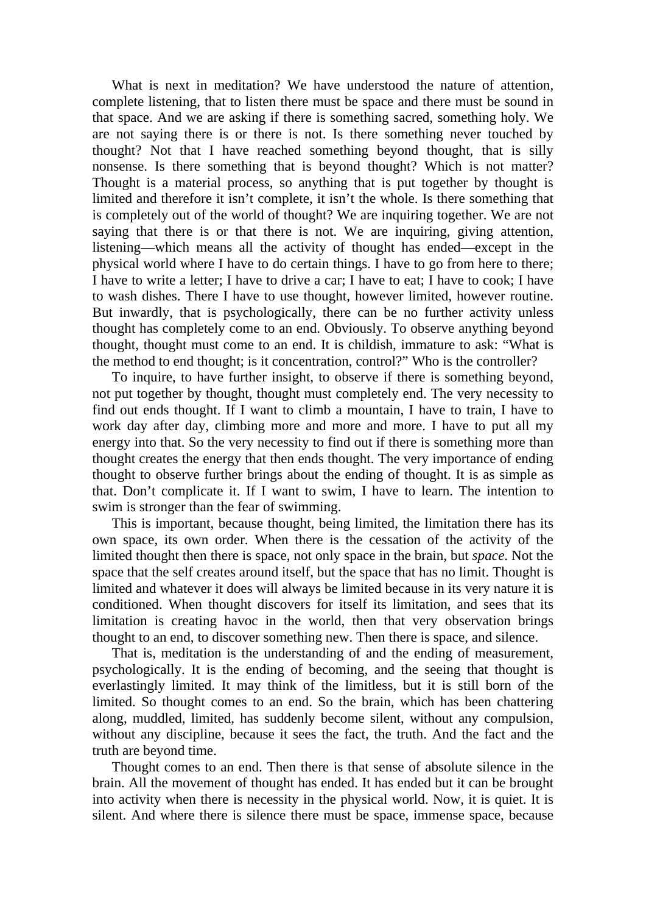What is next in meditation? We have understood the nature of attention, complete listening, that to listen there must be space and there must be sound in that space. And we are asking if there is something sacred, something holy. We are not saying there is or there is not. Is there something never touched by thought? Not that I have reached something beyond thought, that is silly nonsense. Is there something that is beyond thought? Which is not matter? Thought is a material process, so anything that is put together by thought is limited and therefore it isn't complete, it isn't the whole. Is there something that is completely out of the world of thought? We are inquiring together. We are not saying that there is or that there is not. We are inquiring, giving attention, listening—which means all the activity of thought has ended—except in the physical world where I have to do certain things. I have to go from here to there; I have to write a letter; I have to drive a car; I have to eat; I have to cook; I have to wash dishes. There I have to use thought, however limited, however routine. But inwardly, that is psychologically, there can be no further activity unless thought has completely come to an end. Obviously. To observe anything beyond thought, thought must come to an end. It is childish, immature to ask: "What is the method to end thought; is it concentration, control?" Who is the controller?

To inquire, to have further insight, to observe if there is something beyond, not put together by thought, thought must completely end. The very necessity to find out ends thought. If I want to climb a mountain, I have to train, I have to work day after day, climbing more and more and more. I have to put all my energy into that. So the very necessity to find out if there is something more than thought creates the energy that then ends thought. The very importance of ending thought to observe further brings about the ending of thought. It is as simple as that. Don't complicate it. If I want to swim, I have to learn. The intention to swim is stronger than the fear of swimming.

This is important, because thought, being limited, the limitation there has its own space, its own order. When there is the cessation of the activity of the limited thought then there is space, not only space in the brain, but *space*. Not the space that the self creates around itself, but the space that has no limit. Thought is limited and whatever it does will always be limited because in its very nature it is conditioned. When thought discovers for itself its limitation, and sees that its limitation is creating havoc in the world, then that very observation brings thought to an end, to discover something new. Then there is space, and silence.

That is, meditation is the understanding of and the ending of measurement, psychologically. It is the ending of becoming, and the seeing that thought is everlastingly limited. It may think of the limitless, but it is still born of the limited. So thought comes to an end. So the brain, which has been chattering along, muddled, limited, has suddenly become silent, without any compulsion, without any discipline, because it sees the fact, the truth. And the fact and the truth are beyond time.

Thought comes to an end. Then there is that sense of absolute silence in the brain. All the movement of thought has ended. It has ended but it can be brought into activity when there is necessity in the physical world. Now, it is quiet. It is silent. And where there is silence there must be space, immense space, because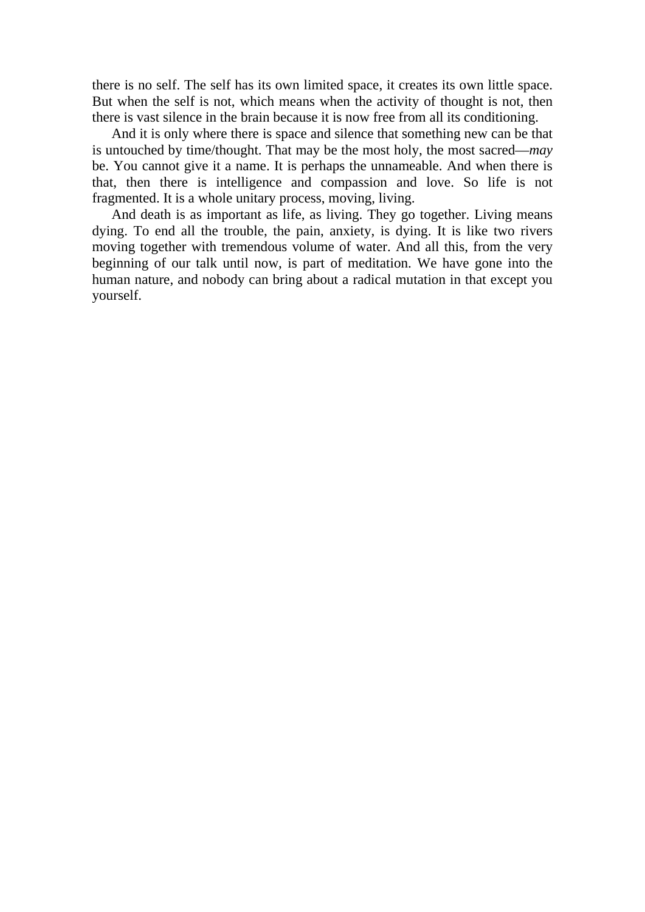there is no self. The self has its own limited space, it creates its own little space. But when the self is not, which means when the activity of thought is not, then there is vast silence in the brain because it is now free from all its conditioning.

And it is only where there is space and silence that something new can be that is untouched by time/thought. That may be the most holy, the most sacred—*may* be. You cannot give it a name. It is perhaps the unnameable. And when there is that, then there is intelligence and compassion and love. So life is not fragmented. It is a whole unitary process, moving, living.

And death is as important as life, as living. They go together. Living means dying. To end all the trouble, the pain, anxiety, is dying. It is like two rivers moving together with tremendous volume of water. And all this, from the very beginning of our talk until now, is part of meditation. We have gone into the human nature, and nobody can bring about a radical mutation in that except you yourself.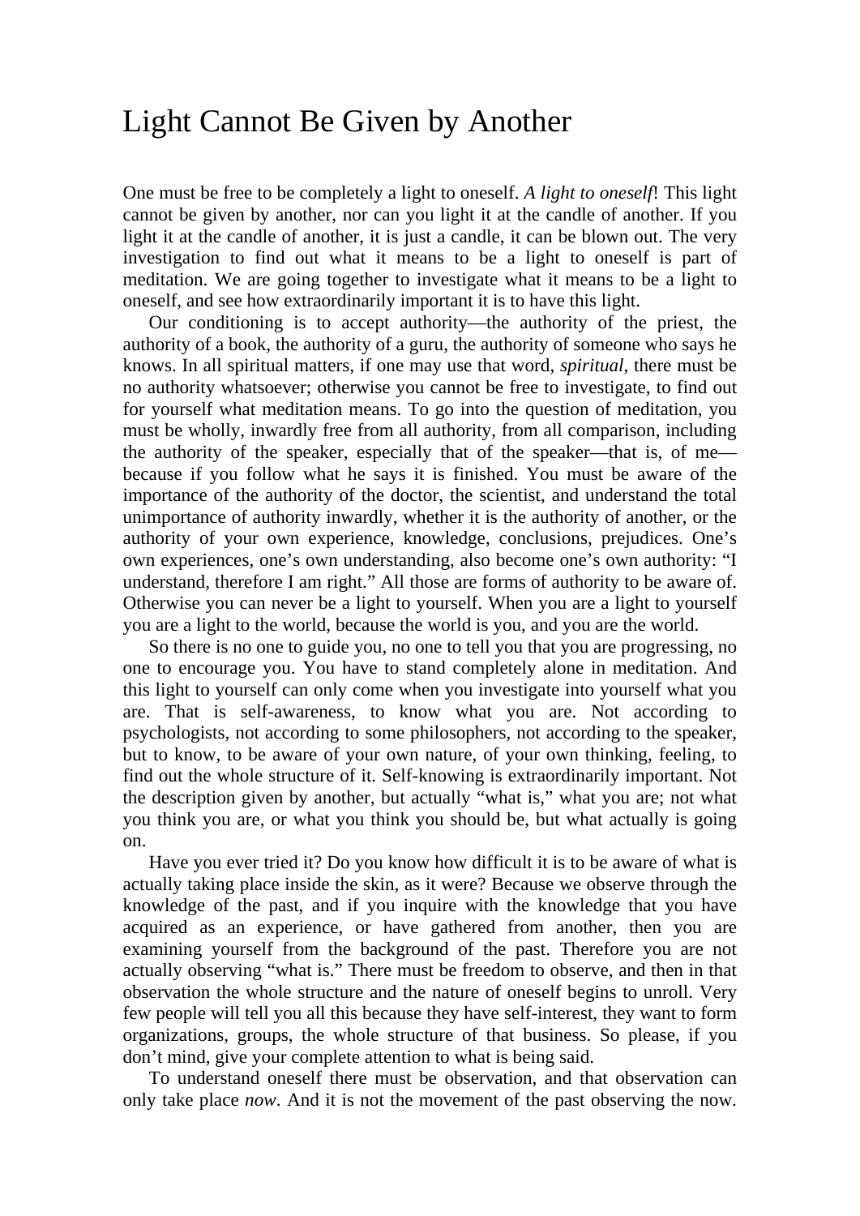# Light Cannot Be Given by Another

One must be free to be completely a light to oneself. *A light to oneself*! This light cannot be given by another, nor can you light it at the candle of another. If you light it at the candle of another, it is just a candle, it can be blown out. The very investigation to find out what it means to be a light to oneself is part of meditation. We are going together to investigate what it means to be a light to oneself, and see how extraordinarily important it is to have this light.

Our conditioning is to accept authority—the authority of the priest, the authority of a book, the authority of a guru, the authority of someone who says he knows. In all spiritual matters, if one may use that word, *spiritual*, there must be no authority whatsoever; otherwise you cannot be free to investigate, to find out for yourself what meditation means. To go into the question of meditation, you must be wholly, inwardly free from all authority, from all comparison, including the authority of the speaker, especially that of the speaker—that is, of me—because if you follow what he says it is finished. You must be aware of the importance of the authority of the doctor, the scientist, and understand the total unimportance of authority inwardly, whether it is the authority of another, or the authority of your own experience, knowledge, conclusions, prejudices. One's own experiences, one's own understanding, also become one's own authority: "I understand, therefore I am right." All those are forms of authority to be aware of. Otherwise you can never be a light to yourself. When you are a light to yourself you are a light to the world, because the world is you, and you are the world.

So there is no one to guide you, no one to tell you that you are progressing, no one to encourage you. You have to stand completely alone in meditation. And this light to yourself can only come when you investigate into yourself what you are. That is self-awareness, to know what you are. Not according to psychologists, not according to some philosophers, not according to the speaker, but to know, to be aware of your own nature, of your own thinking, feeling, to find out the whole structure of it. Self-knowing is extraordinarily important. Not the description given by another, but actually "what is," what you are; not what you think you are, or what you think you should be, but what actually is going on.

Have you ever tried it? Do you know how difficult it is to be aware of what is actually taking place inside the skin, as it were? Because we observe through the knowledge of the past, and if you inquire with the knowledge that you have acquired as an experience, or have gathered from another, then you are examining yourself from the background of the past. Therefore you are not actually observing "what is." There must be freedom to observe, and then in that observation the whole structure and the nature of oneself begins to unroll. Very few people will tell you all this because they have self-interest, they want to form organizations, groups, the whole structure of that business. So please, if you don't mind, give your complete attention to what is being said.

To understand oneself there must be observation, and that observation can only take place *now*. And it is not the movement of the past observing the now.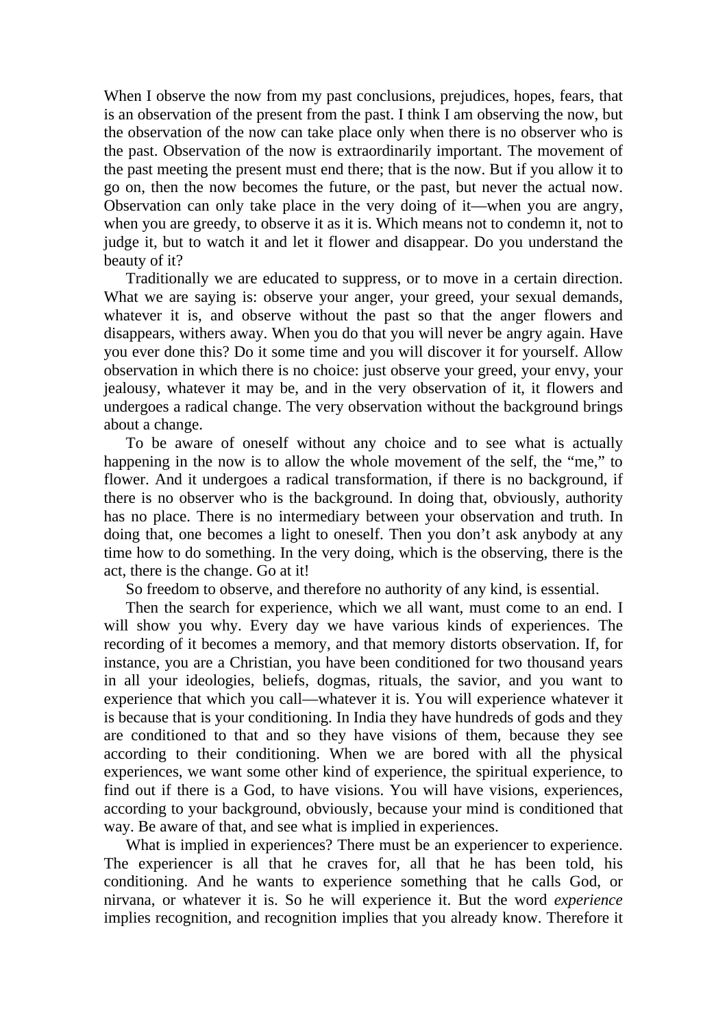When I observe the now from my past conclusions, prejudices, hopes, fears, that is an observation of the present from the past. I think I am observing the now, but the observation of the now can take place only when there is no observer who is the past. Observation of the now is extraordinarily important. The movement of the past meeting the present must end there; that is the now. But if you allow it to go on, then the now becomes the future, or the past, but never the actual now. Observation can only take place in the very doing of it—when you are angry, when you are greedy, to observe it as it is. Which means not to condemn it, not to judge it, but to watch it and let it flower and disappear. Do you understand the beauty of it?

Traditionally we are educated to suppress, or to move in a certain direction. What we are saying is: observe your anger, your greed, your sexual demands, whatever it is, and observe without the past so that the anger flowers and disappears, withers away. When you do that you will never be angry again. Have you ever done this? Do it some time and you will discover it for yourself. Allow observation in which there is no choice: just observe your greed, your envy, your jealousy, whatever it may be, and in the very observation of it, it flowers and undergoes a radical change. The very observation without the background brings about a change.

To be aware of oneself without any choice and to see what is actually happening in the now is to allow the whole movement of the self, the "me," to flower. And it undergoes a radical transformation, if there is no background, if there is no observer who is the background. In doing that, obviously, authority has no place. There is no intermediary between your observation and truth. In doing that, one becomes a light to oneself. Then you don't ask anybody at any time how to do something. In the very doing, which is the observing, there is the act, there is the change. Go at it!

So freedom to observe, and therefore no authority of any kind, is essential.

Then the search for experience, which we all want, must come to an end. I will show you why. Every day we have various kinds of experiences. The recording of it becomes a memory, and that memory distorts observation. If, for instance, you are a Christian, you have been conditioned for two thousand years in all your ideologies, beliefs, dogmas, rituals, the savior, and you want to experience that which you call—whatever it is. You will experience whatever it is because that is your conditioning. In India they have hundreds of gods and they are conditioned to that and so they have visions of them, because they see according to their conditioning. When we are bored with all the physical experiences, we want some other kind of experience, the spiritual experience, to find out if there is a God, to have visions. You will have visions, experiences, according to your background, obviously, because your mind is conditioned that way. Be aware of that, and see what is implied in experiences.

What is implied in experiences? There must be an experiencer to experience. The experiencer is all that he craves for, all that he has been told, his conditioning. And he wants to experience something that he calls God, or nirvana, or whatever it is. So he will experience it. But the word *experience* implies recognition, and recognition implies that you already know. Therefore it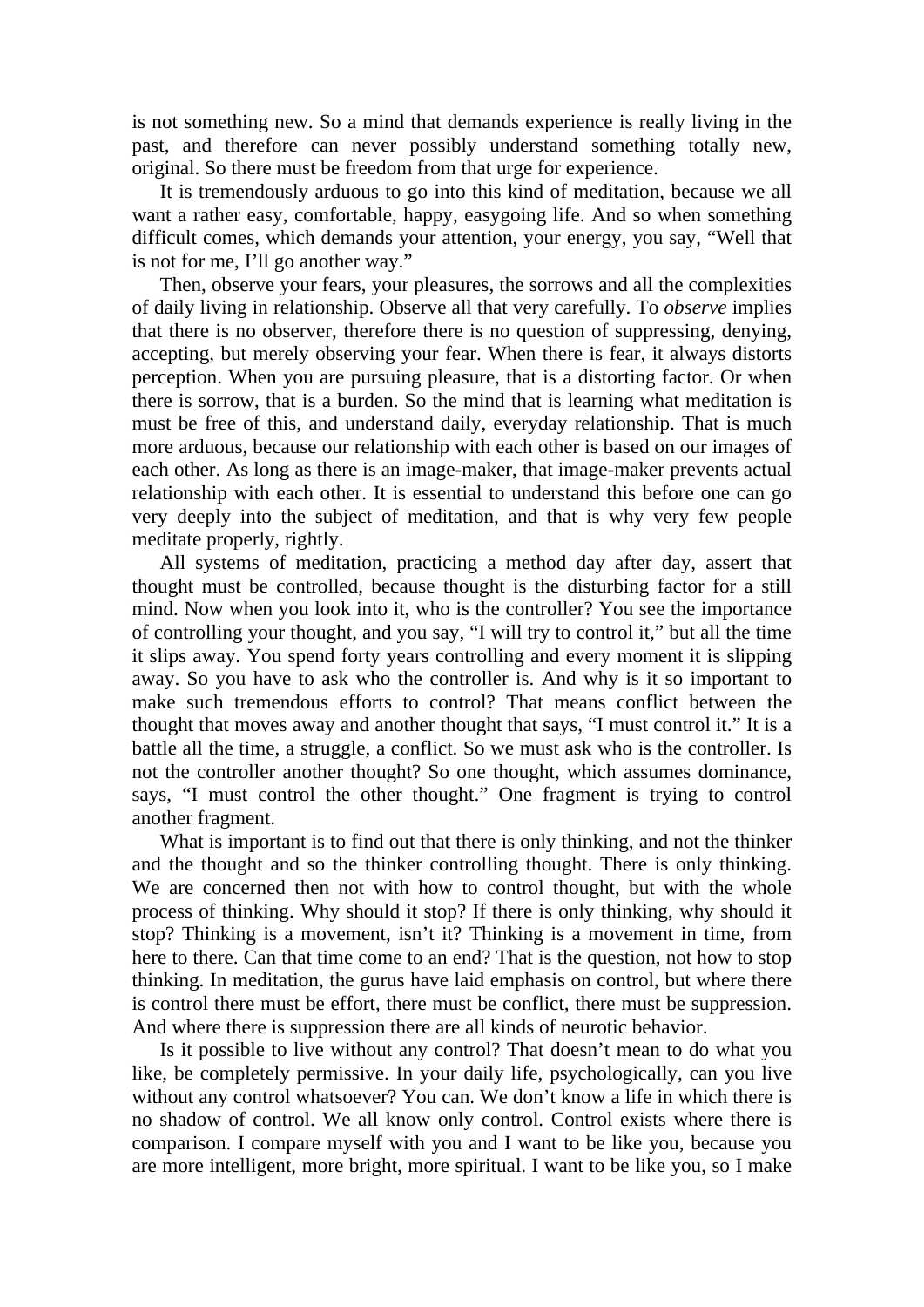is not something new. So a mind that demands experience is really living in the past, and therefore can never possibly understand something totally new, original. So there must be freedom from that urge for experience.

It is tremendously arduous to go into this kind of meditation, because we all want a rather easy, comfortable, happy, easygoing life. And so when something difficult comes, which demands your attention, your energy, you say, "Well that is not for me, I'll go another way."

Then, observe your fears, your pleasures, the sorrows and all the complexities of daily living in relationship. Observe all that very carefully. To *observe* implies that there is no observer, therefore there is no question of suppressing, denying, accepting, but merely observing your fear. When there is fear, it always distorts perception. When you are pursuing pleasure, that is a distorting factor. Or when there is sorrow, that is a burden. So the mind that is learning what meditation is must be free of this, and understand daily, everyday relationship. That is much more arduous, because our relationship with each other is based on our images of each other. As long as there is an image-maker, that image-maker prevents actual relationship with each other. It is essential to understand this before one can go very deeply into the subject of meditation, and that is why very few people meditate properly, rightly.

All systems of meditation, practicing a method day after day, assert that thought must be controlled, because thought is the disturbing factor for a still mind. Now when you look into it, who is the controller? You see the importance of controlling your thought, and you say, "I will try to control it," but all the time it slips away. You spend forty years controlling and every moment it is slipping away. So you have to ask who the controller is. And why is it so important to make such tremendous efforts to control? That means conflict between the thought that moves away and another thought that says, "I must control it." It is a battle all the time, a struggle, a conflict. So we must ask who is the controller. Is not the controller another thought? So one thought, which assumes dominance, says, "I must control the other thought." One fragment is trying to control another fragment.

What is important is to find out that there is only thinking, and not the thinker and the thought and so the thinker controlling thought. There is only thinking. We are concerned then not with how to control thought, but with the whole process of thinking. Why should it stop? If there is only thinking, why should it stop? Thinking is a movement, isn't it? Thinking is a movement in time, from here to there. Can that time come to an end? That is the question, not how to stop thinking. In meditation, the gurus have laid emphasis on control, but where there is control there must be effort, there must be conflict, there must be suppression. And where there is suppression there are all kinds of neurotic behavior.

Is it possible to live without any control? That doesn't mean to do what you like, be completely permissive. In your daily life, psychologically, can you live without any control whatsoever? You can. We don't know a life in which there is no shadow of control. We all know only control. Control exists where there is comparison. I compare myself with you and I want to be like you, because you are more intelligent, more bright, more spiritual. I want to be like you, so I make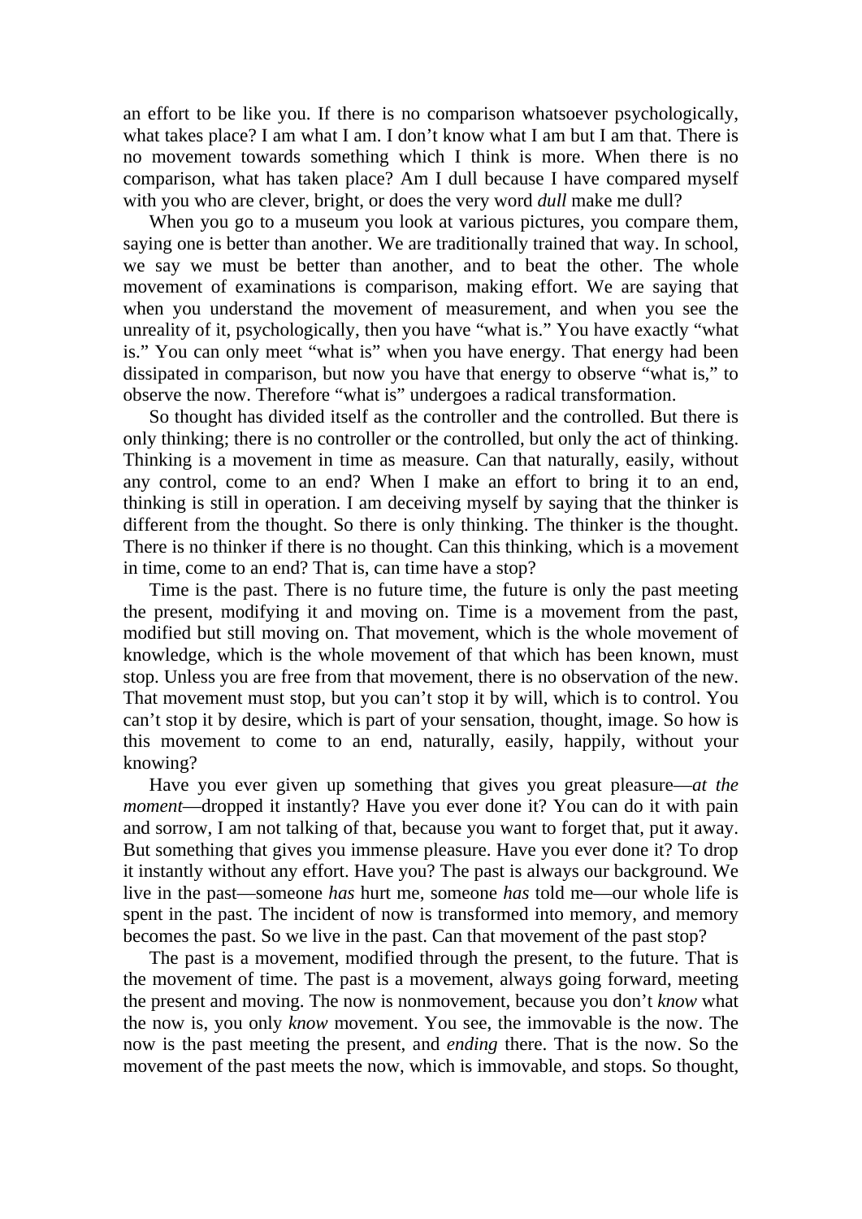an effort to be like you. If there is no comparison whatsoever psychologically, what takes place? I am what I am. I don't know what I am but I am that. There is no movement towards something which I think is more. When there is no comparison, what has taken place? Am I dull because I have compared myself with you who are clever, bright, or does the very word *dull* make me dull?

When you go to a museum you look at various pictures, you compare them, saying one is better than another. We are traditionally trained that way. In school, we say we must be better than another, and to beat the other. The whole movement of examinations is comparison, making effort. We are saying that when you understand the movement of measurement, and when you see the unreality of it, psychologically, then you have "what is." You have exactly "what is." You can only meet "what is" when you have energy. That energy had been dissipated in comparison, but now you have that energy to observe "what is," to observe the now. Therefore "what is" undergoes a radical transformation.

So thought has divided itself as the controller and the controlled. But there is only thinking; there is no controller or the controlled, but only the act of thinking. Thinking is a movement in time as measure. Can that naturally, easily, without any control, come to an end? When I make an effort to bring it to an end, thinking is still in operation. I am deceiving myself by saying that the thinker is different from the thought. So there is only thinking. The thinker is the thought. There is no thinker if there is no thought. Can this thinking, which is a movement in time, come to an end? That is, can time have a stop?

Time is the past. There is no future time, the future is only the past meeting the present, modifying it and moving on. Time is a movement from the past, modified but still moving on. That movement, which is the whole movement of knowledge, which is the whole movement of that which has been known, must stop. Unless you are free from that movement, there is no observation of the new. That movement must stop, but you can't stop it by will, which is to control. You can't stop it by desire, which is part of your sensation, thought, image. So how is this movement to come to an end, naturally, easily, happily, without your knowing?

Have you ever given up something that gives you great pleasure—*at the moment*—dropped it instantly? Have you ever done it? You can do it with pain and sorrow, I am not talking of that, because you want to forget that, put it away. But something that gives you immense pleasure. Have you ever done it? To drop it instantly without any effort. Have you? The past is always our background. We live in the past—someone *has* hurt me, someone *has* told me—our whole life is spent in the past. The incident of now is transformed into memory, and memory becomes the past. So we live in the past. Can that movement of the past stop?

The past is a movement, modified through the present, to the future. That is the movement of time. The past is a movement, always going forward, meeting the present and moving. The now is nonmovement, because you don't *know* what the now is, you only *know* movement. You see, the immovable is the now. The now is the past meeting the present, and *ending* there. That is the now. So the movement of the past meets the now, which is immovable, and stops. So thought,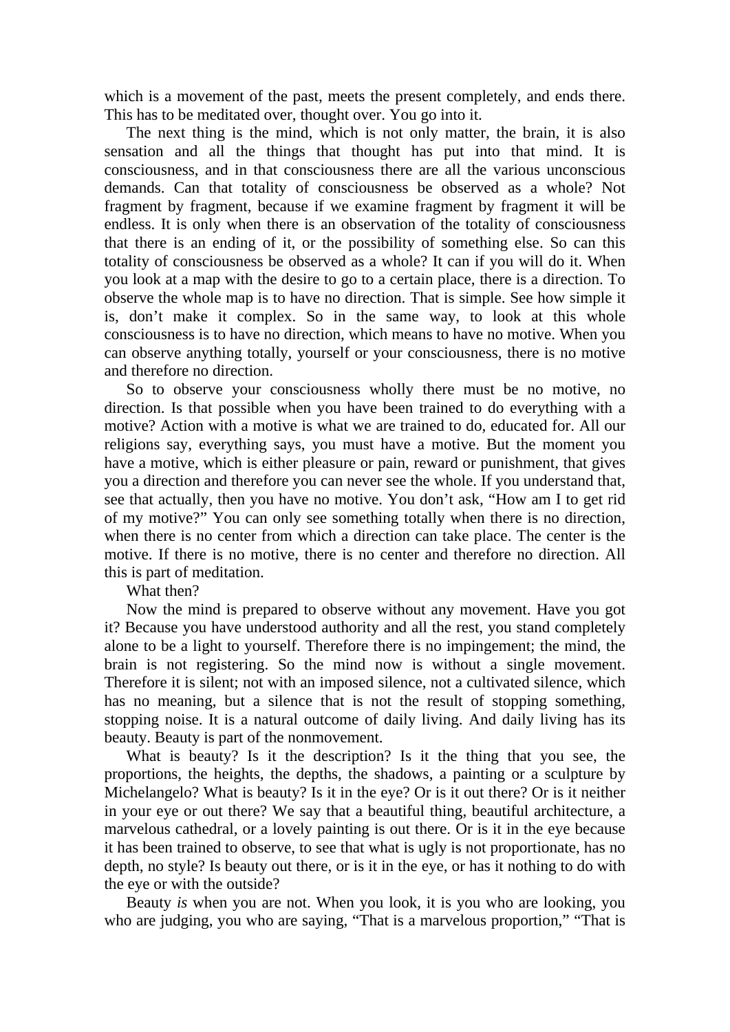which is a movement of the past, meets the present completely, and ends there. This has to be meditated over, thought over. You go into it.

The next thing is the mind, which is not only matter, the brain, it is also sensation and all the things that thought has put into that mind. It is consciousness, and in that consciousness there are all the various unconscious demands. Can that totality of consciousness be observed as a whole? Not fragment by fragment, because if we examine fragment by fragment it will be endless. It is only when there is an observation of the totality of consciousness that there is an ending of it, or the possibility of something else. So can this totality of consciousness be observed as a whole? It can if you will do it. When you look at a map with the desire to go to a certain place, there is a direction. To observe the whole map is to have no direction. That is simple. See how simple it is, don't make it complex. So in the same way, to look at this whole consciousness is to have no direction, which means to have no motive. When you can observe anything totally, yourself or your consciousness, there is no motive and therefore no direction.

So to observe your consciousness wholly there must be no motive, no direction. Is that possible when you have been trained to do everything with a motive? Action with a motive is what we are trained to do, educated for. All our religions say, everything says, you must have a motive. But the moment you have a motive, which is either pleasure or pain, reward or punishment, that gives you a direction and therefore you can never see the whole. If you understand that, see that actually, then you have no motive. You don't ask, "How am I to get rid of my motive?" You can only see something totally when there is no direction, when there is no center from which a direction can take place. The center is the motive. If there is no motive, there is no center and therefore no direction. All this is part of meditation.

What then?

Now the mind is prepared to observe without any movement. Have you got it? Because you have understood authority and all the rest, you stand completely alone to be a light to yourself. Therefore there is no impingement; the mind, the brain is not registering. So the mind now is without a single movement. Therefore it is silent; not with an imposed silence, not a cultivated silence, which has no meaning, but a silence that is not the result of stopping something, stopping noise. It is a natural outcome of daily living. And daily living has its beauty. Beauty is part of the nonmovement.

What is beauty? Is it the description? Is it the thing that you see, the proportions, the heights, the depths, the shadows, a painting or a sculpture by Michelangelo? What is beauty? Is it in the eye? Or is it out there? Or is it neither in your eye or out there? We say that a beautiful thing, beautiful architecture, a marvelous cathedral, or a lovely painting is out there. Or is it in the eye because it has been trained to observe, to see that what is ugly is not proportionate, has no depth, no style? Is beauty out there, or is it in the eye, or has it nothing to do with the eye or with the outside?

Beauty *is* when you are not. When you look, it is you who are looking, you who are judging, you who are saying, "That is a marvelous proportion," "That is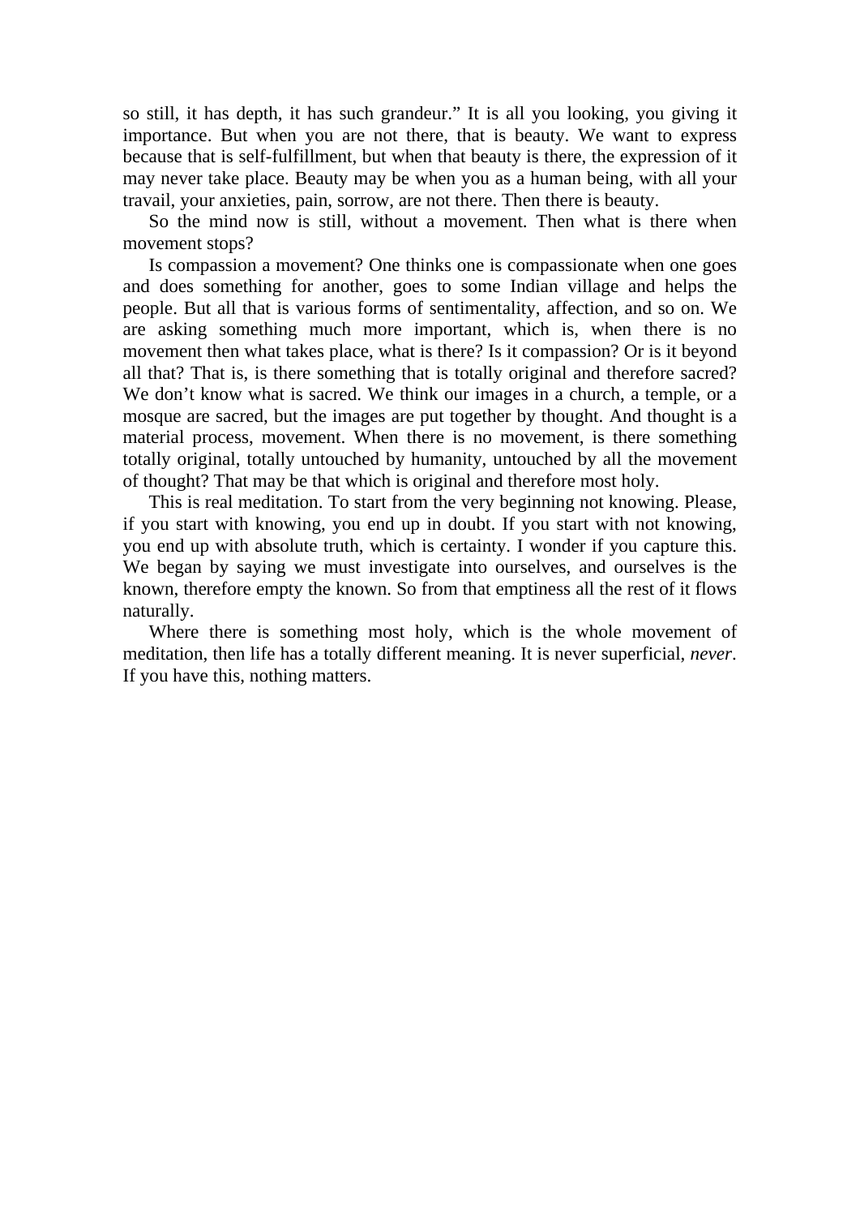so still, it has depth, it has such grandeur." It is all you looking, you giving it importance. But when you are not there, that is beauty. We want to express because that is self-fulfillment, but when that beauty is there, the expression of it may never take place. Beauty may be when you as a human being, with all your travail, your anxieties, pain, sorrow, are not there. Then there is beauty.

So the mind now is still, without a movement. Then what is there when movement stops?

Is compassion a movement? One thinks one is compassionate when one goes and does something for another, goes to some Indian village and helps the people. But all that is various forms of sentimentality, affection, and so on. We are asking something much more important, which is, when there is no movement then what takes place, what is there? Is it compassion? Or is it beyond all that? That is, is there something that is totally original and therefore sacred? We don't know what is sacred. We think our images in a church, a temple, or a mosque are sacred, but the images are put together by thought. And thought is a material process, movement. When there is no movement, is there something totally original, totally untouched by humanity, untouched by all the movement of thought? That may be that which is original and therefore most holy.

This is real meditation. To start from the very beginning not knowing. Please, if you start with knowing, you end up in doubt. If you start with not knowing, you end up with absolute truth, which is certainty. I wonder if you capture this. We began by saying we must investigate into ourselves, and ourselves is the known, therefore empty the known. So from that emptiness all the rest of it flows naturally.

Where there is something most holy, which is the whole movement of meditation, then life has a totally different meaning. It is never superficial, *never*. If you have this, nothing matters.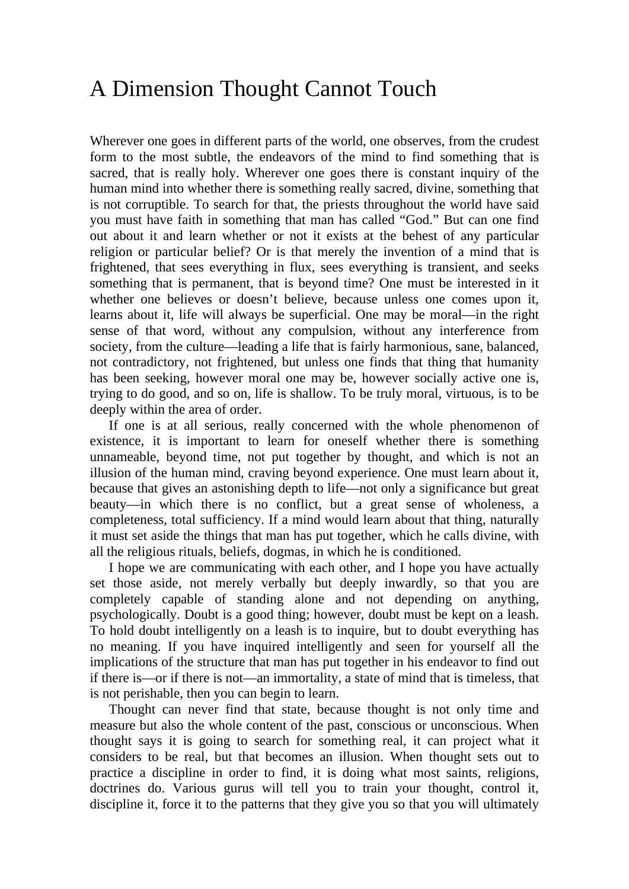# A Dimension Thought Cannot Touch

Wherever one goes in different parts of the world, one observes, from the crudest form to the most subtle, the endeavors of the mind to find something that is sacred, that is really holy. Wherever one goes there is constant inquiry of the human mind into whether there is something really sacred, divine, something that is not corruptible. To search for that, the priests throughout the world have said you must have faith in something that man has called "God." But can one find out about it and learn whether or not it exists at the behest of any particular religion or particular belief? Or is that merely the invention of a mind that is frightened, that sees everything in flux, sees everything is transient, and seeks something that is permanent, that is beyond time? One must be interested in it whether one believes or doesn't believe, because unless one comes upon it, learns about it, life will always be superficial. One may be moral—in the right sense of that word, without any compulsion, without any interference from society, from the culture—leading a life that is fairly harmonious, sane, balanced, not contradictory, not frightened, but unless one finds that thing that humanity has been seeking, however moral one may be, however socially active one is, trying to do good, and so on, life is shallow. To be truly moral, virtuous, is to be deeply within the area of order.

If one is at all serious, really concerned with the whole phenomenon of existence, it is important to learn for oneself whether there is something unnameable, beyond time, not put together by thought, and which is not an illusion of the human mind, craving beyond experience. One must learn about it, because that gives an astonishing depth to life—not only a significance but great beauty—in which there is no conflict, but a great sense of wholeness, a completeness, total sufficiency. If a mind would learn about that thing, naturally it must set aside the things that man has put together, which he calls divine, with all the religious rituals, beliefs, dogmas, in which he is conditioned.

I hope we are communicating with each other, and I hope you have actually set those aside, not merely verbally but deeply inwardly, so that you are completely capable of standing alone and not depending on anything, psychologically. Doubt is a good thing; however, doubt must be kept on a leash. To hold doubt intelligently on a leash is to inquire, but to doubt everything has no meaning. If you have inquired intelligently and seen for yourself all the implications of the structure that man has put together in his endeavor to find out if there is—or if there is not—an immortality, a state of mind that is timeless, that is not perishable, then you can begin to learn.

Thought can never find that state, because thought is not only time and measure but also the whole content of the past, conscious or unconscious. When thought says it is going to search for something real, it can project what it considers to be real, but that becomes an illusion. When thought sets out to practice a discipline in order to find, it is doing what most saints, religions, doctrines do. Various gurus will tell you to train your thought, control it, discipline it, force it to the patterns that they give you so that you will ultimately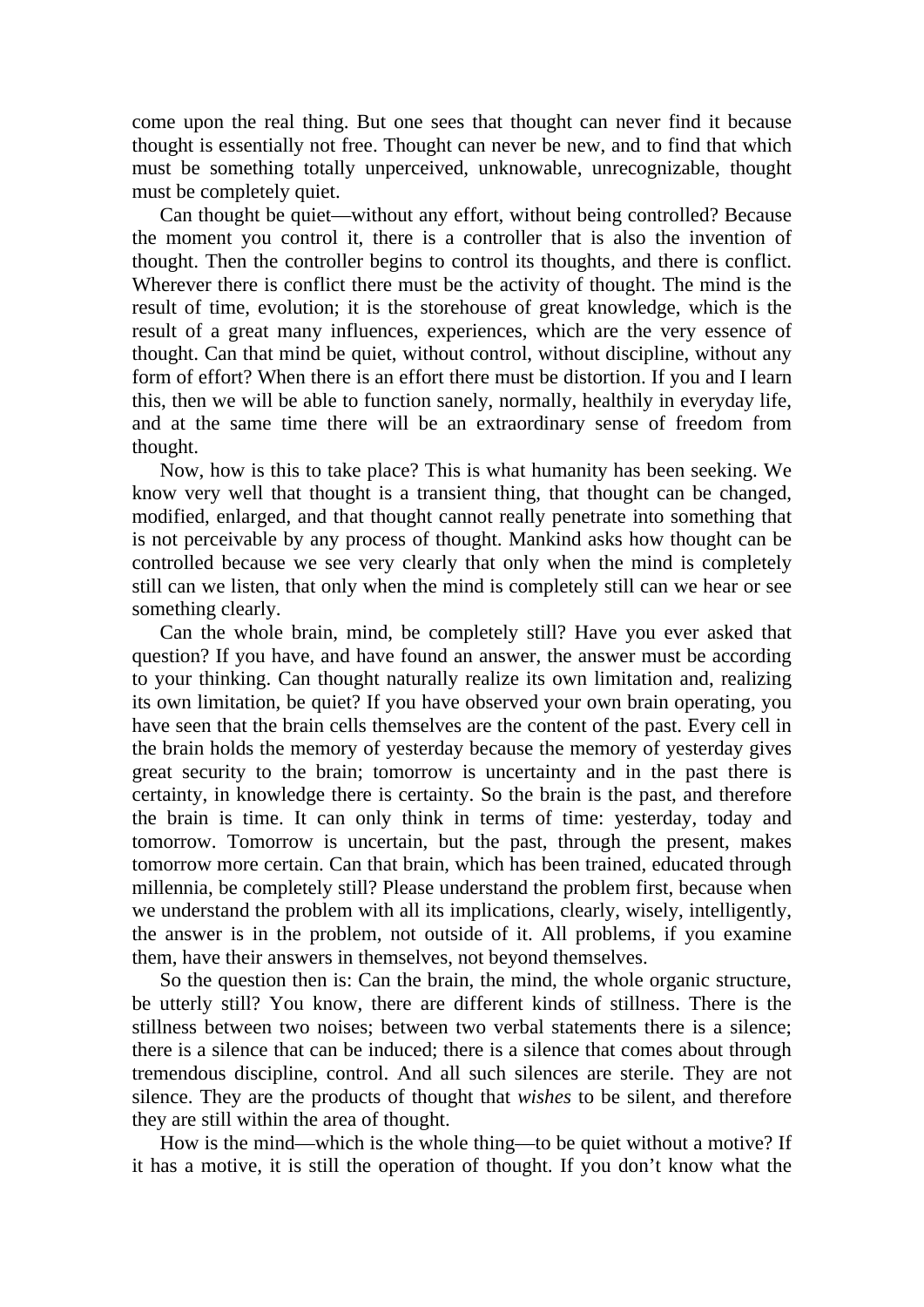come upon the real thing. But one sees that thought can never find it because thought is essentially not free. Thought can never be new, and to find that which must be something totally unperceived, unknowable, unrecognizable, thought must be completely quiet.

Can thought be quiet—without any effort, without being controlled? Because the moment you control it, there is a controller that is also the invention of thought. Then the controller begins to control its thoughts, and there is conflict. Wherever there is conflict there must be the activity of thought. The mind is the result of time, evolution; it is the storehouse of great knowledge, which is the result of a great many influences, experiences, which are the very essence of thought. Can that mind be quiet, without control, without discipline, without any form of effort? When there is an effort there must be distortion. If you and I learn this, then we will be able to function sanely, normally, healthily in everyday life, and at the same time there will be an extraordinary sense of freedom from thought.

Now, how is this to take place? This is what humanity has been seeking. We know very well that thought is a transient thing, that thought can be changed, modified, enlarged, and that thought cannot really penetrate into something that is not perceivable by any process of thought. Mankind asks how thought can be controlled because we see very clearly that only when the mind is completely still can we listen, that only when the mind is completely still can we hear or see something clearly.

Can the whole brain, mind, be completely still? Have you ever asked that question? If you have, and have found an answer, the answer must be according to your thinking. Can thought naturally realize its own limitation and, realizing its own limitation, be quiet? If you have observed your own brain operating, you have seen that the brain cells themselves are the content of the past. Every cell in the brain holds the memory of yesterday because the memory of yesterday gives great security to the brain; tomorrow is uncertainty and in the past there is certainty, in knowledge there is certainty. So the brain is the past, and therefore the brain is time. It can only think in terms of time: yesterday, today and tomorrow. Tomorrow is uncertain, but the past, through the present, makes tomorrow more certain. Can that brain, which has been trained, educated through millennia, be completely still? Please understand the problem first, because when we understand the problem with all its implications, clearly, wisely, intelligently, the answer is in the problem, not outside of it. All problems, if you examine them, have their answers in themselves, not beyond themselves.

So the question then is: Can the brain, the mind, the whole organic structure, be utterly still? You know, there are different kinds of stillness. There is the stillness between two noises; between two verbal statements there is a silence; there is a silence that can be induced; there is a silence that comes about through tremendous discipline, control. And all such silences are sterile. They are not silence. They are the products of thought that *wishes* to be silent, and therefore they are still within the area of thought.

How is the mind—which is the whole thing—to be quiet without a motive? If it has a motive, it is still the operation of thought. If you don't know what the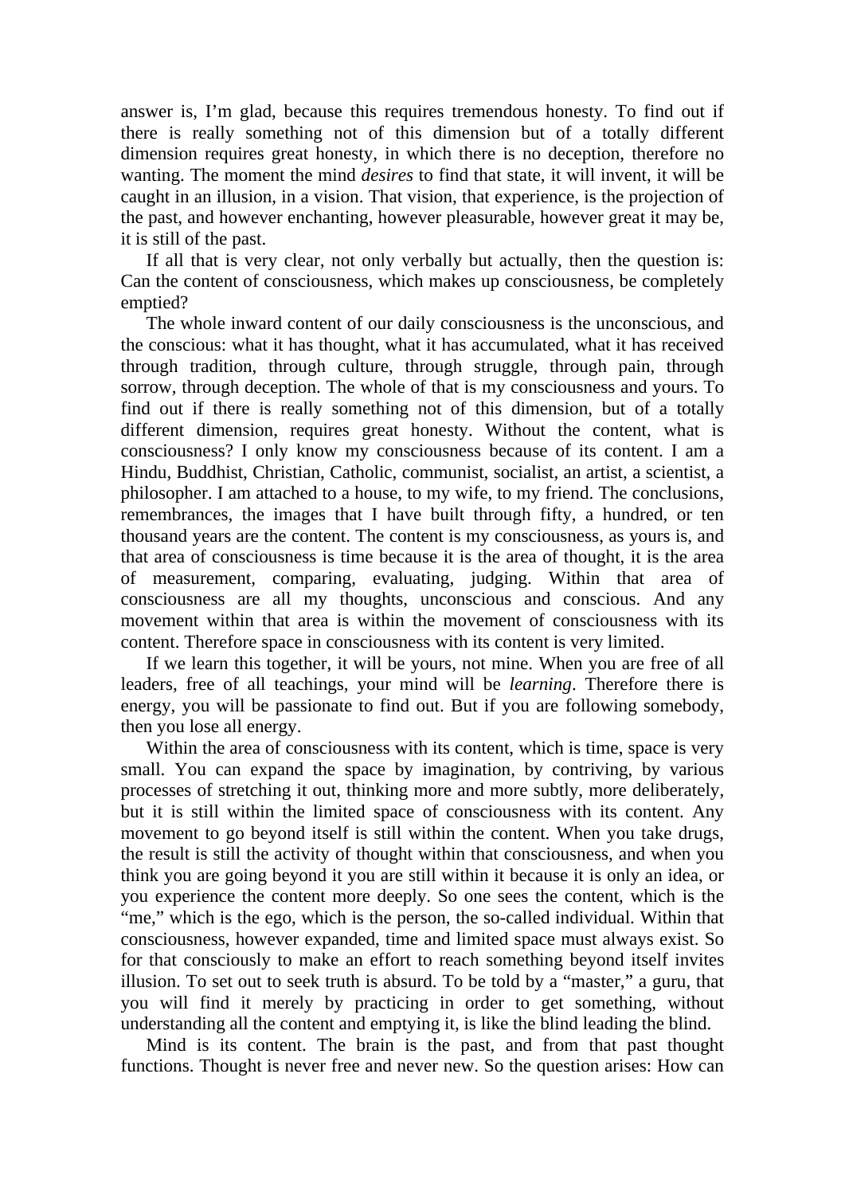answer is, I'm glad, because this requires tremendous honesty. To find out if there is really something not of this dimension but of a totally different dimension requires great honesty, in which there is no deception, therefore no wanting. The moment the mind *desires* to find that state, it will invent, it will be caught in an illusion, in a vision. That vision, that experience, is the projection of the past, and however enchanting, however pleasurable, however great it may be, it is still of the past.

If all that is very clear, not only verbally but actually, then the question is: Can the content of consciousness, which makes up consciousness, be completely emptied?

The whole inward content of our daily consciousness is the unconscious, and the conscious: what it has thought, what it has accumulated, what it has received through tradition, through culture, through struggle, through pain, through sorrow, through deception. The whole of that is my consciousness and yours. To find out if there is really something not of this dimension, but of a totally different dimension, requires great honesty. Without the content, what is consciousness? I only know my consciousness because of its content. I am a Hindu, Buddhist, Christian, Catholic, communist, socialist, an artist, a scientist, a philosopher. I am attached to a house, to my wife, to my friend. The conclusions, remembrances, the images that I have built through fifty, a hundred, or ten thousand years are the content. The content is my consciousness, as yours is, and that area of consciousness is time because it is the area of thought, it is the area of measurement, comparing, evaluating, judging. Within that area of consciousness are all my thoughts, unconscious and conscious. And any movement within that area is within the movement of consciousness with its content. Therefore space in consciousness with its content is very limited.

If we learn this together, it will be yours, not mine. When you are free of all leaders, free of all teachings, your mind will be *learning*. Therefore there is energy, you will be passionate to find out. But if you are following somebody, then you lose all energy.

Within the area of consciousness with its content, which is time, space is very small. You can expand the space by imagination, by contriving, by various processes of stretching it out, thinking more and more subtly, more deliberately, but it is still within the limited space of consciousness with its content. Any movement to go beyond itself is still within the content. When you take drugs, the result is still the activity of thought within that consciousness, and when you think you are going beyond it you are still within it because it is only an idea, or you experience the content more deeply. So one sees the content, which is the "me," which is the ego, which is the person, the so-called individual. Within that consciousness, however expanded, time and limited space must always exist. So for that consciously to make an effort to reach something beyond itself invites illusion. To set out to seek truth is absurd. To be told by a "master," a guru, that you will find it merely by practicing in order to get something, without understanding all the content and emptying it, is like the blind leading the blind.

Mind is its content. The brain is the past, and from that past thought functions. Thought is never free and never new. So the question arises: How can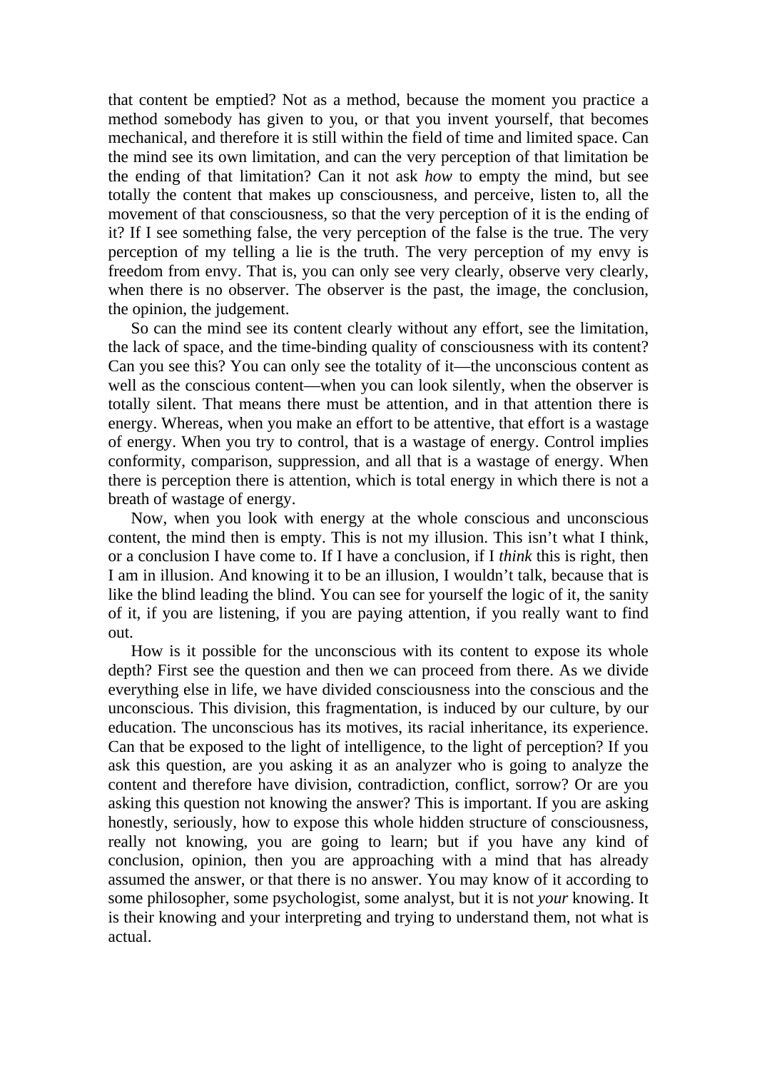that content be emptied? Not as a method, because the moment you practice a method somebody has given to you, or that you invent yourself, that becomes mechanical, and therefore it is still within the field of time and limited space. Can the mind see its own limitation, and can the very perception of that limitation be the ending of that limitation? Can it not ask *how* to empty the mind, but see totally the content that makes up consciousness, and perceive, listen to, all the movement of that consciousness, so that the very perception of it is the ending of it? If I see something false, the very perception of the false is the true. The very perception of my telling a lie is the truth. The very perception of my envy is freedom from envy. That is, you can only see very clearly, observe very clearly, when there is no observer. The observer is the past, the image, the conclusion, the opinion, the judgement.

So can the mind see its content clearly without any effort, see the limitation, the lack of space, and the time-binding quality of consciousness with its content? Can you see this? You can only see the totality of it—the unconscious content as well as the conscious content—when you can look silently, when the observer is totally silent. That means there must be attention, and in that attention there is energy. Whereas, when you make an effort to be attentive, that effort is a wastage of energy. When you try to control, that is a wastage of energy. Control implies conformity, comparison, suppression, and all that is a wastage of energy. When there is perception there is attention, which is total energy in which there is not a breath of wastage of energy.

Now, when you look with energy at the whole conscious and unconscious content, the mind then is empty. This is not my illusion. This isn't what I think, or a conclusion I have come to. If I have a conclusion, if I *think* this is right, then I am in illusion. And knowing it to be an illusion, I wouldn't talk, because that is like the blind leading the blind. You can see for yourself the logic of it, the sanity of it, if you are listening, if you are paying attention, if you really want to find out.

How is it possible for the unconscious with its content to expose its whole depth? First see the question and then we can proceed from there. As we divide everything else in life, we have divided consciousness into the conscious and the unconscious. This division, this fragmentation, is induced by our culture, by our education. The unconscious has its motives, its racial inheritance, its experience. Can that be exposed to the light of intelligence, to the light of perception? If you ask this question, are you asking it as an analyzer who is going to analyze the content and therefore have division, contradiction, conflict, sorrow? Or are you asking this question not knowing the answer? This is important. If you are asking honestly, seriously, how to expose this whole hidden structure of consciousness, really not knowing, you are going to learn; but if you have any kind of conclusion, opinion, then you are approaching with a mind that has already assumed the answer, or that there is no answer. You may know of it according to some philosopher, some psychologist, some analyst, but it is not *your* knowing. It is their knowing and your interpreting and trying to understand them, not what is actual.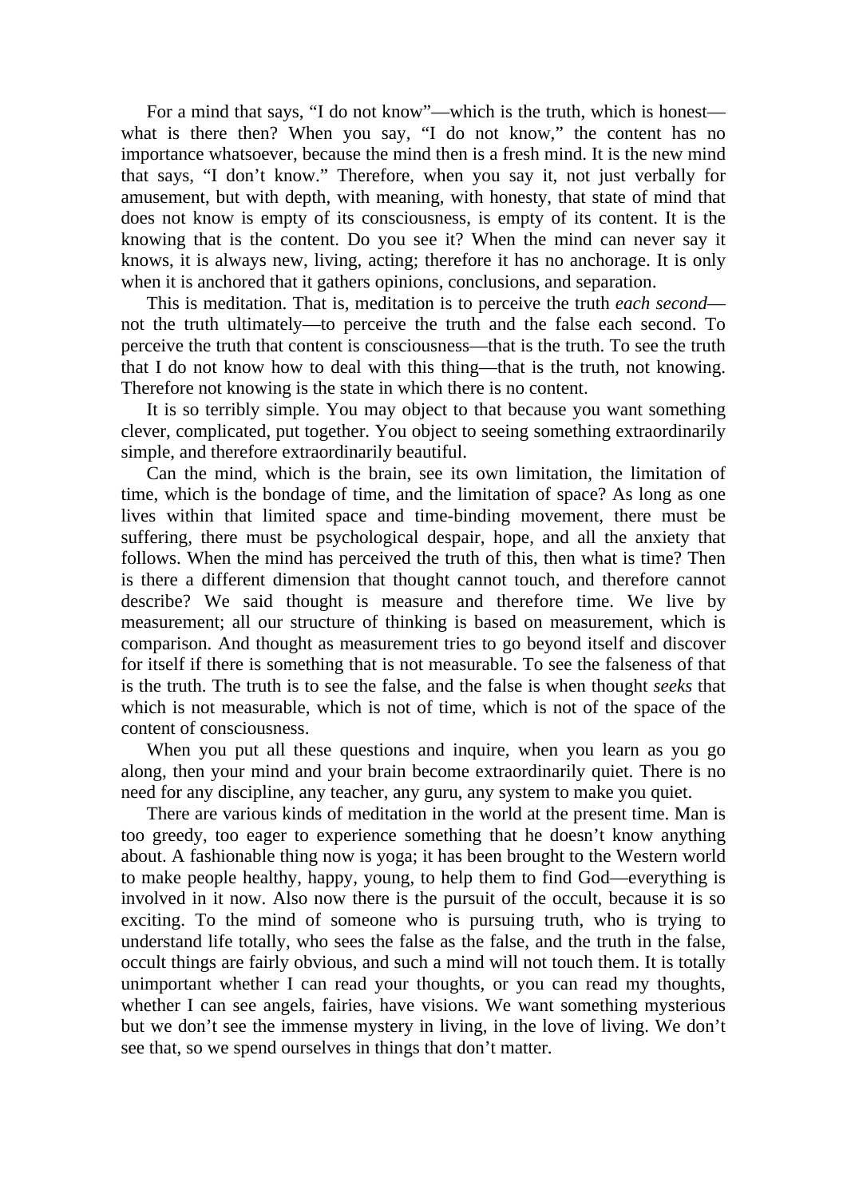For a mind that says, "I do not know"—which is the truth, which is honest—what is there then? When you say, "I do not know," the content has no importance whatsoever, because the mind then is a fresh mind. It is the new mind that says, "I don't know." Therefore, when you say it, not just verbally for amusement, but with depth, with meaning, with honesty, that state of mind that does not know is empty of its consciousness, is empty of its content. It is the knowing that is the content. Do you see it? When the mind can never say it knows, it is always new, living, acting; therefore it has no anchorage. It is only when it is anchored that it gathers opinions, conclusions, and separation.

This is meditation. That is, meditation is to perceive the truth *each second*—not the truth ultimately—to perceive the truth and the false each second. To perceive the truth that content is consciousness—that is the truth. To see the truth that I do not know how to deal with this thing—that is the truth, not knowing. Therefore not knowing is the state in which there is no content.

It is so terribly simple. You may object to that because you want something clever, complicated, put together. You object to seeing something extraordinarily simple, and therefore extraordinarily beautiful.

Can the mind, which is the brain, see its own limitation, the limitation of time, which is the bondage of time, and the limitation of space? As long as one lives within that limited space and time-binding movement, there must be suffering, there must be psychological despair, hope, and all the anxiety that follows. When the mind has perceived the truth of this, then what is time? Then is there a different dimension that thought cannot touch, and therefore cannot describe? We said thought is measure and therefore time. We live by measurement; all our structure of thinking is based on measurement, which is comparison. And thought as measurement tries to go beyond itself and discover for itself if there is something that is not measurable. To see the falseness of that is the truth. The truth is to see the false, and the false is when thought *seeks* that which is not measurable, which is not of time, which is not of the space of the content of consciousness.

When you put all these questions and inquire, when you learn as you go along, then your mind and your brain become extraordinarily quiet. There is no need for any discipline, any teacher, any guru, any system to make you quiet.

There are various kinds of meditation in the world at the present time. Man is too greedy, too eager to experience something that he doesn't know anything about. A fashionable thing now is yoga; it has been brought to the Western world to make people healthy, happy, young, to help them to find God—everything is involved in it now. Also now there is the pursuit of the occult, because it is so exciting. To the mind of someone who is pursuing truth, who is trying to understand life totally, who sees the false as the false, and the truth in the false, occult things are fairly obvious, and such a mind will not touch them. It is totally unimportant whether I can read your thoughts, or you can read my thoughts, whether I can see angels, fairies, have visions. We want something mysterious but we don't see the immense mystery in living, in the love of living. We don't see that, so we spend ourselves in things that don't matter.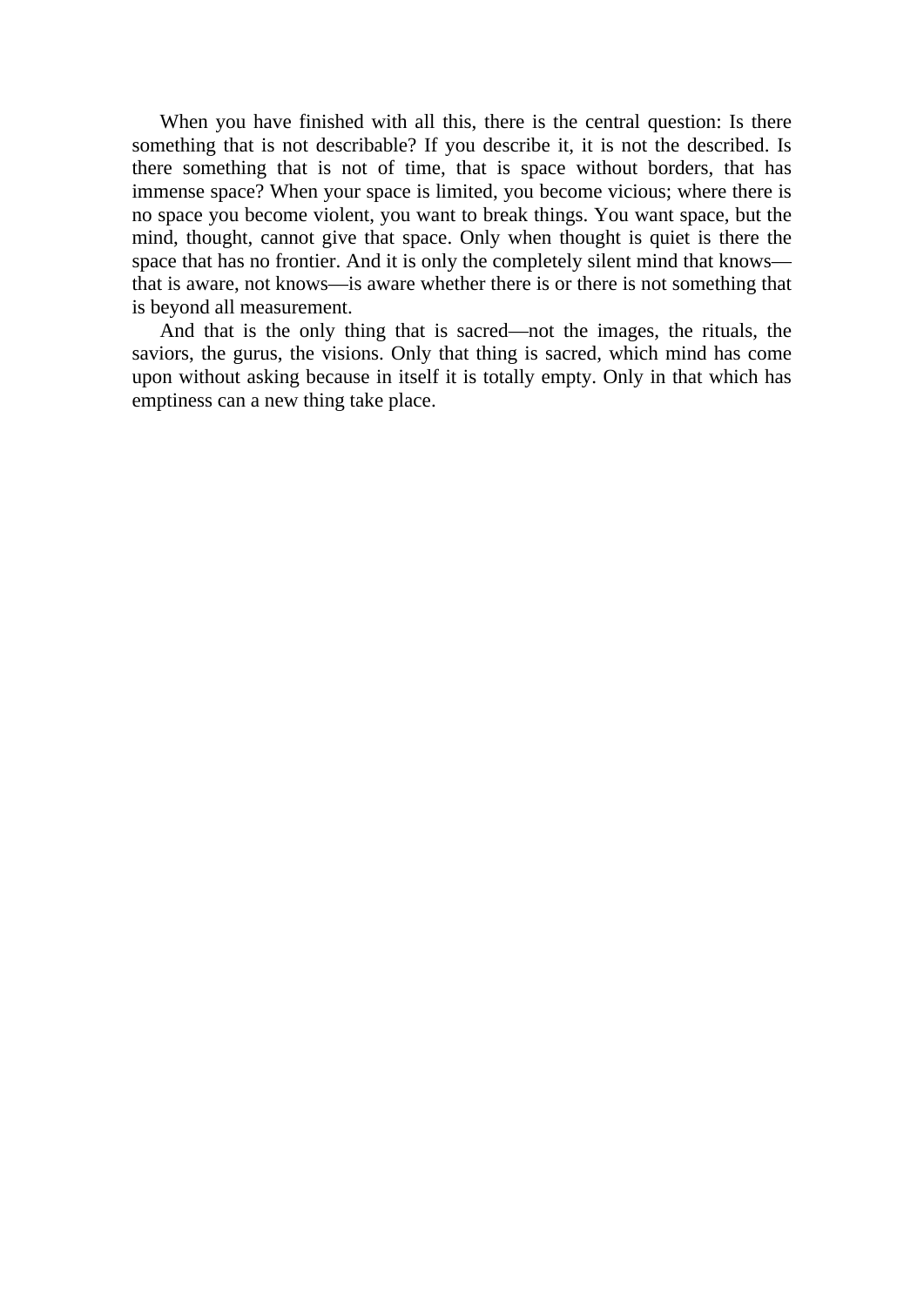When you have finished with all this, there is the central question: Is there something that is not describable? If you describe it, it is not the described. Is there something that is not of time, that is space without borders, that has immense space? When your space is limited, you become vicious; where there is no space you become violent, you want to break things. You want space, but the mind, thought, cannot give that space. Only when thought is quiet is there the space that has no frontier. And it is only the completely silent mind that knows—that is aware, not knows—is aware whether there is or there is not something that is beyond all measurement.

And that is the only thing that is sacred—not the images, the rituals, the saviors, the gurus, the visions. Only that thing is sacred, which mind has come upon without asking because in itself it is totally empty. Only in that which has emptiness can a new thing take place.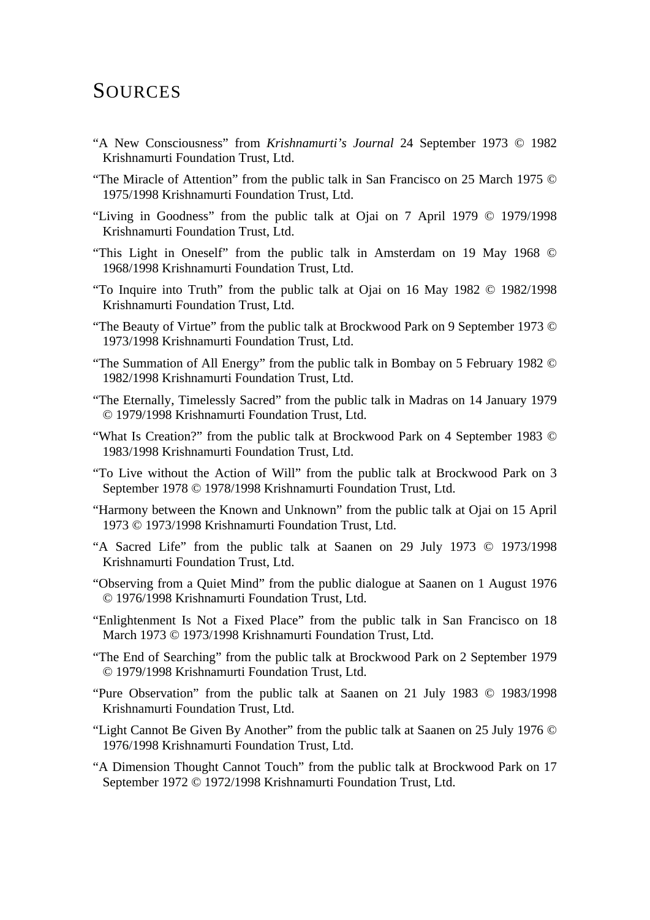# Sources

"A New Consciousness" from *Krishnamurti's Journal* 24 September 1973 © 1982 Krishnamurti Foundation Trust, Ltd.

"The Miracle of Attention" from the public talk in San Francisco on 25 March 1975 © 1975/1998 Krishnamurti Foundation Trust, Ltd.

"Living in Goodness" from the public talk at Ojai on 7 April 1979 © 1979/1998 Krishnamurti Foundation Trust, Ltd.

"This Light in Oneself" from the public talk in Amsterdam on 19 May 1968 © 1968/1998 Krishnamurti Foundation Trust, Ltd.

"To Inquire into Truth" from the public talk at Ojai on 16 May 1982 © 1982/1998 Krishnamurti Foundation Trust, Ltd.

"The Beauty of Virtue" from the public talk at Brockwood Park on 9 September 1973 © 1973/1998 Krishnamurti Foundation Trust, Ltd.

"The Summation of All Energy" from the public talk in Bombay on 5 February 1982 © 1982/1998 Krishnamurti Foundation Trust, Ltd.

"The Eternally, Timelessly Sacred" from the public talk in Madras on 14 January 1979 © 1979/1998 Krishnamurti Foundation Trust, Ltd.

"What Is Creation?" from the public talk at Brockwood Park on 4 September 1983 © 1983/1998 Krishnamurti Foundation Trust, Ltd.

"To Live without the Action of Will" from the public talk at Brockwood Park on 3 September 1978 © 1978/1998 Krishnamurti Foundation Trust, Ltd.

"Harmony between the Known and Unknown" from the public talk at Ojai on 15 April 1973 © 1973/1998 Krishnamurti Foundation Trust, Ltd.

"A Sacred Life" from the public talk at Saanen on 29 July 1973 © 1973/1998 Krishnamurti Foundation Trust, Ltd.

"Observing from a Quiet Mind" from the public dialogue at Saanen on 1 August 1976 © 1976/1998 Krishnamurti Foundation Trust, Ltd.

"Enlightenment Is Not a Fixed Place" from the public talk in San Francisco on 18 March 1973 © 1973/1998 Krishnamurti Foundation Trust, Ltd.

"The End of Searching" from the public talk at Brockwood Park on 2 September 1979 © 1979/1998 Krishnamurti Foundation Trust, Ltd.

"Pure Observation" from the public talk at Saanen on 21 July 1983 © 1983/1998 Krishnamurti Foundation Trust, Ltd.

"Light Cannot Be Given By Another" from the public talk at Saanen on 25 July 1976 © 1976/1998 Krishnamurti Foundation Trust, Ltd.

"A Dimension Thought Cannot Touch" from the public talk at Brockwood Park on 17 September 1972 © 1972/1998 Krishnamurti Foundation Trust, Ltd.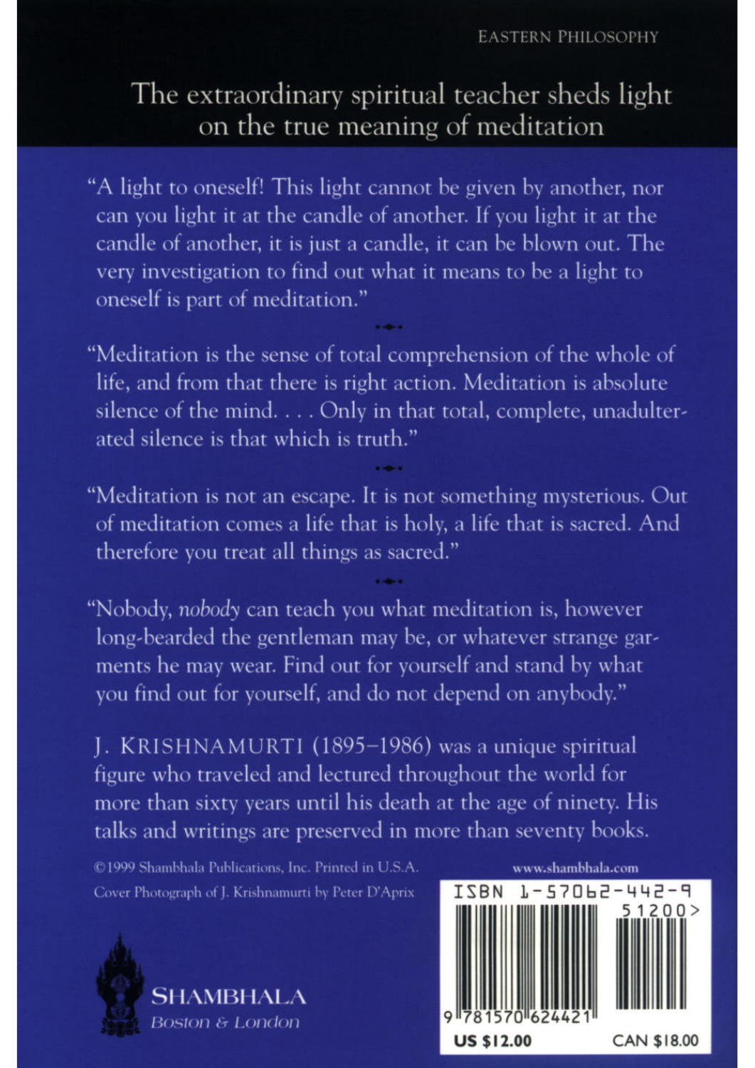EASTERN PHILOSOPHY

## The extraordinary spiritual teacher sheds light on the true meaning of meditation

"A light to oneself! This light cannot be given by another, nor can you light it at the candle of another. If you light it at the candle of another, it is just a candle, it can be blown out. The very investigation to find out what it means to be a light to oneself is part of meditation."

"Meditation is the sense of total comprehension of the whole of life, and from that there is right action. Meditation is absolute silence of the mind. . . . Only in that total, complete, unadulterated silence is that which is truth."

"Meditation is not an escape. It is not something mysterious. Out of meditation comes a life that is holy, a life that is sacred. And therefore you treat all things as sacred."

"Nobody, *nobody* can teach you what meditation is, however long-bearded the gentleman may be, or whatever strange garments he may wear. Find out for yourself and stand by what you find out for yourself, and do not depend on anybody."

J. KRISHNAMURTI (1895–1986) was a unique spiritual figure who traveled and lectured throughout the world for more than sixty years until his death at the age of ninety. His talks and writings are preserved in more than seventy books.

©1999 Shambhala Publications, Inc. Printed in U.S.A.

Cover Photograph of J. Krishnamurti by Peter D'Aprix

www.shambhala.com

SHAMBHALA
Boston & London

ISBN 1-57062-442-9

51200>

9 781570 624421

US $12.00

CAN $18.00